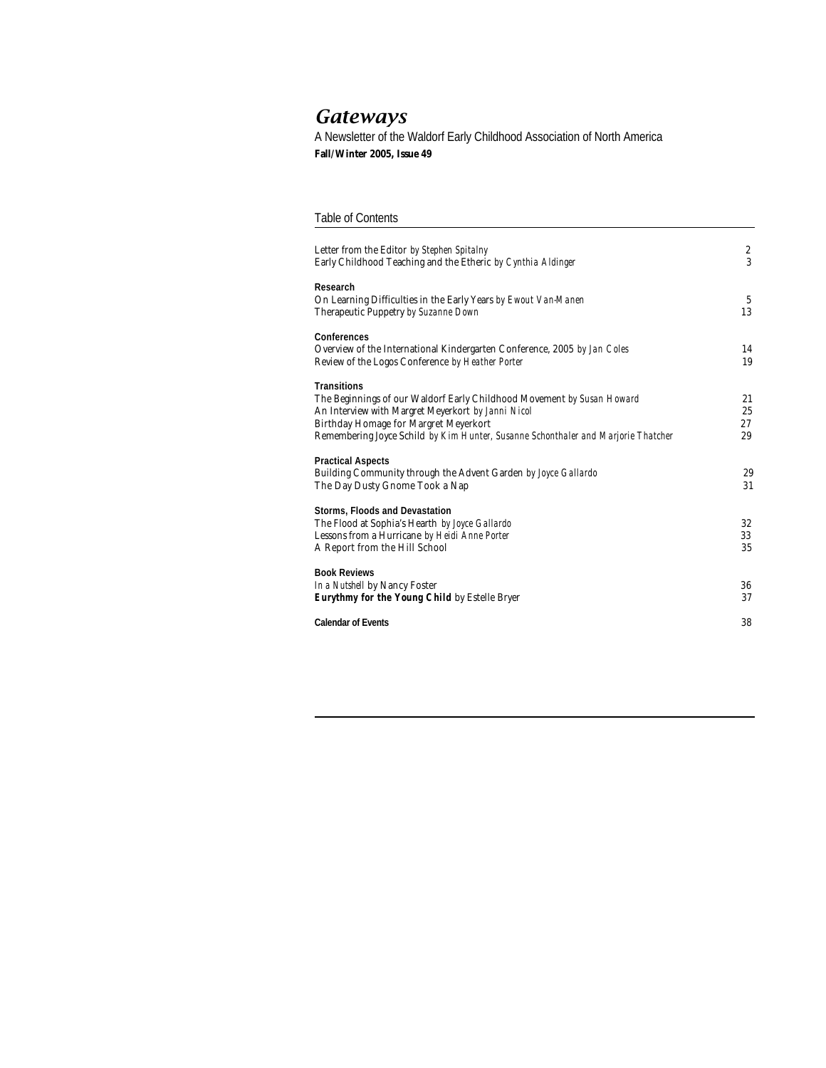# *Gateways*

A Newsletter of the Waldorf Early Childhood Association of North America

**Fall/Winter 2005, Issue 49**

## Table of Contents

| | |
|---|---|
| Letter from the Editor *by Stephen Spitalny* | 2 |
| Early Childhood Teaching and the Etheric *by Cynthia Aldinger* | 3 |
| **Research** | |
| On Learning Difficulties in the Early Years *by Ewout Van-Manen* | 5 |
| Therapeutic Puppetry *by Suzanne Down* | 13 |
| **Conferences** | |
| Overview of the International Kindergarten Conference, 2005 *by Jan Coles* | 14 |
| Review of the Logos Conference *by Heather Porter* | 19 |
| **Transitions** | |
| The Beginnings of our Waldorf Early Childhood Movement *by Susan Howard* | 21 |
| An Interview with Margret Meyerkort *by Janni Nicol* | 25 |
| Birthday Homage for Margret Meyerkort | 27 |
| Remembering Joyce Schild *by Kim Hunter, Susanne Schonthaler and Marjorie Thatcher* | 29 |
| **Practical Aspects** | |
| Building Community through the Advent Garden *by Joyce Gallardo* | 29 |
| The Day Dusty Gnome Took a Nap | 31 |
| **Storms, Floods and Devastation** | |
| The Flood at Sophia's Hearth *by Joyce Gallardo* | 32 |
| Lessons from a Hurricane *by Heidi Anne Porter* | 33 |
| A Report from the Hill School | 35 |
| **Book Reviews** | |
| *In a Nutshell* by Nancy Foster | 36 |
| ***Eurythmy for the Young Child*** by Estelle Bryer | 37 |
| **Calendar of Events** | 38 |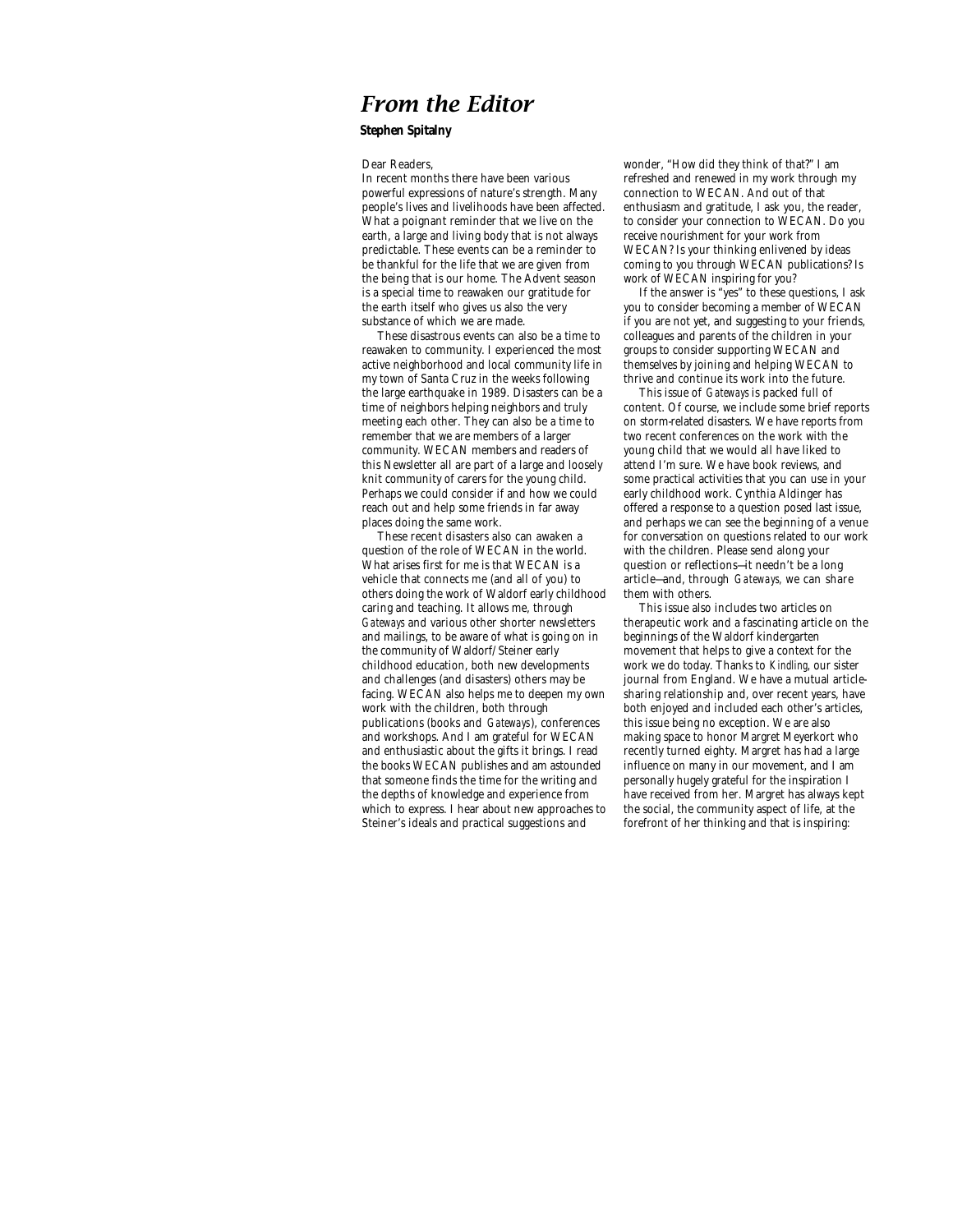# From the Editor

**Stephen Spitalny**

Dear Readers,

In recent months there have been various powerful expressions of nature's strength. Many people's lives and livelihoods have been affected. What a poignant reminder that we live on the earth, a large and living body that is not always predictable. These events can be a reminder to be thankful for the life that we are given from the being that is our home. The Advent season is a special time to reawaken our gratitude for the earth itself who gives us also the very substance of which we are made.

These disastrous events can also be a time to reawaken to community. I experienced the most active neighborhood and local community life in my town of Santa Cruz in the weeks following the large earthquake in 1989. Disasters can be a time of neighbors helping neighbors and truly meeting each other. They can also be a time to remember that we are members of a larger community. WECAN members and readers of this Newsletter all are part of a large and loosely knit community of carers for the young child. Perhaps we could consider if and how we could reach out and help some friends in far away places doing the same work.

These recent disasters also can awaken a question of the role of WECAN in the world. What arises first for me is that WECAN is a vehicle that connects me (and all of you) to others doing the work of Waldorf early childhood caring and teaching. It allows me, through *Gateways* and various other shorter newsletters and mailings, to be aware of what is going on in the community of Waldorf/Steiner early childhood education, both new developments and challenges (and disasters) others may be facing. WECAN also helps me to deepen my own work with the children, both through publications (books and *Gateways*), conferences and workshops. And I am grateful for WECAN and enthusiastic about the gifts it brings. I read the books WECAN publishes and am astounded that someone finds the time for the writing and the depths of knowledge and experience from which to express. I hear about new approaches to Steiner's ideals and practical suggestions and wonder, "How did they think of that?" I am refreshed and renewed in my work through my connection to WECAN. And out of that enthusiasm and gratitude, I ask you, the reader, to consider your connection to WECAN. Do you receive nourishment for your work from WECAN? Is your thinking enlivened by ideas coming to you through WECAN publications? Is work of WECAN inspiring for you?

If the answer is "yes" to these questions, I ask you to consider becoming a member of WECAN if you are not yet, and suggesting to your friends, colleagues and parents of the children in your groups to consider supporting WECAN and themselves by joining and helping WECAN to thrive and continue its work into the future.

This issue of *Gateways* is packed full of content. Of course, we include some brief reports on storm-related disasters. We have reports from two recent conferences on the work with the young child that we would all have liked to attend I'm sure. We have book reviews, and some practical activities that you can use in your early childhood work. Cynthia Aldinger has offered a response to a question posed last issue, and perhaps we can see the beginning of a venue for conversation on questions related to our work with the children. Please send along your question or reflections—it needn't be a long article—and, through *Gateways*, we can share them with others.

This issue also includes two articles on therapeutic work and a fascinating article on the beginnings of the Waldorf kindergarten movement that helps to give a context for the work we do today. Thanks to *Kindling*, our sister journal from England. We have a mutual article-sharing relationship and, over recent years, have both enjoyed and included each other's articles, this issue being no exception. We are also making space to honor Margret Meyerkort who recently turned eighty. Margret has had a large influence on many in our movement, and I am personally hugely grateful for the inspiration I have received from her. Margret has always kept the social, the community aspect of life, at the forefront of her thinking and that is inspiring: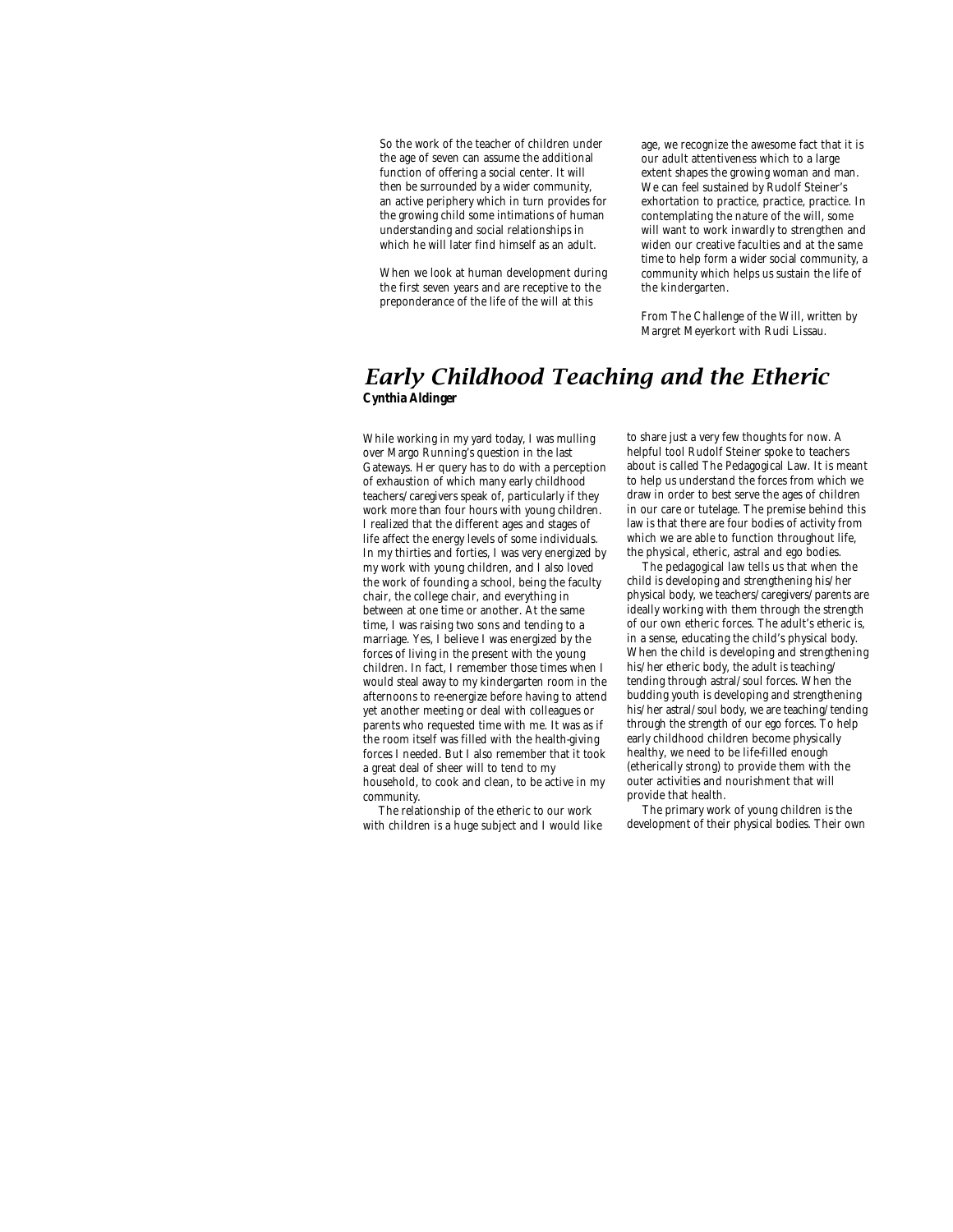So the work of the teacher of children under the age of seven can assume the additional function of offering a social center. It will then be surrounded by a wider community, an active periphery which in turn provides for the growing child some intimations of human understanding and social relationships in which he will later find himself as an adult.

When we look at human development during the first seven years and are receptive to the preponderance of the life of the will at this age, we recognize the awesome fact that it is our adult attentiveness which to a large extent shapes the growing woman and man. We can feel sustained by Rudolf Steiner's exhortation to practice, practice, practice. In contemplating the nature of the will, some will want to work inwardly to strengthen and widen our creative faculties and at the same time to help form a wider social community, a community which helps us sustain the life of the kindergarten.

From The Challenge of the Will, written by Margret Meyerkort with Rudi Lissau.

## *Early Childhood Teaching and the Etheric*

**Cynthia Aldinger**

While working in my yard today, I was mulling over Margo Running's question in the last Gateways. Her query has to do with a perception of exhaustion of which many early childhood teachers/caregivers speak of, particularly if they work more than four hours with young children. I realized that the different ages and stages of life affect the energy levels of some individuals. In my thirties and forties, I was very energized by my work with young children, and I also loved the work of founding a school, being the faculty chair, the college chair, and everything in between at one time or another. At the same time, I was raising two sons and tending to a marriage. Yes, I believe I was energized by the forces of living in the present with the young children. In fact, I remember those times when I would steal away to my kindergarten room in the afternoons to re-energize before having to attend yet another meeting or deal with colleagues or parents who requested time with me. It was as if the room itself was filled with the health-giving forces I needed. But I also remember that it took a great deal of sheer will to tend to my household, to cook and clean, to be active in my community.

The relationship of the etheric to our work with children is a huge subject and I would like to share just a very few thoughts for now. A helpful tool Rudolf Steiner spoke to teachers about is called The Pedagogical Law. It is meant to help us understand the forces from which we draw in order to best serve the ages of children in our care or tutelage. The premise behind this law is that there are four bodies of activity from which we are able to function throughout life, the physical, etheric, astral and ego bodies.

The pedagogical law tells us that when the child is developing and strengthening his/her physical body, we teachers/caregivers/parents are ideally working with them through the strength of our own etheric forces. The adult's etheric is, in a sense, educating the child's physical body. When the child is developing and strengthening his/her etheric body, the adult is teaching/tending through astral/soul forces. When the budding youth is developing and strengthening his/her astral/soul body, we are teaching/tending through the strength of our ego forces. To help early childhood children become physically healthy, we need to be life-filled enough (etherically strong) to provide them with the outer activities and nourishment that will provide that health.

The primary work of young children is the development of their physical bodies. Their own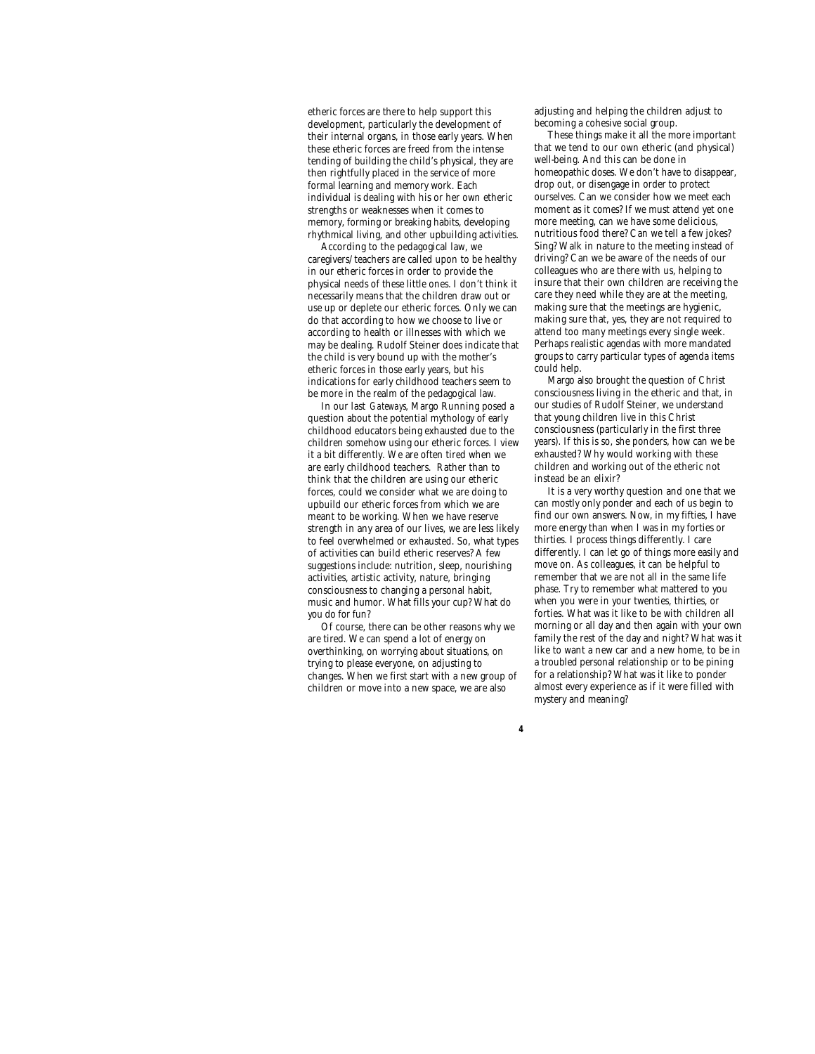etheric forces are there to help support this development, particularly the development of their internal organs, in those early years. When these etheric forces are freed from the intense tending of building the child's physical, they are then rightfully placed in the service of more formal learning and memory work. Each individual is dealing with his or her own etheric strengths or weaknesses when it comes to memory, forming or breaking habits, developing rhythmical living, and other upbuilding activities.

According to the pedagogical law, we caregivers/teachers are called upon to be healthy in our etheric forces in order to provide the physical needs of these little ones. I don't think it necessarily means that the children draw out or use up or deplete our etheric forces. Only we can do that according to how we choose to live or according to health or illnesses with which we may be dealing. Rudolf Steiner does indicate that the child is very bound up with the mother's etheric forces in those early years, but his indications for early childhood teachers seem to be more in the realm of the pedagogical law.

In our last *Gateways*, Margo Running posed a question about the potential mythology of early childhood educators being exhausted due to the children somehow using our etheric forces. I view it a bit differently. We are often tired when we are early childhood teachers. Rather than to think that the children are using our etheric forces, could we consider what we are doing to upbuild our etheric forces from which we are meant to be working. When we have reserve strength in any area of our lives, we are less likely to feel overwhelmed or exhausted. So, what types of activities can build etheric reserves? A few suggestions include: nutrition, sleep, nourishing activities, artistic activity, nature, bringing consciousness to changing a personal habit, music and humor. What fills your cup? What do you do for fun?

Of course, there can be other reasons why we are tired. We can spend a lot of energy on overthinking, on worrying about situations, on trying to please everyone, on adjusting to changes. When we first start with a new group of children or move into a new space, we are also adjusting and helping the children adjust to becoming a cohesive social group.

These things make it all the more important that we tend to our own etheric (and physical) well-being. And this can be done in homeopathic doses. We don't have to disappear, drop out, or disengage in order to protect ourselves. Can we consider how we meet each moment as it comes? If we must attend yet one more meeting, can we have some delicious, nutritious food there? Can we tell a few jokes? Sing? Walk in nature to the meeting instead of driving? Can we be aware of the needs of our colleagues who are there with us, helping to insure that their own children are receiving the care they need while they are at the meeting, making sure that the meetings are hygienic, making sure that, yes, they are not required to attend too many meetings every single week. Perhaps realistic agendas with more mandated groups to carry particular types of agenda items could help.

Margo also brought the question of Christ consciousness living in the etheric and that, in our studies of Rudolf Steiner, we understand that young children live in this Christ consciousness (particularly in the first three years). If this is so, she ponders, how can we be exhausted? Why would working with these children and working out of the etheric not instead be an elixir?

It is a very worthy question and one that we can mostly only ponder and each of us begin to find our own answers. Now, in my fifties, I have more energy than when I was in my forties or thirties. I process things differently. I care differently. I can let go of things more easily and move on. As colleagues, it can be helpful to remember that we are not all in the same life phase. Try to remember what mattered to you when you were in your twenties, thirties, or forties. What was it like to be with children all morning or all day and then again with your own family the rest of the day and night? What was it like to want a new car and a new home, to be in a troubled personal relationship or to be pining for a relationship? What was it like to ponder almost every experience as if it were filled with mystery and meaning?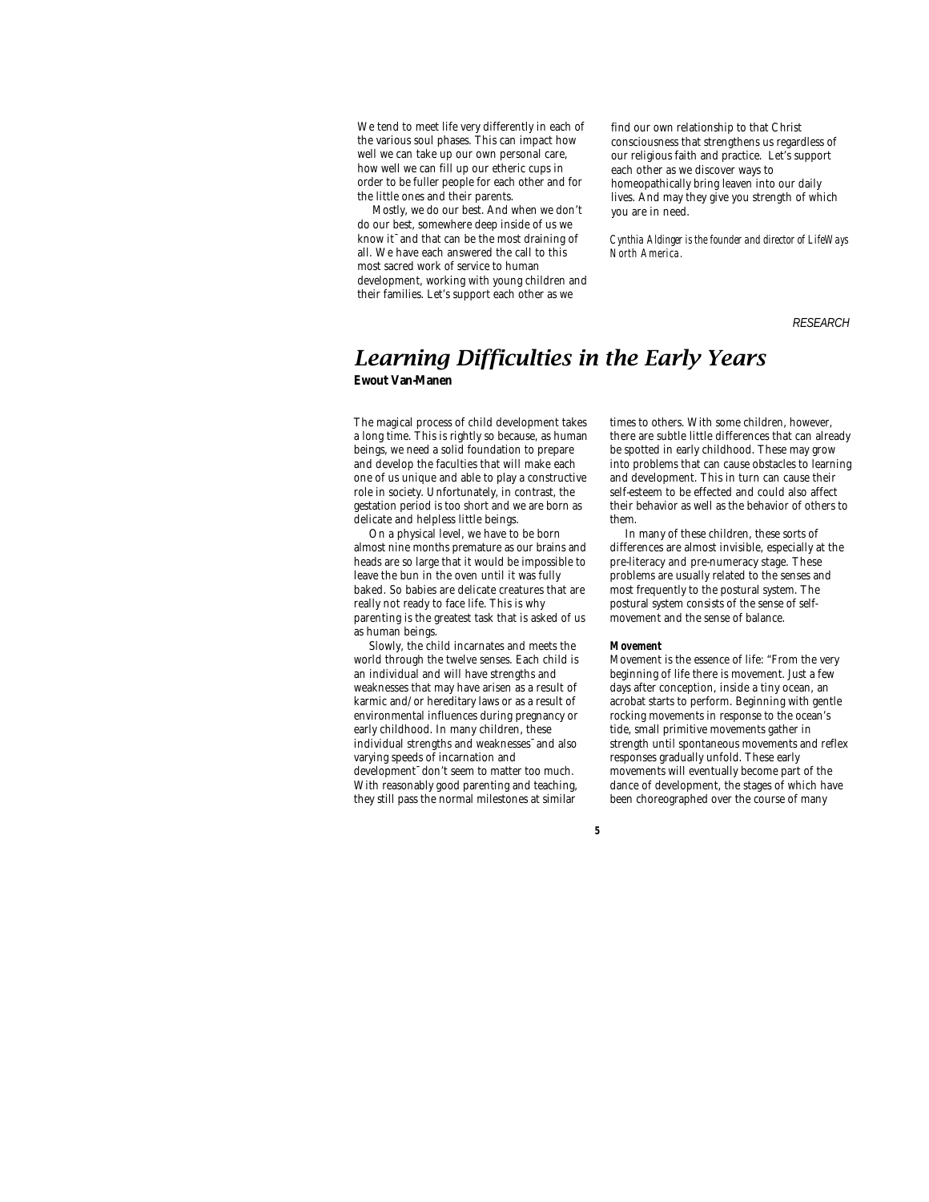We tend to meet life very differently in each of the various soul phases. This can impact how well we can take up our own personal care, how well we can fill up our etheric cups in order to be fuller people for each other and for the little ones and their parents.

Mostly, we do our best. And when we don't do our best, somewhere deep inside of us we know it¯and that can be the most draining of all. We have each answered the call to this most sacred work of service to human development, working with young children and their families. Let's support each other as we find our own relationship to that Christ consciousness that strengthens us regardless of our religious faith and practice. Let's support each other as we discover ways to homeopathically bring leaven into our daily lives. And may they give you strength of which you are in need.

*Cynthia Aldinger is the founder and director of LifeWays North America.*

RESEARCH

# *Learning Difficulties in the Early Years*

**Ewout Van-Manen**

The magical process of child development takes a long time. This is rightly so because, as human beings, we need a solid foundation to prepare and develop the faculties that will make each one of us unique and able to play a constructive role in society. Unfortunately, in contrast, the gestation period is too short and we are born as delicate and helpless little beings.

On a physical level, we have to be born almost nine months premature as our brains and heads are so large that it would be impossible to leave the bun in the oven until it was fully baked. So babies are delicate creatures that are really not ready to face life. This is why parenting is the greatest task that is asked of us as human beings.

Slowly, the child incarnates and meets the world through the twelve senses. Each child is an individual and will have strengths and weaknesses that may have arisen as a result of karmic and/or hereditary laws or as a result of environmental influences during pregnancy or early childhood. In many children, these individual strengths and weaknesses¯and also varying speeds of incarnation and development¯don't seem to matter too much. With reasonably good parenting and teaching, they still pass the normal milestones at similar times to others. With some children, however, there are subtle little differences that can already be spotted in early childhood. These may grow into problems that can cause obstacles to learning and development. This in turn can cause their self-esteem to be effected and could also affect their behavior as well as the behavior of others to them.

In many of these children, these sorts of differences are almost invisible, especially at the pre-literacy and pre-numeracy stage. These problems are usually related to the senses and most frequently to the postural system. The postural system consists of the sense of self-movement and the sense of balance.

**Movement**

Movement is the essence of life: "From the very beginning of life there is movement. Just a few days after conception, inside a tiny ocean, an acrobat starts to perform. Beginning with gentle rocking movements in response to the ocean's tide, small primitive movements gather in strength until spontaneous movements and reflex responses gradually unfold. These early movements will eventually become part of the dance of development, the stages of which have been choreographed over the course of many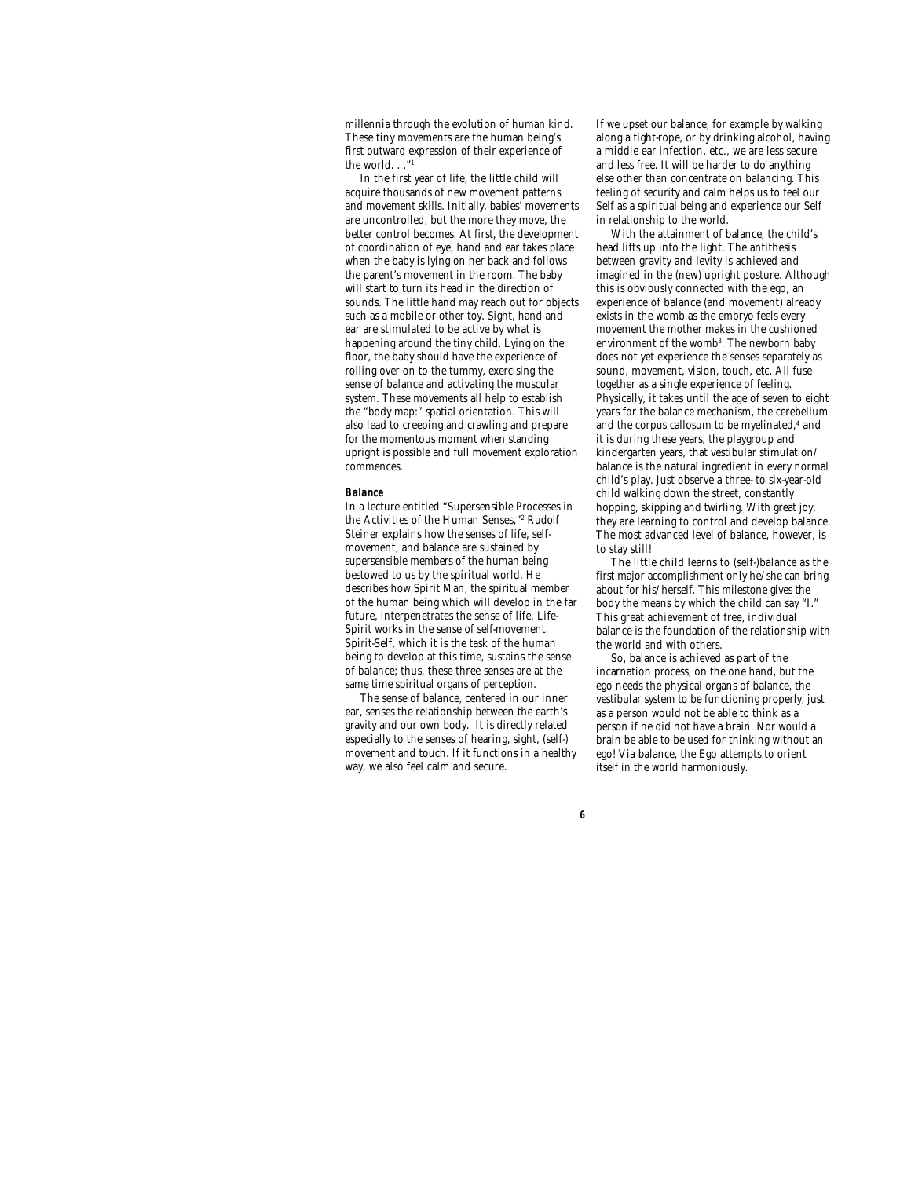millennia through the evolution of human kind. These tiny movements are the human being's first outward expression of their experience of the world. . ."[1]

In the first year of life, the little child will acquire thousands of new movement patterns and movement skills. Initially, babies' movements are uncontrolled, but the more they move, the better control becomes. At first, the development of coordination of eye, hand and ear takes place when the baby is lying on her back and follows the parent's movement in the room. The baby will start to turn its head in the direction of sounds. The little hand may reach out for objects such as a mobile or other toy. Sight, hand and ear are stimulated to be active by what is happening around the tiny child. Lying on the floor, the baby should have the experience of rolling over on to the tummy, exercising the sense of balance and activating the muscular system. These movements all help to establish the "body map:" spatial orientation. This will also lead to creeping and crawling and prepare for the momentous moment when standing upright is possible and full movement exploration commences.

**Balance**

In a lecture entitled "Supersensible Processes in the Activities of the Human Senses,"[2] Rudolf Steiner explains how the senses of life, self-movement, and balance are sustained by supersensible members of the human being bestowed to us by the spiritual world. He describes how Spirit Man, the spiritual member of the human being which will develop in the far future, interpenetrates the sense of life. Life-Spirit works in the sense of self-movement. Spirit-Self, which it is the task of the human being to develop at this time, sustains the sense of balance; thus, these three senses are at the same time spiritual organs of perception.

The sense of balance, centered in our inner ear, senses the relationship between the earth's gravity and our own body. It is directly related especially to the senses of hearing, sight, (self-) movement and touch. If it functions in a healthy way, we also feel calm and secure.

If we upset our balance, for example by walking along a tight-rope, or by drinking alcohol, having a middle ear infection, etc., we are less secure and less free. It will be harder to do anything else other than concentrate on balancing. This feeling of security and calm helps us to feel our Self as a spiritual being and experience our Self in relationship to the world.

With the attainment of balance, the child's head lifts up into the light. The antithesis between gravity and levity is achieved and imagined in the (new) upright posture. Although this is obviously connected with the ego, an experience of balance (and movement) already exists in the womb as the embryo feels every movement the mother makes in the cushioned environment of the womb[3]. The newborn baby does not yet experience the senses separately as sound, movement, vision, touch, etc. All fuse together as a single experience of feeling. Physically, it takes until the age of seven to eight years for the balance mechanism, the cerebellum and the corpus callosum to be myelinated,[4] and it is during these years, the playgroup and kindergarten years, that vestibular stimulation/ balance is the natural ingredient in every normal child's play. Just observe a three- to six-year-old child walking down the street, constantly hopping, skipping and twirling. With great joy, they are learning to control and develop balance. The most advanced level of balance, however, is to stay still!

The little child learns to (self-)balance as the first major accomplishment only he/she can bring about for his/herself. This milestone gives the body the means by which the child can say "I." This great achievement of free, individual balance is the foundation of the relationship with the world and with others.

So, balance is achieved as part of the incarnation process, on the one hand, but the ego needs the physical organs of balance, the vestibular system to be functioning properly, just as a person would not be able to think as a person if he did not have a brain. Nor would a brain be able to be used for thinking without an ego! Via balance, the Ego attempts to orient itself in the world harmoniously.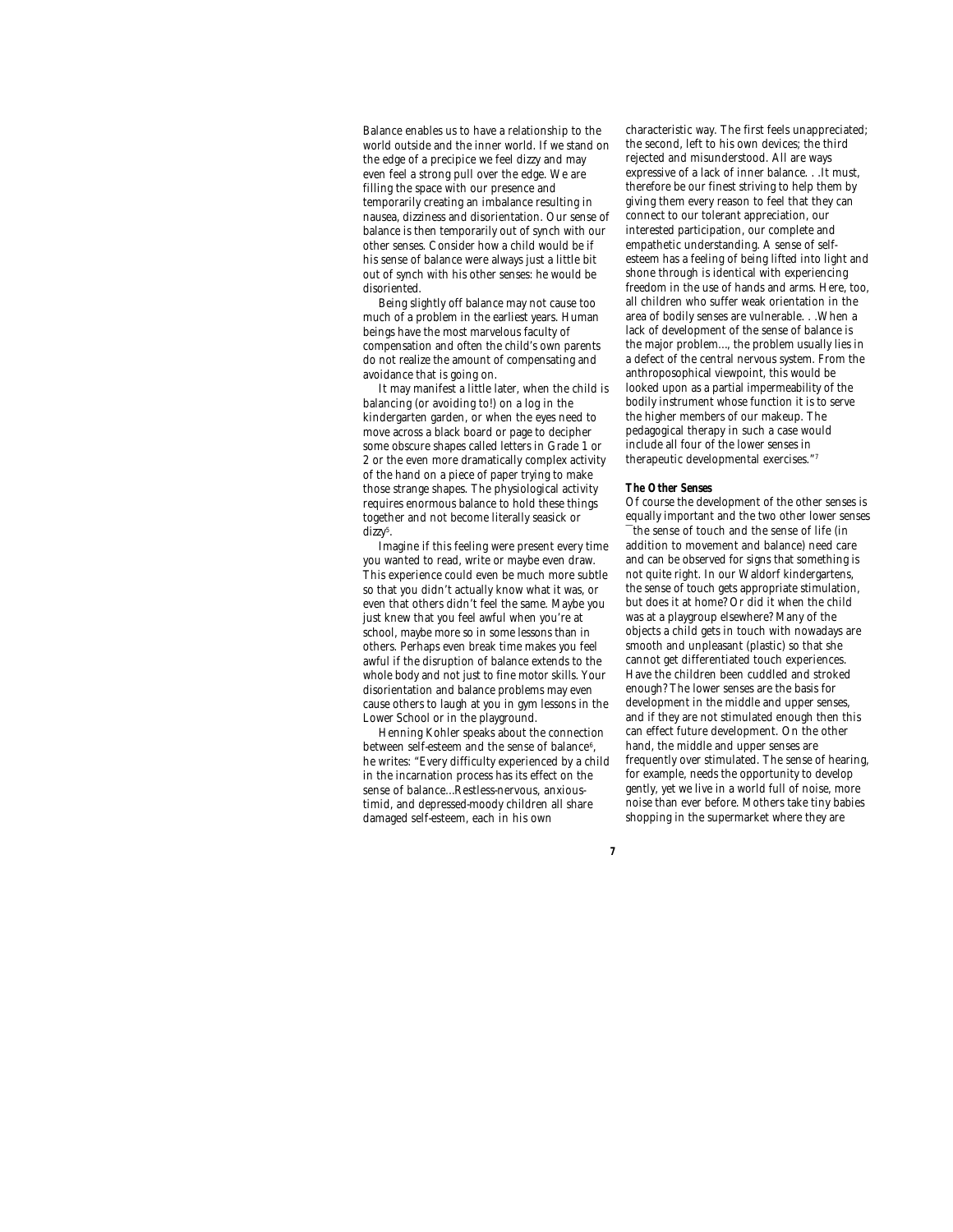Balance enables us to have a relationship to the world outside and the inner world. If we stand on the edge of a precipice we feel dizzy and may even feel a strong pull over the edge. We are filling the space with our presence and temporarily creating an imbalance resulting in nausea, dizziness and disorientation. Our sense of balance is then temporarily out of synch with our other senses. Consider how a child would be if his sense of balance were always just a little bit out of synch with his other senses: he would be disoriented.

Being slightly off balance may not cause too much of a problem in the earliest years. Human beings have the most marvelous faculty of compensation and often the child's own parents do not realize the amount of compensating and avoidance that is going on.

It may manifest a little later, when the child is balancing (or avoiding to!) on a log in the kindergarten garden, or when the eyes need to move across a black board or page to decipher some obscure shapes called letters in Grade 1 or 2 or the even more dramatically complex activity of the hand on a piece of paper trying to make those strange shapes. The physiological activity requires enormous balance to hold these things together and not become literally seasick or dizzy[5].

Imagine if this feeling were present every time you wanted to read, write or maybe even draw. This experience could even be much more subtle so that you didn't actually know what it was, or even that others didn't feel the same. Maybe you just knew that you feel awful when you're at school, maybe more so in some lessons than in others. Perhaps even break time makes you feel awful if the disruption of balance extends to the whole body and not just to fine motor skills. Your disorientation and balance problems may even cause others to laugh at you in gym lessons in the Lower School or in the playground.

Henning Kohler speaks about the connection between self-esteem and the sense of balance[6], he writes: "Every difficulty experienced by a child in the incarnation process has its effect on the sense of balance...Restless-nervous, anxious-timid, and depressed-moody children all share damaged self-esteem, each in his own characteristic way. The first feels unappreciated; the second, left to his own devices; the third rejected and misunderstood. All are ways expressive of a lack of inner balance. . .It must, therefore be our finest striving to help them by giving them every reason to feel that they can connect to our tolerant appreciation, our interested participation, our complete and empathetic understanding. A sense of self-esteem has a feeling of being lifted into light and shone through is identical with experiencing freedom in the use of hands and arms. Here, too, all children who suffer weak orientation in the area of bodily senses are vulnerable. . .When a lack of development of the sense of balance is the major problem..., the problem usually lies in a defect of the central nervous system. From the anthroposophical viewpoint, this would be looked upon as a partial impermeability of the bodily instrument whose function it is to serve the higher members of our makeup. The pedagogical therapy in such a case would include all four of the lower senses in therapeutic developmental exercises."[7]

**The Other Senses**

Of course the development of the other senses is equally important and the two other lower senses —the sense of touch and the sense of life (in addition to movement and balance) need care and can be observed for signs that something is not quite right. In our Waldorf kindergartens, the sense of touch gets appropriate stimulation, but does it at home? Or did it when the child was at a playgroup elsewhere? Many of the objects a child gets in touch with nowadays are smooth and unpleasant (plastic) so that she cannot get differentiated touch experiences. Have the children been cuddled and stroked enough? The lower senses are the basis for development in the middle and upper senses, and if they are not stimulated enough then this can effect future development. On the other hand, the middle and upper senses are frequently over stimulated. The sense of hearing, for example, needs the opportunity to develop gently, yet we live in a world full of noise, more noise than ever before. Mothers take tiny babies shopping in the supermarket where they are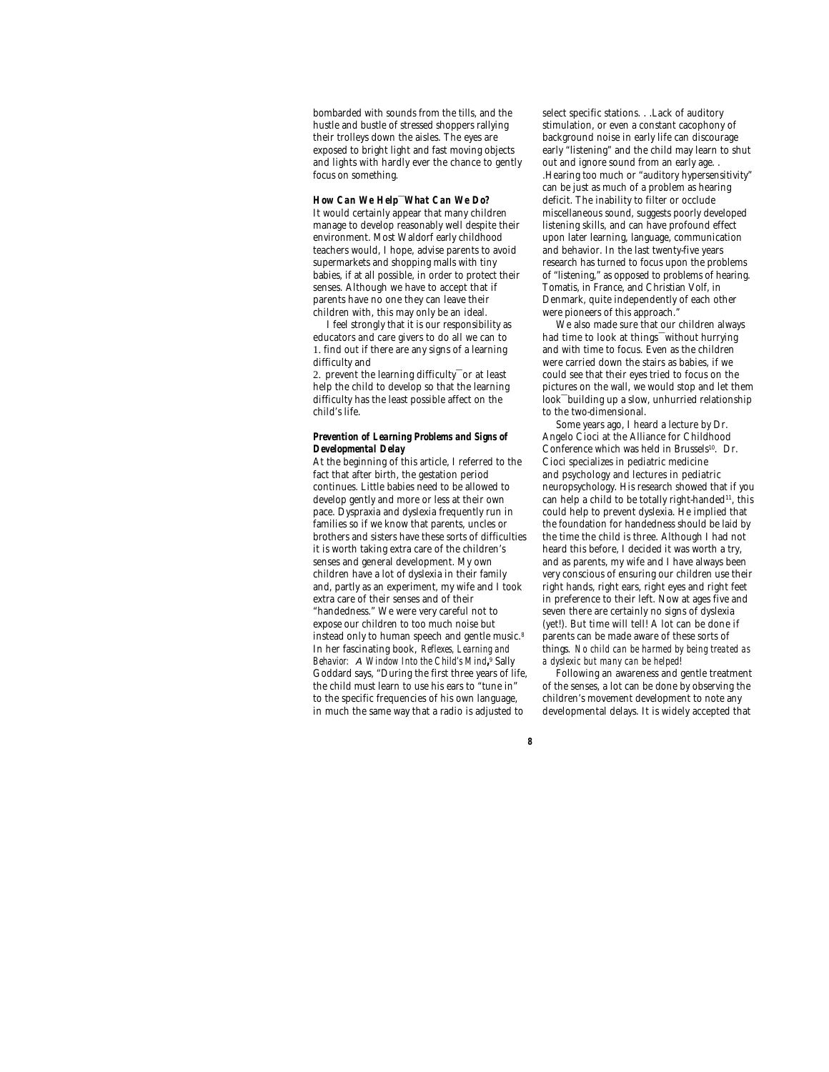bombarded with sounds from the tills, and the hustle and bustle of stressed shoppers rallying their trolleys down the aisles. The eyes are exposed to bright light and fast moving objects and lights with hardly ever the chance to gently focus on something.

### *How Can We Help—What Can We Do?*

It would certainly appear that many children manage to develop reasonably well despite their environment. Most Waldorf early childhood teachers would, I hope, advise parents to avoid supermarkets and shopping malls with tiny babies, if at all possible, in order to protect their senses. Although we have to accept that if parents have no one they can leave their children with, this may only be an ideal.

I feel strongly that it is our responsibility as educators and care givers to do all we can to

1. find out if there are any signs of a learning difficulty and
2. prevent the learning difficulty—or at least help the child to develop so that the learning difficulty has the least possible affect on the child's life.

### *Prevention of Learning Problems and Signs of Developmental Delay*

At the beginning of this article, I referred to the fact that after birth, the gestation period continues. Little babies need to be allowed to develop gently and more or less at their own pace. Dyspraxia and dyslexia frequently run in families so if we know that parents, uncles or brothers and sisters have these sorts of difficulties it is worth taking extra care of the children's senses and general development. My own children have a lot of dyslexia in their family and, partly as an experiment, my wife and I took extra care of their senses and of their "handedness." We were very careful not to expose our children to too much noise but instead only to human speech and gentle music.[8] In her fascinating book, *Reflexes, Learning and Behavior: A Window Into the Child's Mind*,[9] Sally Goddard says, "During the first three years of life, the child must learn to use his ears to "tune in" to the specific frequencies of his own language, in much the same way that a radio is adjusted to select specific stations. . .Lack of auditory stimulation, or even a constant cacophony of background noise in early life can discourage early "listening" and the child may learn to shut out and ignore sound from an early age. . .Hearing too much or "auditory hypersensitivity" can be just as much of a problem as hearing deficit. The inability to filter or occlude miscellaneous sound, suggests poorly developed listening skills, and can have profound effect upon later learning, language, communication and behavior. In the last twenty-five years research has turned to focus upon the problems of "listening," as opposed to problems of hearing. Tomatis, in France, and Christian Volf, in Denmark, quite independently of each other were pioneers of this approach."

We also made sure that our children always had time to look at things—without hurrying and with time to focus. Even as the children were carried down the stairs as babies, if we could see that their eyes tried to focus on the pictures on the wall, we would stop and let them look—building up a slow, unhurried relationship to the two-dimensional.

Some years ago, I heard a lecture by Dr. Angelo Cioci at the Alliance for Childhood Conference which was held in Brussels[10]. Dr. Cioci specializes in pediatric medicine and psychology and lectures in pediatric neuropsychology. His research showed that if you can help a child to be totally right-handed[11], this could help to prevent dyslexia. He implied that the foundation for handedness should be laid by the time the child is three. Although I had not heard this before, I decided it was worth a try, and as parents, my wife and I have always been very conscious of ensuring our children use their right hands, right ears, right eyes and right feet in preference to their left. Now at ages five and seven there are certainly no signs of dyslexia (yet!). But time will tell! A lot can be done if parents can be made aware of these sorts of things. *No child can be harmed by being treated as a dyslexic but many can be helped!*

Following an awareness and gentle treatment of the senses, a lot can be done by observing the children's movement development to note any developmental delays. It is widely accepted that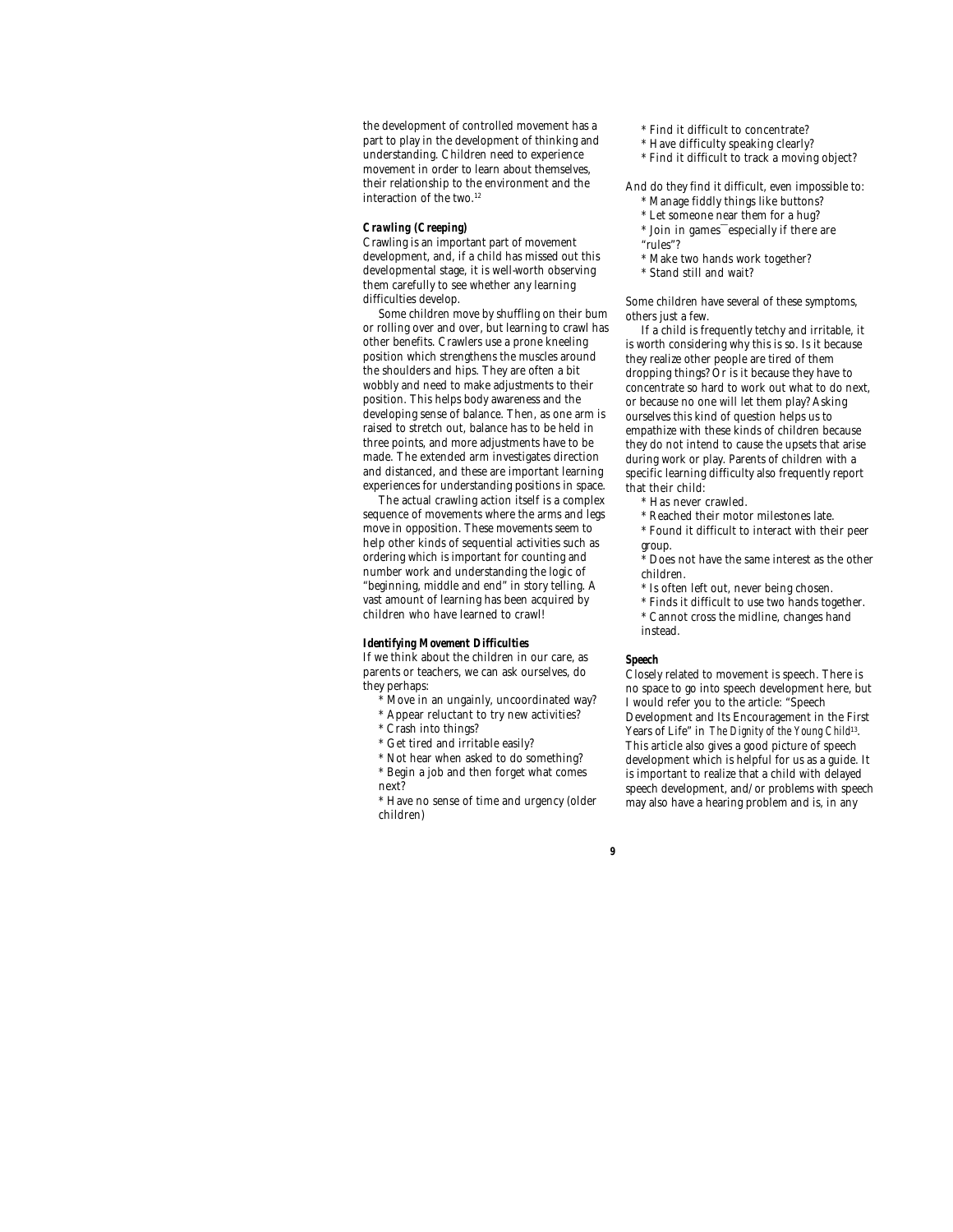the development of controlled movement has a part to play in the development of thinking and understanding. Children need to experience movement in order to learn about themselves, their relationship to the environment and the interaction of the two.[12]

**Crawling (Creeping)**

Crawling is an important part of movement development, and, if a child has missed out this developmental stage, it is well-worth observing them carefully to see whether any learning difficulties develop.

Some children move by shuffling on their bum or rolling over and over, but learning to crawl has other benefits. Crawlers use a prone kneeling position which strengthens the muscles around the shoulders and hips. They are often a bit wobbly and need to make adjustments to their position. This helps body awareness and the developing sense of balance. Then, as one arm is raised to stretch out, balance has to be held in three points, and more adjustments have to be made. The extended arm investigates direction and distanced, and these are important learning experiences for understanding positions in space.

The actual crawling action itself is a complex sequence of movements where the arms and legs move in opposition. These movements seem to help other kinds of sequential activities such as ordering which is important for counting and number work and understanding the logic of "beginning, middle and end" in story telling. A vast amount of learning has been acquired by children who have learned to crawl!

**Identifying Movement Difficulties**

If we think about the children in our care, as parents or teachers, we can ask ourselves, do they perhaps:

* Move in an ungainly, uncoordinated way?
* Appear reluctant to try new activities?
* Crash into things?
* Get tired and irritable easily?
* Not hear when asked to do something?
* Begin a job and then forget what comes next?
* Have no sense of time and urgency (older children)
* Find it difficult to concentrate?
* Have difficulty speaking clearly?
* Find it difficult to track a moving object?

And do they find it difficult, even impossible to:

* Manage fiddly things like buttons?
* Let someone near them for a hug?
* Join in games—especially if there are "rules"?
* Make two hands work together?
* Stand still and wait?

Some children have several of these symptoms, others just a few.

If a child is frequently tetchy and irritable, it is worth considering why this is so. Is it because they realize other people are tired of them dropping things? Or is it because they have to concentrate so hard to work out what to do next, or because no one will let them play? Asking ourselves this kind of question helps us to empathize with these kinds of children because they do not intend to cause the upsets that arise during work or play. Parents of children with a specific learning difficulty also frequently report that their child:

* Has never crawled.
* Reached their motor milestones late.
* Found it difficult to interact with their peer group.
* Does not have the same interest as the other children.
* Is often left out, never being chosen.
* Finds it difficult to use two hands together.
* Cannot cross the midline, changes hand instead.

**Speech**

Closely related to movement is speech. There is no space to go into speech development here, but I would refer you to the article: "Speech Development and Its Encouragement in the First Years of Life" in *The Dignity of the Young Child*[13]. This article also gives a good picture of speech development which is helpful for us as a guide. It is important to realize that a child with delayed speech development, and/or problems with speech may also have a hearing problem and is, in any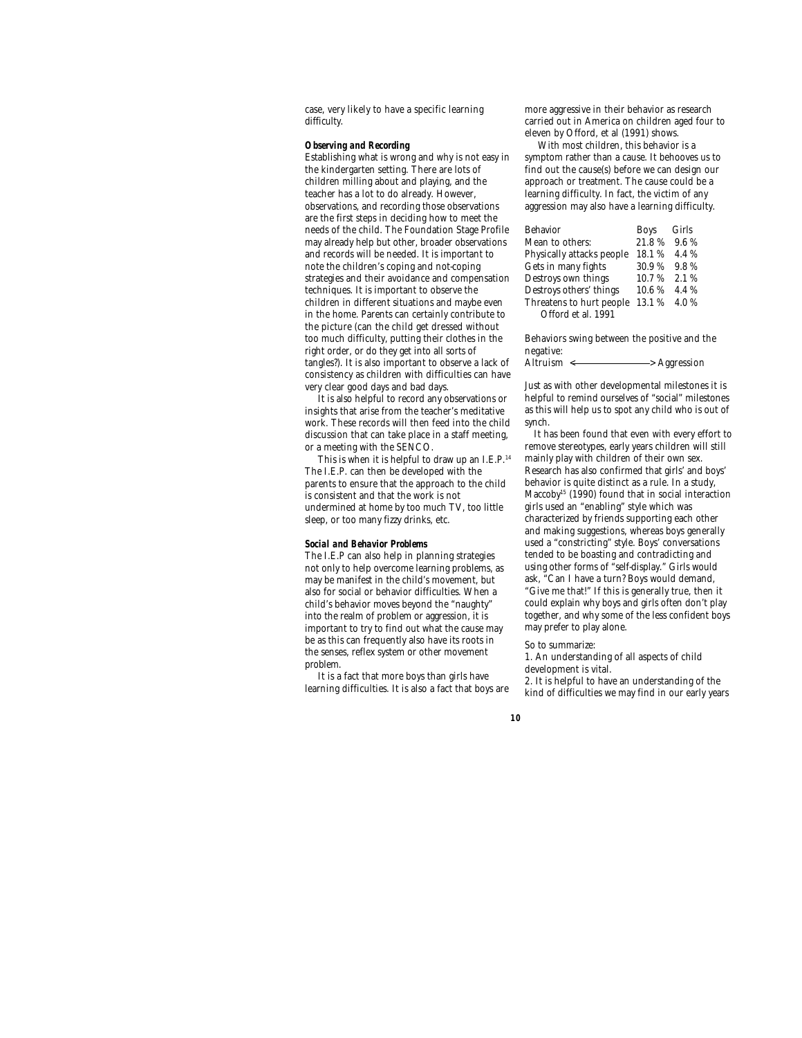case, very likely to have a specific learning difficulty.

***Observing and Recording***

Establishing what is wrong and why is not easy in the kindergarten setting. There are lots of children milling about and playing, and the teacher has a lot to do already. However, observations, and recording those observations are the first steps in deciding how to meet the needs of the child. The Foundation Stage Profile may already help but other, broader observations and records will be needed. It is important to note the children's coping and not-coping strategies and their avoidance and compensation techniques. It is important to observe the children in different situations and maybe even in the home. Parents can certainly contribute to the picture (can the child get dressed without too much difficulty, putting their clothes in the right order, or do they get into all sorts of tangles?). It is also important to observe a lack of consistency as children with difficulties can have very clear good days and bad days.

It is also helpful to record any observations or insights that arise from the teacher's meditative work. These records will then feed into the child discussion that can take place in a staff meeting, or a meeting with the SENCO.

This is when it is helpful to draw up an I.E.P.[14] The I.E.P. can then be developed with the parents to ensure that the approach to the child is consistent and that the work is not undermined at home by too much TV, too little sleep, or too many fizzy drinks, etc.

***Social and Behavior Problems***

The I.E.P can also help in planning strategies not only to help overcome learning problems, as may be manifest in the child's movement, but also for social or behavior difficulties. When a child's behavior moves beyond the "naughty" into the realm of problem or aggression, it is important to try to find out what the cause may be as this can frequently also have its roots in the senses, reflex system or other movement problem.

It is a fact that more boys than girls have learning difficulties. It is also a fact that boys are more aggressive in their behavior as research carried out in America on children aged four to eleven by Offord, et al (1991) shows.

With most children, this behavior is a symptom rather than a cause. It behooves us to find out the cause(s) before we can design our approach or treatment. The cause could be a learning difficulty. In fact, the victim of any aggression may also have a learning difficulty.

| Behavior | Boys | Girls |
|---|---|---|
| Mean to others: | 21.8 % | 9.6 % |
| Physically attacks people | 18.1 % | 4.4 % |
| Gets in many fights | 30.9 % | 9.8 % |
| Destroys own things | 10.7 % | 2.1 % |
| Destroys others' things | 10.6 % | 4.4 % |
| Threatens to hurt people | 13.1 % | 4.0 % |

Offord et al. 1991

Behaviors swing between the positive and the negative:

Altruism <————————> Aggression

Just as with other developmental milestones it is helpful to remind ourselves of "social" milestones as this will help us to spot any child who is out of synch.

It has been found that even with every effort to remove stereotypes, early years children will still mainly play with children of their own sex. Research has also confirmed that girls' and boys' behavior is quite distinct as a rule. In a study, Maccoby[15] (1990) found that in social interaction girls used an "enabling" style which was characterized by friends supporting each other and making suggestions, whereas boys generally used a "constricting" style. Boys' conversations tended to be boasting and contradicting and using other forms of "self-display." Girls would ask, "Can I have a turn? Boys would demand, "Give me that!" If this is generally true, then it could explain why boys and girls often don't play together, and why some of the less confident boys may prefer to play alone.

So to summarize:

1. An understanding of all aspects of child development is vital.
2. It is helpful to have an understanding of the kind of difficulties we may find in our early years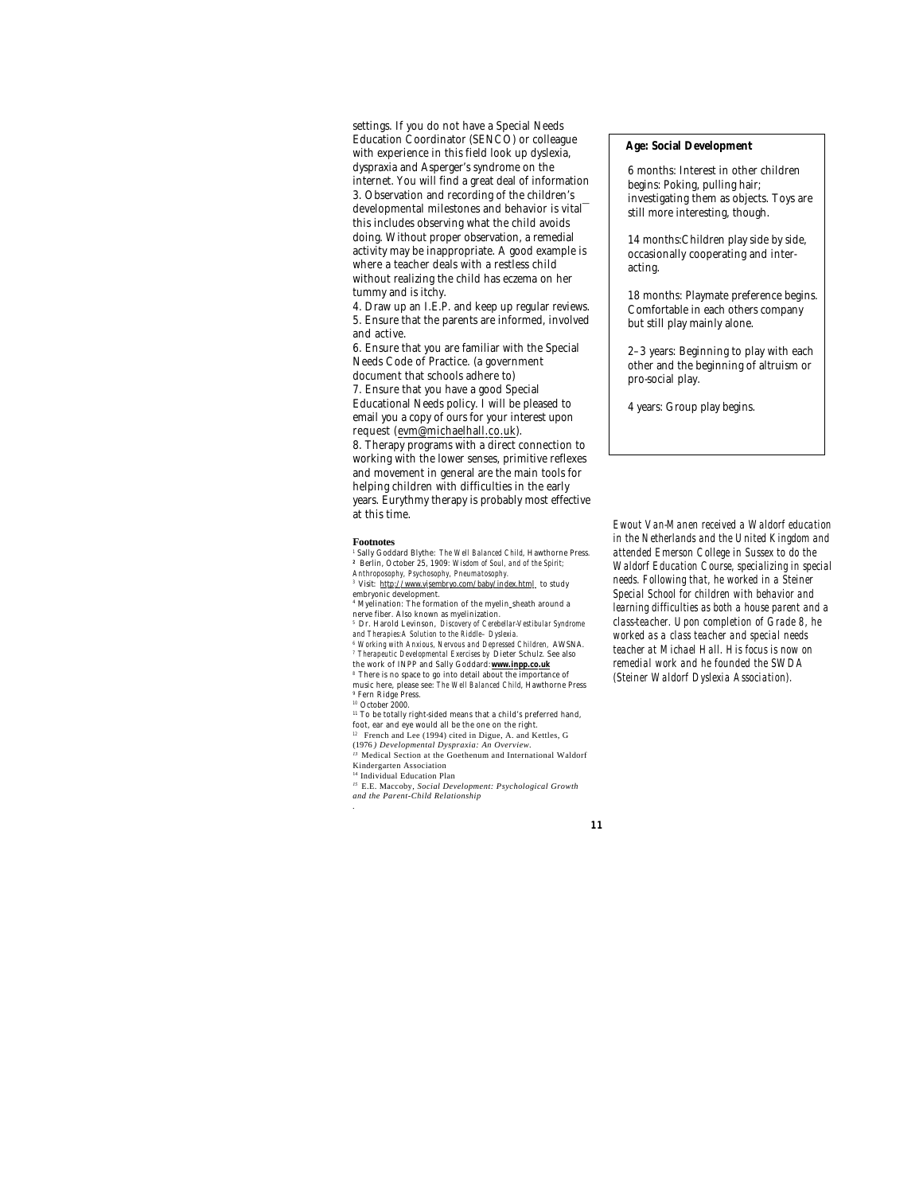settings. If you do not have a Special Needs Education Coordinator (SENCO) or colleague with experience in this field look up dyslexia, dyspraxia and Asperger's syndrome on the internet. You will find a great deal of information
3. Observation and recording of the children's developmental milestones and behavior is vital—this includes observing what the child avoids doing. Without proper observation, a remedial activity may be inappropriate. A good example is where a teacher deals with a restless child without realizing the child has eczema on her tummy and is itchy.
4. Draw up an I.E.P. and keep up regular reviews.
5. Ensure that the parents are informed, involved and active.
6. Ensure that you are familiar with the Special Needs Code of Practice. (a government document that schools adhere to)
7. Ensure that you have a good Special Educational Needs policy. I will be pleased to email you a copy of ours for your interest upon request (evm@michaelhall.co.uk).
8. Therapy programs with a direct connection to working with the lower senses, primitive reflexes and movement in general are the main tools for helping children with difficulties in the early years. Eurythmy therapy is probably most effective at this time.

**Age: Social Development**

6 months: Interest in other children begins: Poking, pulling hair; investigating them as objects. Toys are still more interesting, though.

14 months:Children play side by side, occasionally cooperating and inter-acting.

18 months: Playmate preference begins. Comfortable in each others company but still play mainly alone.

2–3 years: Beginning to play with each other and the beginning of altruism or pro-social play.

4 years: Group play begins.

*Ewout Van-Manen received a Waldorf education in the Netherlands and the United Kingdom and attended Emerson College in Sussex to do the Waldorf Education Course, specializing in special needs. Following that, he worked in a Steiner Special School for children with behavior and learning difficulties as both a house parent and a class-teacher. Upon completion of Grade 8, he worked as a class teacher and special needs teacher at Michael Hall. His focus is now on remedial work and he founded the SWDA (Steiner Waldorf Dyslexia Association).*

**Footnotes**

[1] Sally Goddard Blythe: *The Well Balanced Child*, Hawthorne Press.
[2] Berlin, October 25, 1909: *Wisdom of Soul, and of the Spirit; Anthroposophy, Psychosophy, Pneumatosophy.*
[3] Visit: http://www.visembryo.com/baby/index.html to study embryonic development.
[4] Myelination: The formation of the myelin sheath around a nerve fiber. Also known as myelinization.
[5] Dr. Harold Levinson, *Discovery of Cerebellar-Vestibular Syndrome and Therapies:A Solution to the Riddle– Dyslexia.*
[6] *Working with Anxious, Nervous and Depressed Children*, AWSNA.
[7] *Therapeutic Developmental Exercises* by Dieter Schulz. See also the work of INPP and Sally Goddard: **www.inpp.co.uk**
[8] There is no space to go into detail about the importance of music here, please see: *The Well Balanced Child*, Hawthorne Press
[9] Fern Ridge Press.
[10] October 2000.
[11] To be totally right-sided means that a child's preferred hand, foot, ear and eye would all be the one on the right.
[12] French and Lee (1994) cited in Digue, A. and Kettles, G (1976*) Developmental Dyspraxia: An Overview.*
[13] Medical Section at the Goethenum and International Waldorf Kindergarten Association
[14] Individual Education Plan
[15] E.E. Maccoby, *Social Development: Psychological Growth and the Parent-Child Relationship*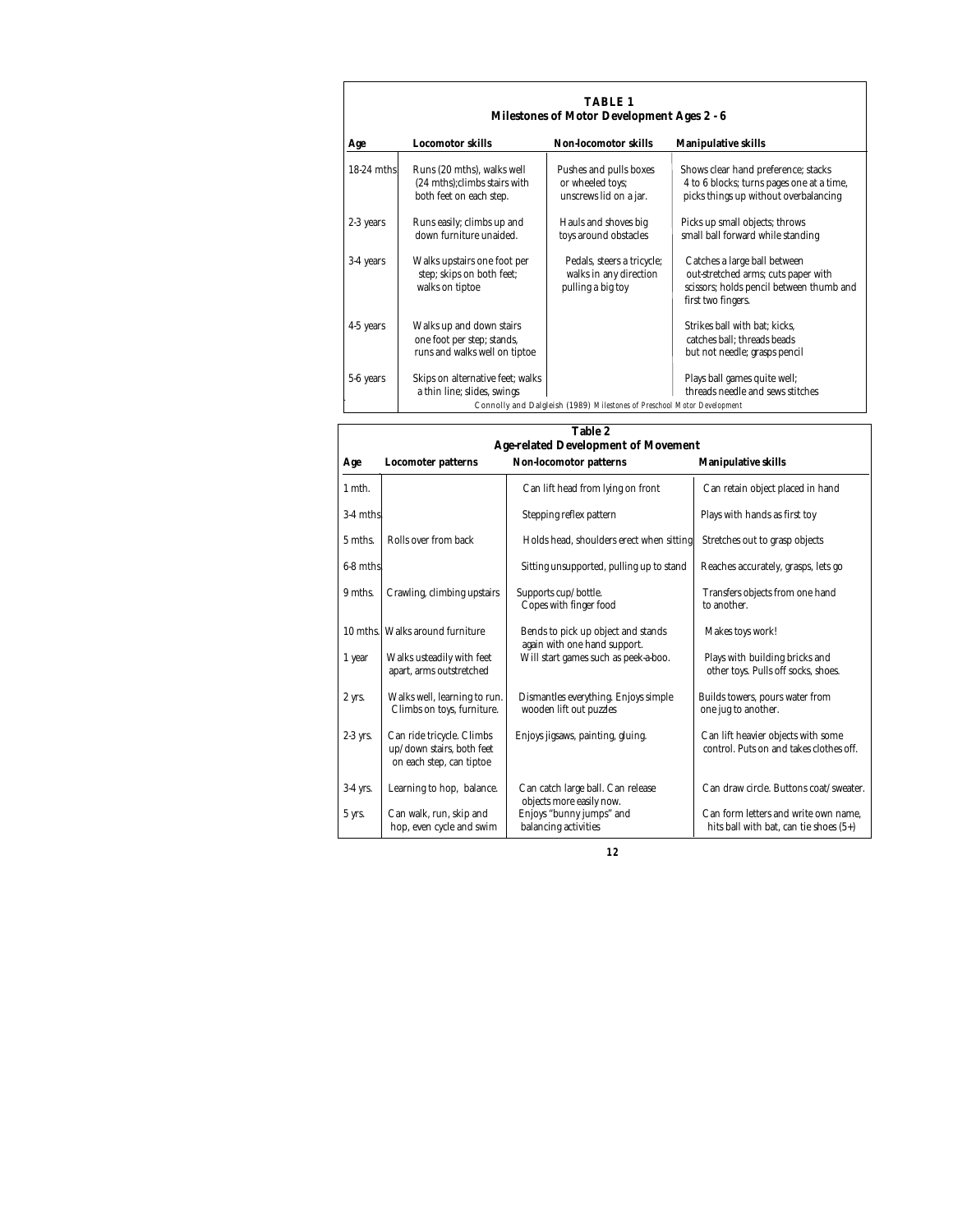**TABLE 1**
**Milestones of Motor Development Ages 2 - 6**

| Age | Locomotor skills | Non-locomotor skills | Manipulative skills |
|---|---|---|---|
| 18-24 mths | Runs (20 mths), walks well (24 mths);climbs stairs with both feet on each step. | Pushes and pulls boxes or wheeled toys; unscrews lid on a jar. | Shows clear hand preference; stacks 4 to 6 blocks; turns pages one at a time, picks things up without overbalancing |
| 2-3 years | Runs easily; climbs up and down furniture unaided. | Hauls and shoves big toys around obstacles | Picks up small objects; throws small ball forward while standing |
| 3-4 years | Walks upstairs one foot per step; skips on both feet; walks on tiptoe | Pedals, steers a tricycle; walks in any direction pulling a big toy | Catches a large ball between out-stretched arms; cuts paper with scissors; holds pencil between thumb and first two fingers. |
| 4-5 years | Walks up and down stairs one foot per step; stands, runs and walks well on tiptoe | | Strikes ball with bat; kicks, catches ball; threads beads but not needle; grasps pencil |
| 5-6 years | Skips on alternative feet; walks a thin line; slides, swings | | Plays ball games quite well; threads needle and sews stitches |

Connolly and Dalgleish (1989) Milestones of Preschool Motor Development

**Table 2**
**Age-related Development of Movement**

| Age | Locomoter patterns | Non-locomotor patterns | Manipulative skills |
|---|---|---|---|
| 1 mth. | | Can lift head from lying on front | Can retain object placed in hand |
| 3-4 mths | | Stepping reflex pattern | Plays with hands as first toy |
| 5 mths. | Rolls over from back | Holds head, shoulders erect when sitting | Stretches out to grasp objects |
| 6-8 mths | | Sitting unsupported, pulling up to stand | Reaches accurately, grasps, lets go |
| 9 mths. | Crawling, climbing upstairs | Supports cup/bottle. Copes with finger food | Transfers objects from one hand to another. |
| 10 mths. | Walks around furniture | Bends to pick up object and stands again with one hand support. | Makes toys work! |
| 1 year | Walks usteadily with feet apart, arms outstretched | Will start games such as peek-a-boo. | Plays with building bricks and other toys. Pulls off socks, shoes. |
| 2 yrs. | Walks well, learning to run. Climbs on toys, furniture. | Dismantles everything. Enjoys simple wooden lift out puzzles | Builds towers, pours water from one jug to another. |
| 2-3 yrs. | Can ride tricycle. Climbs up/down stairs, both feet on each step, can tiptoe | Enjoys jigsaws, painting, gluing. | Can lift heavier objects with some control. Puts on and takes clothes off. |
| 3-4 yrs. | Learning to hop, balance. | Can catch large ball. Can release objects more easily now. | Can draw circle. Buttons coat/sweater. |
| 5 yrs. | Can walk, run, skip and hop, even cycle and swim | Enjoys "bunny jumps" and balancing activities | Can form letters and write own name, hits ball with bat, can tie shoes (5+) |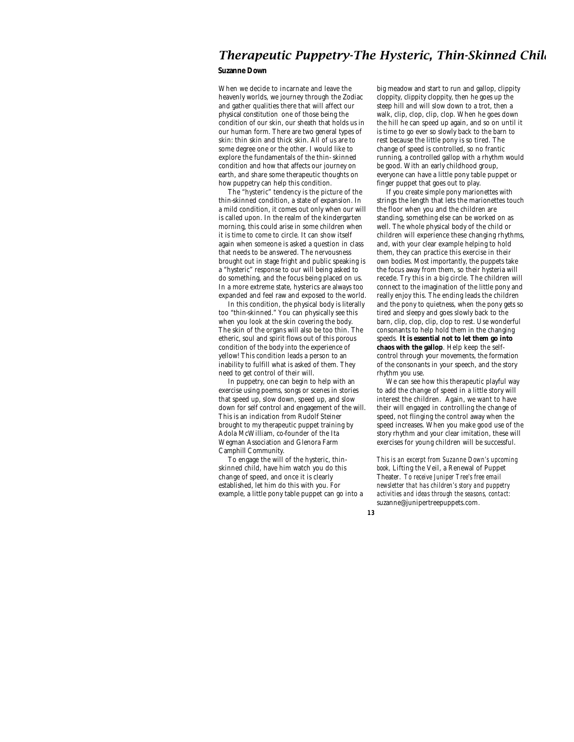# Therapeutic Puppetry-The Hysteric, Thin-Skinned Chil

**Suzanne Down**

When we decide to incarnate and leave the heavenly worlds, we journey through the Zodiac and gather qualities there that will affect our physical constitution one of those being the condition of our skin, our sheath that holds us in our human form. There are two general types of skin: thin skin and thick skin. All of us are to some degree one or the other. I would like to explore the fundamentals of the thin-skinned condition and how that affects our journey on earth, and share some therapeutic thoughts on how puppetry can help this condition.

The "hysteric" tendency is the picture of the thin-skinned condition, a state of expansion. In a mild condition, it comes out only when our will is called upon. In the realm of the kindergarten morning, this could arise in some children when it is time to come to circle. It can show itself again when someone is asked a question in class that needs to be answered. The nervousness brought out in stage fright and public speaking is a "hysteric" response to our will being asked to do something, and the focus being placed on us. In a more extreme state, hysterics are always too expanded and feel raw and exposed to the world.

In this condition, the physical body is literally too "thin-skinned." You can physically see this when you look at the skin covering the body. The skin of the organs will also be too thin. The etheric, soul and spirit flows out of this porous condition of the body into the experience of yellow! This condition leads a person to an inability to fulfill what is asked of them. They need to get control of their will.

In puppetry, one can begin to help with an exercise using poems, songs or scenes in stories that speed up, slow down, speed up, and slow down for self control and engagement of the will. This is an indication from Rudolf Steiner brought to my therapeutic puppet training by Adola McWilliam, co-founder of the Ita Wegman Association and Glenora Farm Camphill Community.

To engage the will of the hysteric, thin-skinned child, have him watch you do this change of speed, and once it is clearly established, let him do this with you. For example, a little pony table puppet can go into a big meadow and start to run and gallop, clippity cloppity, clippity cloppity, then he goes up the steep hill and will slow down to a trot, then a walk, clip, clop, clip, clop. When he goes down the hill he can speed up again, and so on until it is time to go ever so slowly back to the barn to rest because the little pony is so tired. The change of speed is controlled, so no frantic running, a controlled gallop with a rhythm would be good. With an early childhood group, everyone can have a little pony table puppet or finger puppet that goes out to play.

If you create simple pony marionettes with strings the length that lets the marionettes touch the floor when you and the children are standing, something else can be worked on as well. The whole physical body of the child or children will experience these changing rhythms, and, with your clear example helping to hold them, they can practice this exercise in their own bodies. Most importantly, the puppets take the focus away from them, so their hysteria will recede. Try this in a big circle. The children will connect to the imagination of the little pony and really enjoy this. The ending leads the children and the pony to quietness, when the pony gets so tired and sleepy and goes slowly back to the barn, clip, clop, clip, clop to rest. Use wonderful consonants to help hold them in the changing speeds. **It is essential not to let them go into chaos with the gallop**. Help keep the self-control through your movements, the formation of the consonants in your speech, and the story rhythm you use.

We can see how this therapeutic playful way to add the change of speed in a little story will interest the children. Again, we want to have their will engaged in controlling the change of speed, not flinging the control away when the speed increases. When you make good use of the story rhythm and your clear imitation, these will exercises for young children will be successful.

*This is an excerpt from Suzanne Down's upcoming book,* Lifting the Veil, a Renewal of Puppet Theater. *To receive Juniper Tree's free email newsletter that has children's story and puppetry activities and ideas through the seasons, contact:* suzanne@junipertreepuppets.com.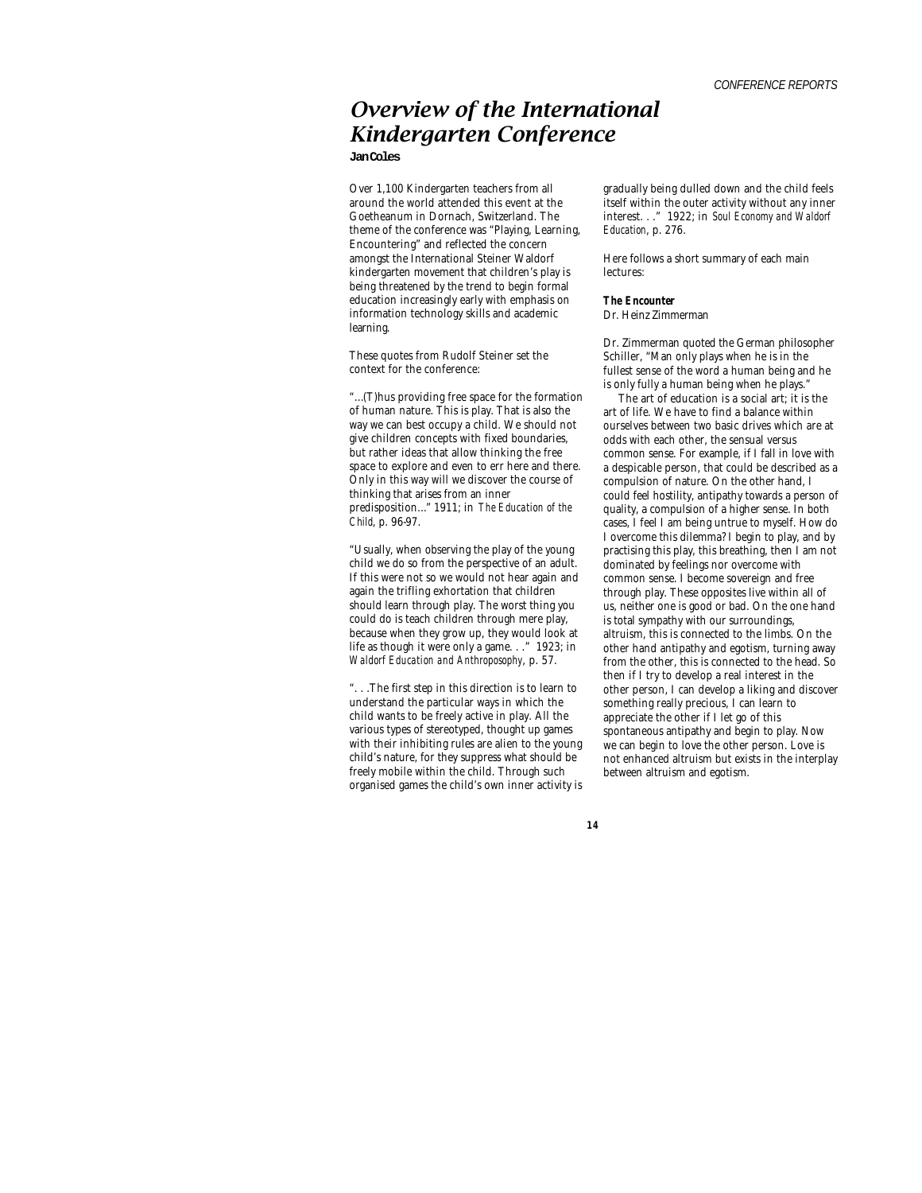# Overview of the International Kindergarten Conference

**Jan Coles**

Over 1,100 Kindergarten teachers from all around the world attended this event at the Goetheanum in Dornach, Switzerland. The theme of the conference was "Playing, Learning, Encountering" and reflected the concern amongst the International Steiner Waldorf kindergarten movement that children's play is being threatened by the trend to begin formal education increasingly early with emphasis on information technology skills and academic learning.

These quotes from Rudolf Steiner set the context for the conference:

"...(T)hus providing free space for the formation of human nature. This is play. That is also the way we can best occupy a child. We should not give children concepts with fixed boundaries, but rather ideas that allow thinking the free space to explore and even to err here and there. Only in this way will we discover the course of thinking that arises from an inner predisposition..." 1911; in *The Education of the Child*, p. 96-97.

"Usually, when observing the play of the young child we do so from the perspective of an adult. If this were not so we would not hear again and again the trifling exhortation that children should learn through play. The worst thing you could do is teach children through mere play, because when they grow up, they would look at life as though it were only a game. . ." 1923; in *Waldorf Education and Anthroposophy*, p. 57.

". . .The first step in this direction is to learn to understand the particular ways in which the child wants to be freely active in play. All the various types of stereotyped, thought up games with their inhibiting rules are alien to the young child's nature, for they suppress what should be freely mobile within the child. Through such organised games the child's own inner activity is gradually being dulled down and the child feels itself within the outer activity without any inner interest. . ." 1922; in *Soul Economy and Waldorf Education*, p. 276.

Here follows a short summary of each main lectures:

**The Encounter**
Dr. Heinz Zimmerman

Dr. Zimmerman quoted the German philosopher Schiller, "Man only plays when he is in the fullest sense of the word a human being and he is only fully a human being when he plays."

The art of education is a social art; it is the art of life. We have to find a balance within ourselves between two basic drives which are at odds with each other, the sensual versus common sense. For example, if I fall in love with a despicable person, that could be described as a compulsion of nature. On the other hand, I could feel hostility, antipathy towards a person of quality, a compulsion of a higher sense. In both cases, I feel I am being untrue to myself. How do I overcome this dilemma? I begin to play, and by practising this play, this breathing, then I am not dominated by feelings nor overcome with common sense. I become sovereign and free through play. These opposites live within all of us, neither one is good or bad. On the one hand is total sympathy with our surroundings, altruism, this is connected to the limbs. On the other hand antipathy and egotism, turning away from the other, this is connected to the head. So then if I try to develop a real interest in the other person, I can develop a liking and discover something really precious, I can learn to appreciate the other if I let go of this spontaneous antipathy and begin to play. Now we can begin to love the other person. Love is not enhanced altruism but exists in the interplay between altruism and egotism.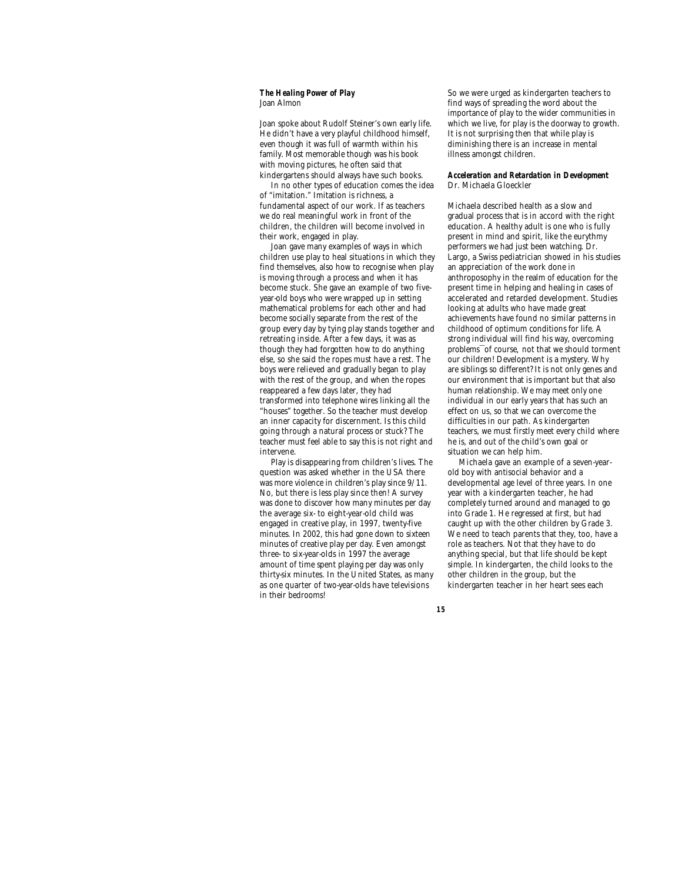***The Healing Power of Play***
Joan Almon

Joan spoke about Rudolf Steiner's own early life. He didn't have a very playful childhood himself, even though it was full of warmth within his family. Most memorable though was his book with moving pictures, he often said that kindergartens should always have such books.

In no other types of education comes the idea of "imitation." Imitation is richness, a fundamental aspect of our work. If as teachers we do real meaningful work in front of the children, the children will become involved in their work, engaged in play.

Joan gave many examples of ways in which children use play to heal situations in which they find themselves, also how to recognise when play is moving through a process and when it has become stuck. She gave an example of two five-year-old boys who were wrapped up in setting mathematical problems for each other and had become socially separate from the rest of the group every day by tying play stands together and retreating inside. After a few days, it was as though they had forgotten how to do anything else, so she said the ropes must have a rest. The boys were relieved and gradually began to play with the rest of the group, and when the ropes reappeared a few days later, they had transformed into telephone wires linking all the "houses" together. So the teacher must develop an inner capacity for discernment. Is this child going through a natural process or stuck? The teacher must feel able to say this is not right and intervene.

Play is disappearing from children's lives. The question was asked whether in the USA there was more violence in children's play since 9/11. No, but there is less play since then! A survey was done to discover how many minutes per day the average six- to eight-year-old child was engaged in creative play, in 1997, twenty-five minutes. In 2002, this had gone down to sixteen minutes of creative play per day. Even amongst three- to six-year-olds in 1997 the average amount of time spent playing per day was only thirty-six minutes. In the United States, as many as one quarter of two-year-olds have televisions in their bedrooms!

So we were urged as kindergarten teachers to find ways of spreading the word about the importance of play to the wider communities in which we live, for play is the doorway to growth. It is not surprising then that while play is diminishing there is an increase in mental illness amongst children.

***Acceleration and Retardation in Development***
Dr. Michaela Gloeckler

Michaela described health as a slow and gradual process that is in accord with the right education. A healthy adult is one who is fully present in mind and spirit, like the eurythmy performers we had just been watching. Dr. Largo, a Swiss pediatrician showed in his studies an appreciation of the work done in anthroposophy in the realm of education for the present time in helping and healing in cases of accelerated and retarded development. Studies looking at adults who have made great achievements have found no similar patterns in childhood of optimum conditions for life. A strong individual will find his way, overcoming problems—of course, not that we should torment our children! Development is a mystery. Why are siblings so different? It is not only genes and our environment that is important but that also human relationship. We may meet only one individual in our early years that has such an effect on us, so that we can overcome the difficulties in our path. As kindergarten teachers, we must firstly meet every child where he is, and out of the child's own goal or situation we can help him.

Michaela gave an example of a seven-year-old boy with antisocial behavior and a developmental age level of three years. In one year with a kindergarten teacher, he had completely turned around and managed to go into Grade 1. He regressed at first, but had caught up with the other children by Grade 3. We need to teach parents that they, too, have a role as teachers. Not that they have to do anything special, but that life should be kept simple. In kindergarten, the child looks to the other children in the group, but the kindergarten teacher in her heart sees each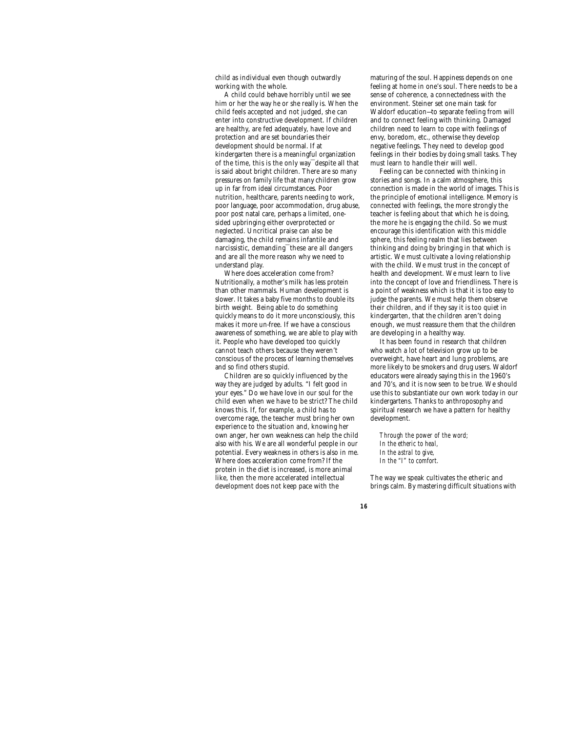child as individual even though outwardly working with the whole.

A child could behave horribly until we see him or her the way he or she really is. When the child feels accepted and not judged, she can enter into constructive development. If children are healthy, are fed adequately, have love and protection and are set boundaries their development should be normal. If at kindergarten there is a meaningful organization of the time, this is the only way—despite all that is said about bright children. There are so many pressures on family life that many children grow up in far from ideal circumstances. Poor nutrition, healthcare, parents needing to work, poor language, poor accommodation, drug abuse, poor post natal care, perhaps a limited, one-sided upbringing either overprotected or neglected. Uncritical praise can also be damaging, the child remains infantile and narcissistic, demanding—these are all dangers and are all the more reason why we need to understand play.

Where does acceleration come from? Nutritionally, a mother's milk has less protein than other mammals. Human development is slower. It takes a baby five months to double its birth weight. Being able to do something quickly means to do it more unconsciously, this makes it more un-free. If we have a conscious awareness of something, we are able to play with it. People who have developed too quickly cannot teach others because they weren't conscious of the process of learning themselves and so find others stupid.

Children are so quickly influenced by the way they are judged by adults. "I felt good in your eyes." Do we have love in our soul for the child even when we have to be strict? The child knows this. If, for example, a child has to overcome rage, the teacher must bring her own experience to the situation and, knowing her own anger, her own weakness can help the child also with his. We are all wonderful people in our potential. Every weakness in others is also in me. Where does acceleration come from? If the protein in the diet is increased, is more animal like, then the more accelerated intellectual development does not keep pace with the maturing of the soul. Happiness depends on one feeling at home in one's soul. There needs to be a sense of coherence, a connectedness with the environment. Steiner set one main task for Waldorf education—to separate feeling from will and to connect feeling with thinking. Damaged children need to learn to cope with feelings of envy, boredom, etc., otherwise they develop negative feelings. They need to develop good feelings in their bodies by doing small tasks. They must learn to handle their will well.

Feeling can be connected with thinking in stories and songs. In a calm atmosphere, this connection is made in the world of images. This is the principle of emotional intelligence. Memory is connected with feelings, the more strongly the teacher is feeling about that which he is doing, the more he is engaging the child. So we must encourage this identification with this middle sphere, this feeling realm that lies between thinking and doing by bringing in that which is artistic. We must cultivate a loving relationship with the child. We must trust in the concept of health and development. We must learn to live into the concept of love and friendliness. There is a point of weakness which is that it is too easy to judge the parents. We must help them observe their children, and if they say it is too quiet in kindergarten, that the children aren't doing enough, we must reassure them that the children are developing in a healthy way.

It has been found in research that children who watch a lot of television grow up to be overweight, have heart and lung problems, are more likely to be smokers and drug users. Waldorf educators were already saying this in the 1960's and 70's, and it is now seen to be true. We should use this to substantiate our own work today in our kindergartens. Thanks to anthroposophy and spiritual research we have a pattern for healthy development.

*Through the power of the word;*
*In the etheric to heal,*
*In the astral to give,*
*In the "I" to comfort.*

The way we speak cultivates the etheric and brings calm. By mastering difficult situations with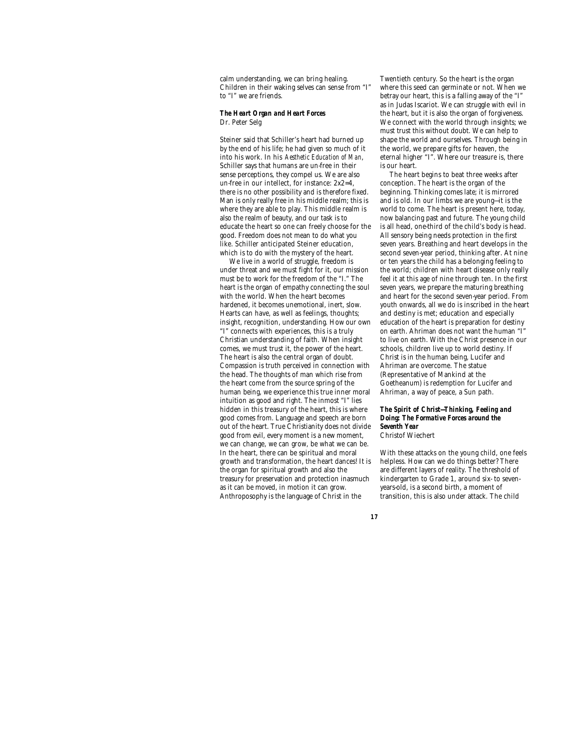calm understanding, we can bring healing. Children in their waking selves can sense from "I" to "I" we are friends.

### *The Heart Organ and Heart Forces*
Dr. Peter Selg

Steiner said that Schiller's heart had burned up by the end of his life; he had given so much of it into his work. In his *Aesthetic Education of Man*, Schiller says that humans are un-free in their sense perceptions, they compel us. We are also un-free in our intellect, for instance: 2x2=4, there is no other possibility and is therefore fixed. Man is only really free in his middle realm; this is where they are able to play. This middle realm is also the realm of beauty, and our task is to educate the heart so one can freely choose for the good. Freedom does not mean to do what you like. Schiller anticipated Steiner education, which is to do with the mystery of the heart.

We live in a world of struggle, freedom is under threat and we must fight for it, our mission must be to work for the freedom of the "I." The heart is the organ of empathy connecting the soul with the world. When the heart becomes hardened, it becomes unemotional, inert, slow. Hearts can have, as well as feelings, thoughts; insight, recognition, understanding. How our own "I" connects with experiences, this is a truly Christian understanding of faith. When insight comes, we must trust it, the power of the heart. The heart is also the central organ of doubt. Compassion is truth perceived in connection with the head. The thoughts of man which rise from the heart come from the source spring of the human being, we experience this true inner moral intuition as good and right. The inmost "I" lies hidden in this treasury of the heart, this is where good comes from. Language and speech are born out of the heart. True Christianity does not divide good from evil, every moment is a new moment, we can change, we can grow, be what we can be. In the heart, there can be spiritual and moral growth and transformation, the heart dances! It is the organ for spiritual growth and also the treasury for preservation and protection inasmuch as it can be moved, in motion it can grow. Anthroposophy is the language of Christ in the Twentieth century. So the heart is the organ where this seed can germinate or not. When we betray our heart, this is a falling away of the "I" as in Judas Iscariot. We can struggle with evil in the heart, but it is also the organ of forgiveness. We connect with the world through insights; we must trust this without doubt. We can help to shape the world and ourselves. Through being in the world, we prepare gifts for heaven, the eternal higher "I". Where our treasure is, there is our heart.

The heart begins to beat three weeks after conception. The heart is the organ of the beginning. Thinking comes late; it is mirrored and is old. In our limbs we are young—it is the world to come. The heart is present here, today, now balancing past and future. The young child is all head, one-third of the child's body is head. All sensory being needs protection in the first seven years. Breathing and heart develops in the second seven-year period, thinking after. At nine or ten years the child has a belonging feeling to the world; children with heart disease only really feel it at this age of nine through ten. In the first seven years, we prepare the maturing breathing and heart for the second seven-year period. From youth onwards, all we do is inscribed in the heart and destiny is met; education and especially education of the heart is preparation for destiny on earth. Ahriman does not want the human "I" to live on earth. With the Christ presence in our schools, children live up to world destiny. If Christ is in the human being, Lucifer and Ahriman are overcome. The statue (Representative of Mankind at the Goetheanum) is redemption for Lucifer and Ahriman, a way of peace, a Sun path.

### *The Spirit of Christ—Thinking, Feeling and Doing: The Formative Forces around the Seventh Year*
Christof Wiechert

With these attacks on the young child, one feels helpless. How can we do things better? There are different layers of reality. The threshold of kindergarten to Grade 1, around six- to seven-years-old, is a second birth, a moment of transition, this is also under attack. The child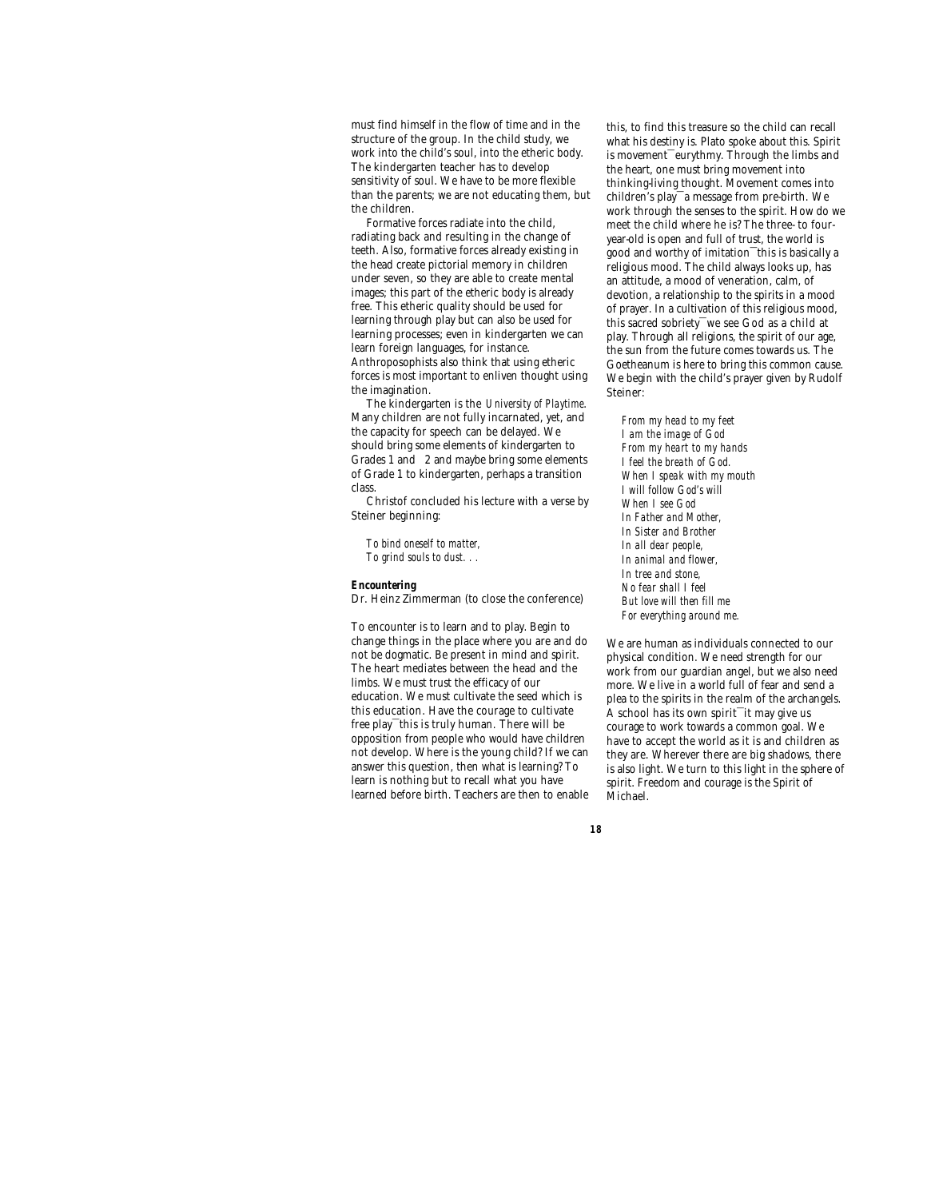must find himself in the flow of time and in the structure of the group. In the child study, we work into the child's soul, into the etheric body. The kindergarten teacher has to develop sensitivity of soul. We have to be more flexible than the parents; we are not educating them, but the children.

Formative forces radiate into the child, radiating back and resulting in the change of teeth. Also, formative forces already existing in the head create pictorial memory in children under seven, so they are able to create mental images; this part of the etheric body is already free. This etheric quality should be used for learning through play but can also be used for learning processes; even in kindergarten we can learn foreign languages, for instance. Anthroposophists also think that using etheric forces is most important to enliven thought using the imagination.

The kindergarten is the *University of Playtime*. Many children are not fully incarnated, yet, and the capacity for speech can be delayed. We should bring some elements of kindergarten to Grades 1 and 2 and maybe bring some elements of Grade 1 to kindergarten, perhaps a transition class.

Christof concluded his lecture with a verse by Steiner beginning:

*To bind oneself to matter,*
*To grind souls to dust. . .*

**Encountering**

Dr. Heinz Zimmerman (to close the conference)

To encounter is to learn and to play. Begin to change things in the place where you are and do not be dogmatic. Be present in mind and spirit. The heart mediates between the head and the limbs. We must trust the efficacy of our education. We must cultivate the seed which is this education. Have the courage to cultivate free play—this is truly human. There will be opposition from people who would have children not develop. Where is the young child? If we can answer this question, then what is learning? To learn is nothing but to recall what you have learned before birth. Teachers are then to enable this, to find this treasure so the child can recall what his destiny is. Plato spoke about this. Spirit is movement—eurythmy. Through the limbs and the heart, one must bring movement into thinking-living thought. Movement comes into children's play—a message from pre-birth. We work through the senses to the spirit. How do we meet the child where he is? The three- to four-year-old is open and full of trust, the world is good and worthy of imitation—this is basically a religious mood. The child always looks up, has an attitude, a mood of veneration, calm, of devotion, a relationship to the spirits in a mood of prayer. In a cultivation of this religious mood, this sacred sobriety—we see God as a child at play. Through all religions, the spirit of our age, the sun from the future comes towards us. The Goetheanum is here to bring this common cause. We begin with the child's prayer given by Rudolf Steiner:

*From my head to my feet*
*I am the image of God*
*From my heart to my hands*
*I feel the breath of God.*
*When I speak with my mouth*
*I will follow God's will*
*When I see God*
*In Father and Mother,*
*In Sister and Brother*
*In all dear people,*
*In animal and flower,*
*In tree and stone,*
*No fear shall I feel*
*But love will then fill me*
*For everything around me.*

We are human as individuals connected to our physical condition. We need strength for our work from our guardian angel, but we also need more. We live in a world full of fear and send a plea to the spirits in the realm of the archangels. A school has its own spirit—it may give us courage to work towards a common goal. We have to accept the world as it is and children as they are. Wherever there are big shadows, there is also light. We turn to this light in the sphere of spirit. Freedom and courage is the Spirit of Michael.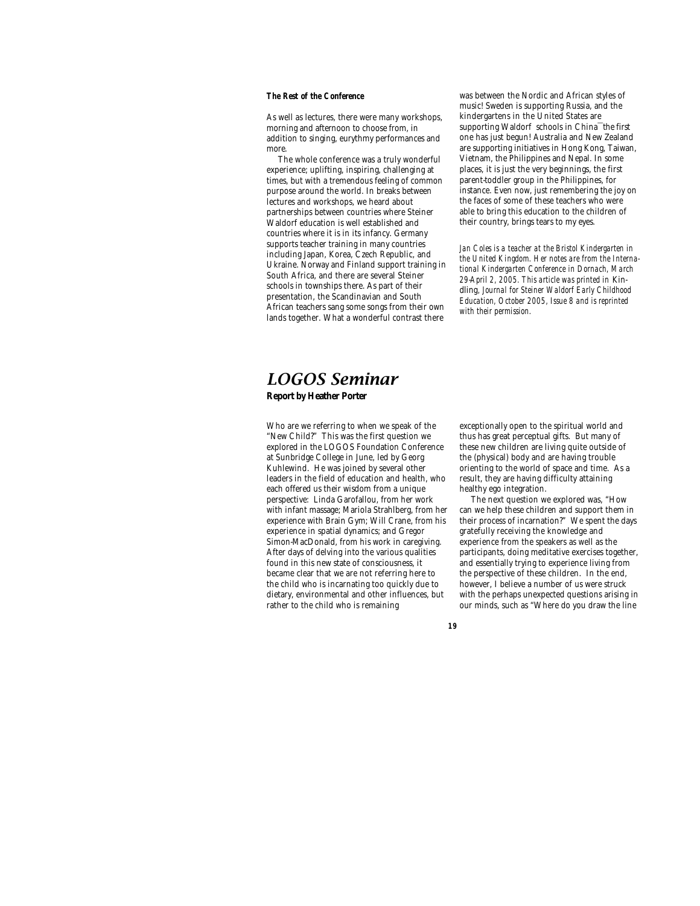#### The Rest of the Conference

As well as lectures, there were many workshops, morning and afternoon to choose from, in addition to singing, eurythmy performances and more.

The whole conference was a truly wonderful experience; uplifting, inspiring, challenging at times, but with a tremendous feeling of common purpose around the world. In breaks between lectures and workshops, we heard about partnerships between countries where Steiner Waldorf education is well established and countries where it is in its infancy. Germany supports teacher training in many countries including Japan, Korea, Czech Republic, and Ukraine. Norway and Finland support training in South Africa, and there are several Steiner schools in townships there. As part of their presentation, the Scandinavian and South African teachers sang some songs from their own lands together. What a wonderful contrast there was between the Nordic and African styles of music! Sweden is supporting Russia, and the kindergartens in the United States are supporting Waldorf schools in China¯the first one has just begun! Australia and New Zealand are supporting initiatives in Hong Kong, Taiwan, Vietnam, the Philippines and Nepal. In some places, it is just the very beginnings, the first parent-toddler group in the Philippines, for instance. Even now, just remembering the joy on the faces of some of these teachers who were able to bring this education to the children of their country, brings tears to my eyes.

*Jan Coles is a teacher at the Bristol Kindergarten in the United Kingdom. Her notes are from the International Kindergarten Conference in Dornach, March 29-April 2, 2005. This article was printed in* Kindling, *Journal for Steiner Waldorf Early Childhood Education, October 2005, Issue 8 and is reprinted with their permission.*

# *LOGOS Seminar*

**Report by Heather Porter**

Who are we referring to when we speak of the "New Child?" This was the first question we explored in the LOGOS Foundation Conference at Sunbridge College in June, led by Georg Kuhlewind. He was joined by several other leaders in the field of education and health, who each offered us their wisdom from a unique perspective: Linda Garofallou, from her work with infant massage; Mariola Strahlberg, from her experience with Brain Gym; Will Crane, from his experience in spatial dynamics; and Gregor Simon-MacDonald, from his work in caregiving. After days of delving into the various qualities found in this new state of consciousness, it became clear that we are not referring here to the child who is incarnating too quickly due to dietary, environmental and other influences, but rather to the child who is remaining exceptionally open to the spiritual world and thus has great perceptual gifts. But many of these new children are living quite outside of the (physical) body and are having trouble orienting to the world of space and time. As a result, they are having difficulty attaining healthy ego integration.

The next question we explored was, "How can we help these children and support them in their process of incarnation?" We spent the days gratefully receiving the knowledge and experience from the speakers as well as the participants, doing meditative exercises together, and essentially trying to experience living from the perspective of these children. In the end, however, I believe a number of us were struck with the perhaps unexpected questions arising in our minds, such as "Where do you draw the line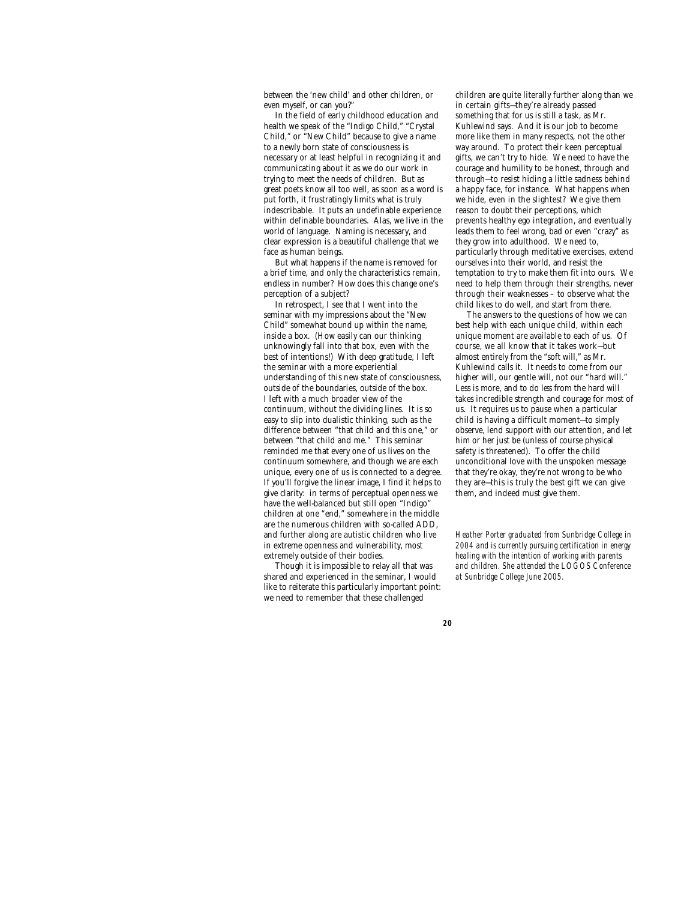between the 'new child' and other children, or even myself, or can you?"

In the field of early childhood education and health we speak of the "Indigo Child," "Crystal Child," or "New Child" because to give a name to a newly born state of consciousness is necessary or at least helpful in recognizing it and communicating about it as we do our work in trying to meet the needs of children. But as great poets know all too well, as soon as a word is put forth, it frustratingly limits what is truly indescribable. It puts an undefinable experience within definable boundaries. Alas, we live in the world of language. Naming is necessary, and clear expression is a beautiful challenge that we face as human beings.

But what happens if the name is removed for a brief time, and only the characteristics remain, endless in number? How does this change one's perception of a subject?

In retrospect, I see that I went into the seminar with my impressions about the "New Child" somewhat bound up within the name, inside a box. (How easily can our thinking unknowingly fall into that box, even with the best of intentions!) With deep gratitude, I left the seminar with a more experiential understanding of this new state of consciousness, outside of the boundaries, outside of the box. I left with a much broader view of the continuum, without the dividing lines. It is so easy to slip into dualistic thinking, such as the difference between "that child and this one," or between "that child and me." This seminar reminded me that every one of us lives on the continuum somewhere, and though we are each unique, every one of us is connected to a degree. If you'll forgive the linear image, I find it helps to give clarity: in terms of perceptual openness we have the well-balanced but still open "Indigo" children at one "end," somewhere in the middle are the numerous children with so-called ADD, and further along are autistic children who live in extreme openness and vulnerability, most extremely outside of their bodies.

Though it is impossible to relay all that was shared and experienced in the seminar, I would like to reiterate this particularly important point: we need to remember that these challenged children are quite literally further along than we in certain gifts—they're already passed something that for us is still a task, as Mr. Kuhlewind says. And it is our job to become more like them in many respects, not the other way around. To protect their keen perceptual gifts, we can't try to hide. We need to have the courage and humility to be honest, through and through—to resist hiding a little sadness behind a happy face, for instance. What happens when we hide, even in the slightest? We give them reason to doubt their perceptions, which prevents healthy ego integration, and eventually leads them to feel wrong, bad or even "crazy" as they grow into adulthood. We need to, particularly through meditative exercises, extend ourselves into their world, and resist the temptation to try to make them fit into ours. We need to help them through their strengths, never through their weaknesses – to observe what the child likes to do well, and start from there.

The answers to the questions of how we can best help with each unique child, within each unique moment are available to each of us. Of course, we all know that it takes work—but almost entirely from the "soft will," as Mr. Kuhlewind calls it. It needs to come from our higher will, our gentle will, not our "hard will." Less is more, and to do *less* from the hard will takes incredible strength and courage for most of us. It requires us to pause when a particular child is having a difficult moment—to simply observe, lend support with our attention, and let him or her just be (unless of course physical safety is threatened). To offer the child unconditional love with the unspoken message that they're okay, they're not wrong to be who they are—this is truly the best gift we can give them, and indeed must give them.

*Heather Porter graduated from Sunbridge College in 2004 and is currently pursuing certification in energy healing with the intention of working with parents and children. She attended the LOGOS Conference at Sunbridge College June 2005.*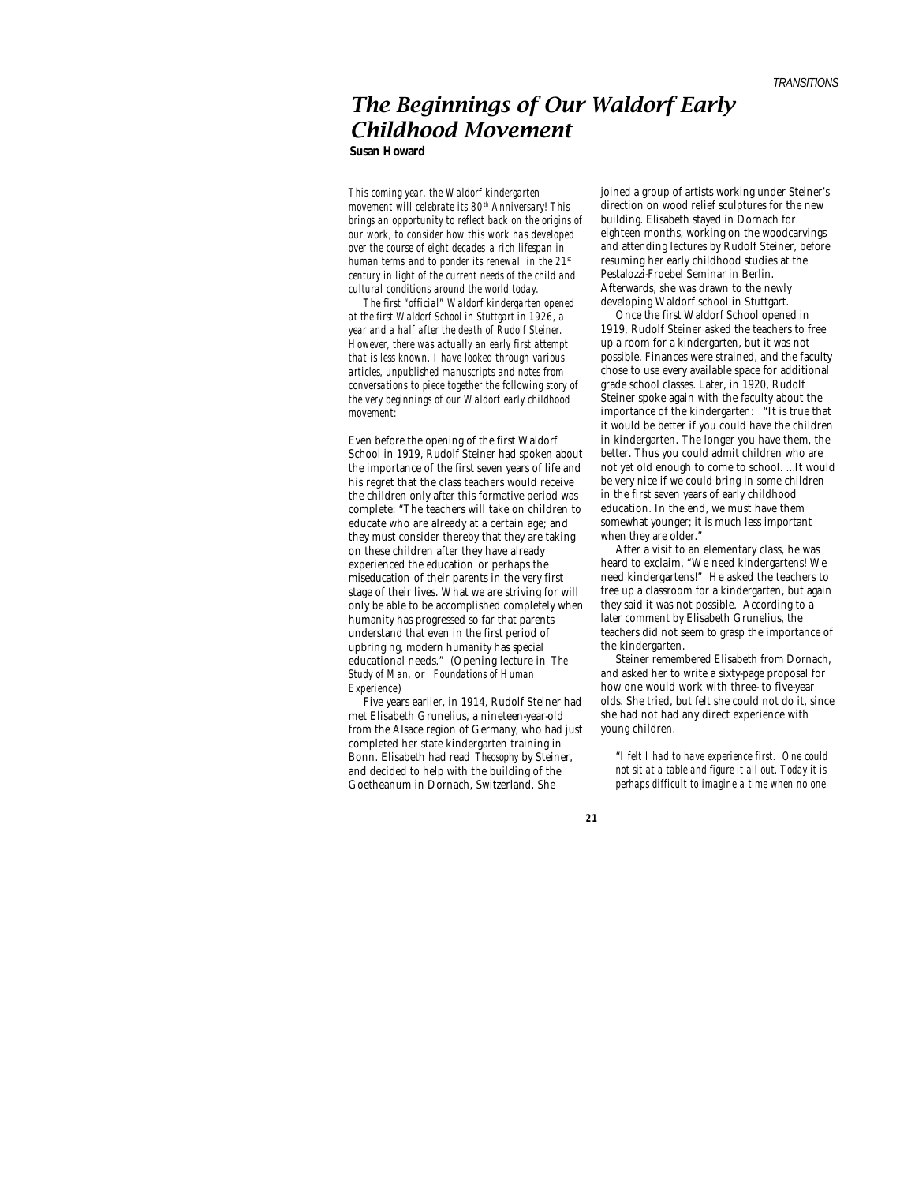# *The Beginnings of Our Waldorf Early Childhood Movement*

**Susan Howard**

*This coming year, the Waldorf kindergarten movement will celebrate its 80th Anniversary! This brings an opportunity to reflect back on the origins of our work, to consider how this work has developed over the course of eight decades a rich lifespan in human terms and to ponder its renewal in the 21st century in light of the current needs of the child and cultural conditions around the world today.*

*The first "official" Waldorf kindergarten opened at the first Waldorf School in Stuttgart in 1926, a year and a half after the death of Rudolf Steiner. However, there was actually an early first attempt that is less known. I have looked through various articles, unpublished manuscripts and notes from conversations to piece together the following story of the very beginnings of our Waldorf early childhood movement:*

Even before the opening of the first Waldorf School in 1919, Rudolf Steiner had spoken about the importance of the first seven years of life and his regret that the class teachers would receive the children only after this formative period was complete: "The teachers will take on children to educate who are already at a certain age; and they must consider thereby that they are taking on these children after they have already experienced the education or perhaps the miseducation of their parents in the very first stage of their lives. What we are striving for will only be able to be accomplished completely when humanity has progressed so far that parents understand that even in the first period of upbringing, modern humanity has special educational needs." (Opening lecture in *The Study of Man,* or *Foundations of Human Experience*)

Five years earlier, in 1914, Rudolf Steiner had met Elisabeth Grunelius, a nineteen-year-old from the Alsace region of Germany, who had just completed her state kindergarten training in Bonn. Elisabeth had read *Theosophy* by Steiner, and decided to help with the building of the Goetheanum in Dornach, Switzerland. She joined a group of artists working under Steiner's direction on wood relief sculptures for the new building. Elisabeth stayed in Dornach for eighteen months, working on the woodcarvings and attending lectures by Rudolf Steiner, before resuming her early childhood studies at the Pestalozzi-Froebel Seminar in Berlin. Afterwards, she was drawn to the newly developing Waldorf school in Stuttgart.

Once the first Waldorf School opened in 1919, Rudolf Steiner asked the teachers to free up a room for a kindergarten, but it was not possible. Finances were strained, and the faculty chose to use every available space for additional grade school classes. Later, in 1920, Rudolf Steiner spoke again with the faculty about the importance of the kindergarten: "It is true that it would be better if you could have the children in kindergarten. The longer you have them, the better. Thus you could admit children who are not yet old enough to come to school. ...It would be very nice if we could bring in some children in the first seven years of early childhood education. In the end, we must have them somewhat younger; it is much less important when they are older."

After a visit to an elementary class, he was heard to exclaim, "We need kindergartens! We need kindergartens!" He asked the teachers to free up a classroom for a kindergarten, but again they said it was not possible. According to a later comment by Elisabeth Grunelius, the teachers did not seem to grasp the importance of the kindergarten.

Steiner remembered Elisabeth from Dornach, and asked her to write a sixty-page proposal for how one would work with three- to five-year olds. She tried, but felt she could not do it, since she had not had any direct experience with young children.

> *"I felt I had to have experience first. One could not sit at a table and figure it all out. Today it is perhaps difficult to imagine a time when no one*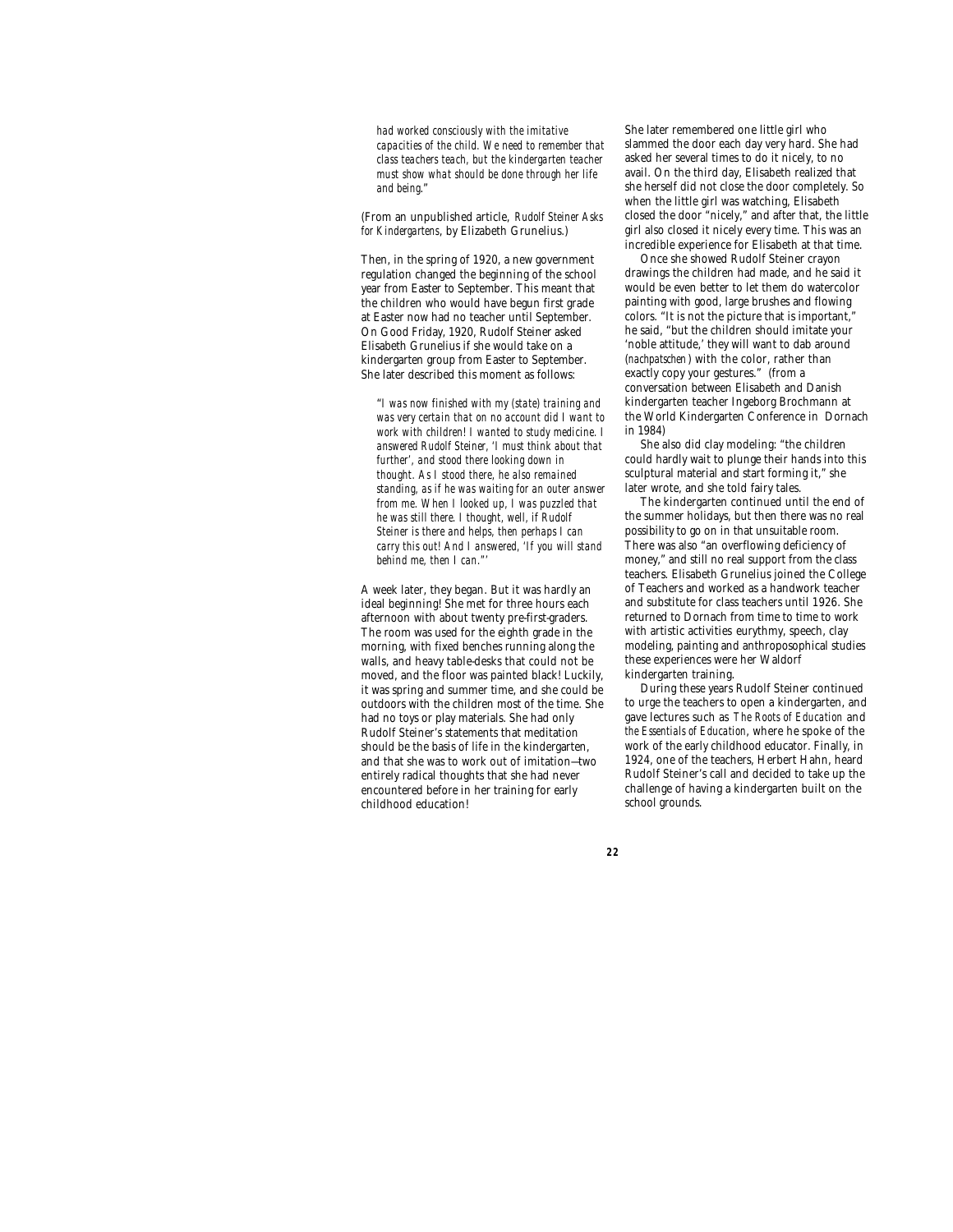*had worked consciously with the imitative capacities of the child. We need to remember that class teachers teach, but the kindergarten teacher must show what should be done through her life and being*."

(From an unpublished article, *Rudolf Steiner Asks for Kindergartens*, by Elizabeth Grunelius.)

Then, in the spring of 1920, a new government regulation changed the beginning of the school year from Easter to September. This meant that the children who would have begun first grade at Easter now had no teacher until September. On Good Friday, 1920, Rudolf Steiner asked Elisabeth Grunelius if she would take on a kindergarten group from Easter to September. She later described this moment as follows:

*"I was now finished with my (state) training and was very certain that on no account did I want to work with children! I wanted to study medicine. I answered Rudolf Steiner, 'I must think about that further', and stood there looking down in thought. As I stood there, he also remained standing, as if he was waiting for an outer answer from me. When I looked up, I was puzzled that he was still there. I thought, well, if Rudolf Steiner is there and helps, then perhaps I can carry this out! And I answered, 'If you will stand behind me, then I can."'*

A week later, they began. But it was hardly an ideal beginning! She met for three hours each afternoon with about twenty pre-first-graders. The room was used for the eighth grade in the morning, with fixed benches running along the walls, and heavy table-desks that could not be moved, and the floor was painted black! Luckily, it was spring and summer time, and she could be outdoors with the children most of the time. She had no toys or play materials. She had only Rudolf Steiner's statements that meditation should be the basis of life in the kindergarten, and that she was to work out of imitation—two entirely radical thoughts that she had never encountered before in her training for early childhood education!

She later remembered one little girl who slammed the door each day very hard. She had asked her several times to do it nicely, to no avail. On the third day, Elisabeth realized that she herself did not close the door completely. So when the little girl was watching, Elisabeth closed the door "nicely," and after that, the little girl also closed it nicely every time. This was an incredible experience for Elisabeth at that time.

Once she showed Rudolf Steiner crayon drawings the children had made, and he said it would be even better to let them do watercolor painting with good, large brushes and flowing colors. "It is not the picture that is important," he said, "but the children should imitate your 'noble attitude,' they will want to dab around (*nachpatschen*) with the color, rather than exactly copy your gestures." (from a conversation between Elisabeth and Danish kindergarten teacher Ingeborg Brochmann at the World Kindergarten Conference in Dornach in 1984)

She also did clay modeling: "the children could hardly wait to plunge their hands into this sculptural material and start forming it," she later wrote, and she told fairy tales.

The kindergarten continued until the end of the summer holidays, but then there was no real possibility to go on in that unsuitable room. There was also "an overflowing deficiency of money," and still no real support from the class teachers. Elisabeth Grunelius joined the College of Teachers and worked as a handwork teacher and substitute for class teachers until 1926. She returned to Dornach from time to time to work with artistic activities eurythmy, speech, clay modeling, painting and anthroposophical studies these experiences were her Waldorf kindergarten training.

During these years Rudolf Steiner continued to urge the teachers to open a kindergarten, and gave lectures such as *The Roots of Education* and *the Essentials of Education*, where he spoke of the work of the early childhood educator. Finally, in 1924, one of the teachers, Herbert Hahn, heard Rudolf Steiner's call and decided to take up the challenge of having a kindergarten built on the school grounds.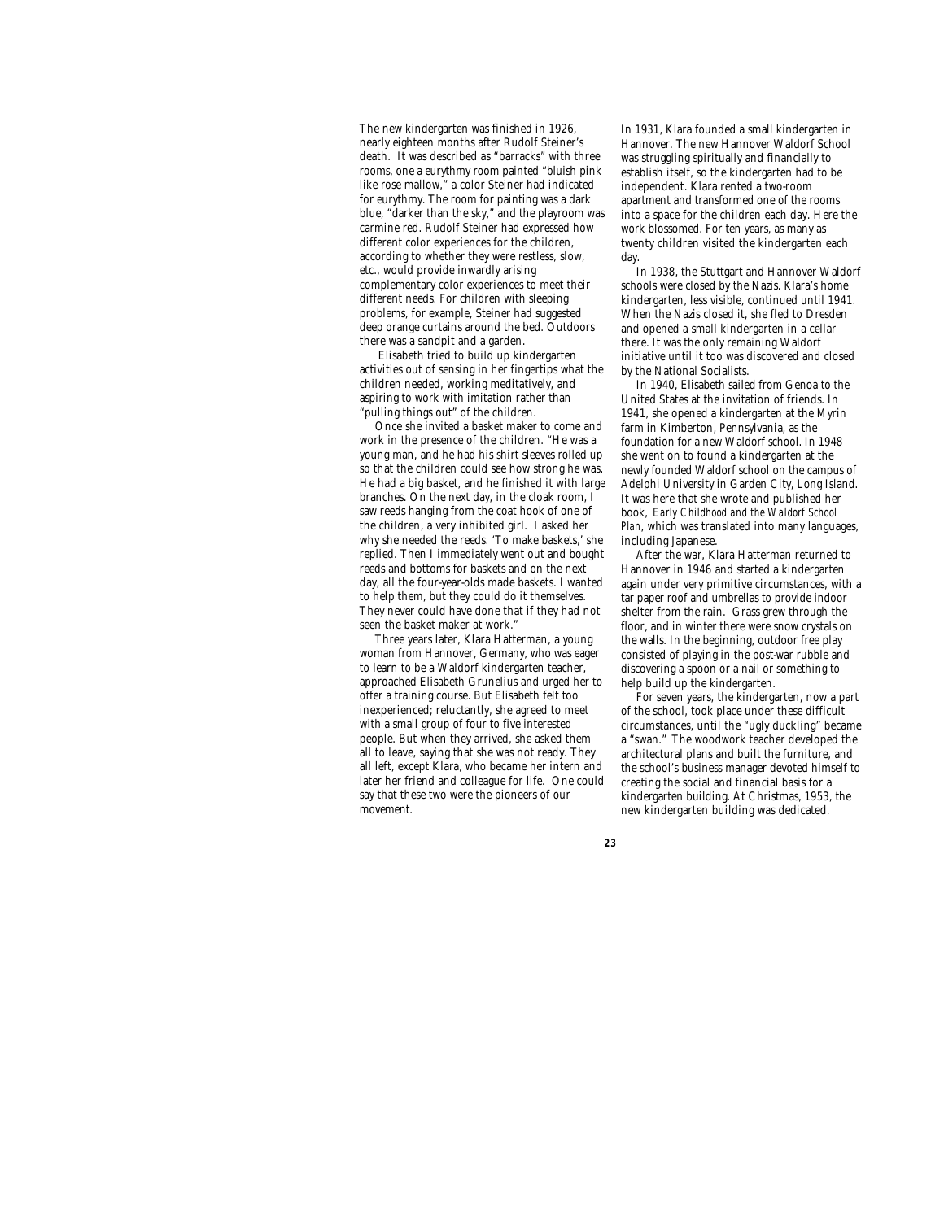The new kindergarten was finished in 1926, nearly eighteen months after Rudolf Steiner's death. It was described as "barracks" with three rooms, one a eurythmy room painted "bluish pink like rose mallow," a color Steiner had indicated for eurythmy. The room for painting was a dark blue, "darker than the sky," and the playroom was carmine red. Rudolf Steiner had expressed how different color experiences for the children, according to whether they were restless, slow, etc., would provide inwardly arising complementary color experiences to meet their different needs. For children with sleeping problems, for example, Steiner had suggested deep orange curtains around the bed. Outdoors there was a sandpit and a garden.

Elisabeth tried to build up kindergarten activities out of sensing in her fingertips what the children needed, working meditatively, and aspiring to work with imitation rather than "pulling things out" of the children.

Once she invited a basket maker to come and work in the presence of the children. "He was a young man, and he had his shirt sleeves rolled up so that the children could see how strong he was. He had a big basket, and he finished it with large branches. On the next day, in the cloak room, I saw reeds hanging from the coat hook of one of the children, a very inhibited girl. I asked her why she needed the reeds. 'To make baskets,' she replied. Then I immediately went out and bought reeds and bottoms for baskets and on the next day, all the four-year-olds made baskets. I wanted to help them, but they could do it themselves. They never could have done that if they had not seen the basket maker at work."

Three years later, Klara Hatterman, a young woman from Hannover, Germany, who was eager to learn to be a Waldorf kindergarten teacher, approached Elisabeth Grunelius and urged her to offer a training course. But Elisabeth felt too inexperienced; reluctantly, she agreed to meet with a small group of four to five interested people. But when they arrived, she asked them all to leave, saying that she was not ready. They all left, except Klara, who became her intern and later her friend and colleague for life. One could say that these two were the pioneers of our movement.

In 1931, Klara founded a small kindergarten in Hannover. The new Hannover Waldorf School was struggling spiritually and financially to establish itself, so the kindergarten had to be independent. Klara rented a two-room apartment and transformed one of the rooms into a space for the children each day. Here the work blossomed. For ten years, as many as twenty children visited the kindergarten each day.

In 1938, the Stuttgart and Hannover Waldorf schools were closed by the Nazis. Klara's home kindergarten, less visible, continued until 1941. When the Nazis closed it, she fled to Dresden and opened a small kindergarten in a cellar there. It was the only remaining Waldorf initiative until it too was discovered and closed by the National Socialists.

In 1940, Elisabeth sailed from Genoa to the United States at the invitation of friends. In 1941, she opened a kindergarten at the Myrin farm in Kimberton, Pennsylvania, as the foundation for a new Waldorf school. In 1948 she went on to found a kindergarten at the newly founded Waldorf school on the campus of Adelphi University in Garden City, Long Island. It was here that she wrote and published her book, *Early Childhood and the Waldorf School Plan*, which was translated into many languages, including Japanese.

After the war, Klara Hatterman returned to Hannover in 1946 and started a kindergarten again under very primitive circumstances, with a tar paper roof and umbrellas to provide indoor shelter from the rain. Grass grew through the floor, and in winter there were snow crystals on the walls. In the beginning, outdoor free play consisted of playing in the post-war rubble and discovering a spoon or a nail or something to help build up the kindergarten.

For seven years, the kindergarten, now a part of the school, took place under these difficult circumstances, until the "ugly duckling" became a "swan." The woodwork teacher developed the architectural plans and built the furniture, and the school's business manager devoted himself to creating the social and financial basis for a kindergarten building. At Christmas, 1953, the new kindergarten building was dedicated.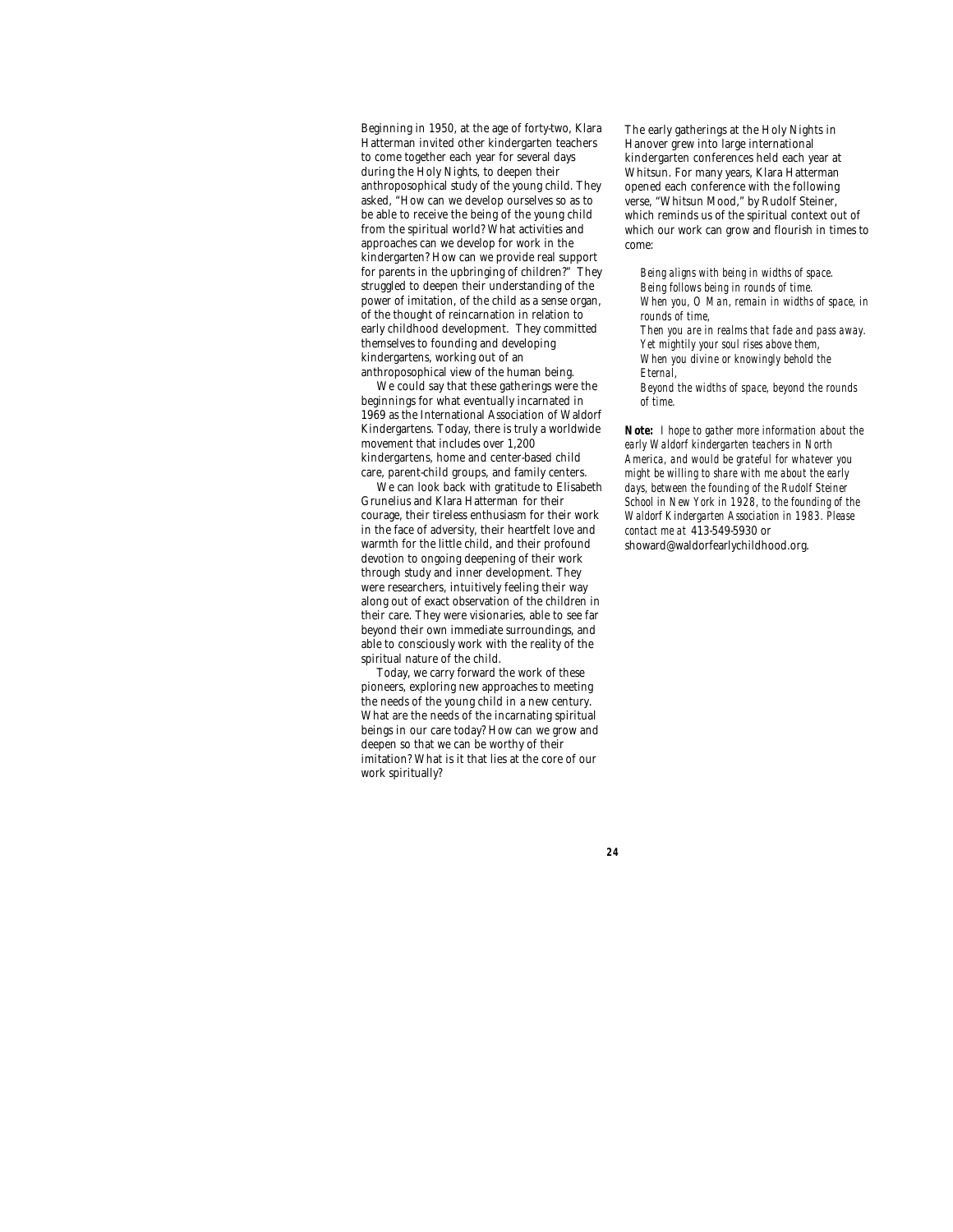Beginning in 1950, at the age of forty-two, Klara Hatterman invited other kindergarten teachers to come together each year for several days during the Holy Nights, to deepen their anthroposophical study of the young child. They asked, "How can we develop ourselves so as to be able to receive the being of the young child from the spiritual world? What activities and approaches can we develop for work in the kindergarten? How can we provide real support for parents in the upbringing of children?" They struggled to deepen their understanding of the power of imitation, of the child as a sense organ, of the thought of reincarnation in relation to early childhood development. They committed themselves to founding and developing kindergartens, working out of an anthroposophical view of the human being.

We could say that these gatherings were the beginnings for what eventually incarnated in 1969 as the International Association of Waldorf Kindergartens. Today, there is truly a worldwide movement that includes over 1,200 kindergartens, home and center-based child care, parent-child groups, and family centers.

We can look back with gratitude to Elisabeth Grunelius and Klara Hatterman for their courage, their tireless enthusiasm for their work in the face of adversity, their heartfelt love and warmth for the little child, and their profound devotion to ongoing deepening of their work through study and inner development. They were researchers, intuitively feeling their way along out of exact observation of the children in their care. They were visionaries, able to see far beyond their own immediate surroundings, and able to consciously work with the reality of the spiritual nature of the child.

Today, we carry forward the work of these pioneers, exploring new approaches to meeting the needs of the young child in a new century. What are the needs of the incarnating spiritual beings in our care today? How can we grow and deepen so that we can be worthy of their imitation? What is it that lies at the core of our work spiritually?

The early gatherings at the Holy Nights in Hanover grew into large international kindergarten conferences held each year at Whitsun. For many years, Klara Hatterman opened each conference with the following verse, "Whitsun Mood," by Rudolf Steiner, which reminds us of the spiritual context out of which our work can grow and flourish in times to come:

> *Being aligns with being in widths of space.*
> *Being follows being in rounds of time.*
> *When you, O Man, remain in widths of space, in rounds of time,*
> *Then you are in realms that fade and pass away.*
> *Yet mightily your soul rises above them,*
> *When you divine or knowingly behold the Eternal,*
> *Beyond the widths of space, beyond the rounds of time.*

**Note:** *I hope to gather more information about the early Waldorf kindergarten teachers in North America, and would be grateful for whatever you might be willing to share with me about the early days, between the founding of the Rudolf Steiner School in New York in 1928, to the founding of the Waldorf Kindergarten Association in 1983. Please contact me at* 413-549-5930 or showard@waldorfearlychildhood.org.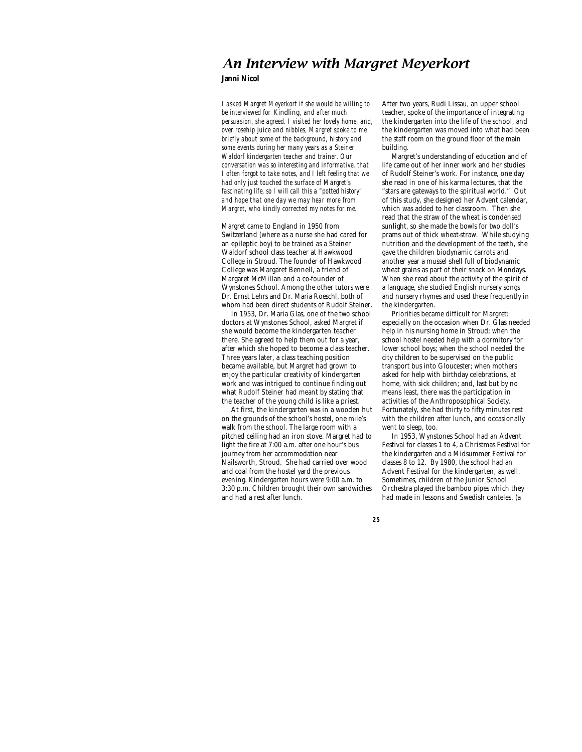# *An Interview with Margret Meyerkort*

**Janni Nicol**

*I asked Margret Meyerkort if she would be willing to be interviewed for* Kindling, *and after much persuasion, she agreed. I visited her lovely home, and, over rosehip juice and nibbles, Margret spoke to me briefly about some of the background, history and some events during her many years as a Steiner Waldorf kindergarten teacher and trainer. Our conversation was so interesting and informative, that I often forgot to take notes, and I left feeling that we had only just touched the surface of Margret's fascinating life, so I will call this a "potted history" and hope that one day we may hear more from Margret, who kindly corrected my notes for me.*

Margret came to England in 1950 from Switzerland (where as a nurse she had cared for an epileptic boy) to be trained as a Steiner Waldorf school class teacher at Hawkwood College in Stroud. The founder of Hawkwood College was Margaret Bennell, a friend of Margaret McMillan and a co-founder of Wynstones School. Among the other tutors were Dr. Ernst Lehrs and Dr. Maria Roeschl, both of whom had been direct students of Rudolf Steiner.

In 1953, Dr. Maria Glas, one of the two school doctors at Wynstones School, asked Margret if she would become the kindergarten teacher there. She agreed to help them out for a year, after which she hoped to become a class teacher. Three years later, a class teaching position became available, but Margret had grown to enjoy the particular creativity of kindergarten work and was intrigued to continue finding out what Rudolf Steiner had meant by stating that the teacher of the young child is like a priest.

At first, the kindergarten was in a wooden hut on the grounds of the school's hostel, one mile's walk from the school. The large room with a pitched ceiling had an iron stove. Margret had to light the fire at 7:00 a.m. after one hour's bus journey from her accommodation near Nailsworth, Stroud. She had carried over wood and coal from the hostel yard the previous evening. Kindergarten hours were 9:00 a.m. to 3:30 p.m. Children brought their own sandwiches and had a rest after lunch.

After two years, Rudi Lissau, an upper school teacher, spoke of the importance of integrating the kindergarten into the life of the school, and the kindergarten was moved into what had been the staff room on the ground floor of the main building.

Margret's understanding of education and of life came out of her inner work and her studies of Rudolf Steiner's work. For instance, one day she read in one of his karma lectures, that the "stars are gateways to the spiritual world." Out of this study, she designed her Advent calendar, which was added to her classroom. Then she read that the straw of the wheat is condensed sunlight, so she made the bowls for two doll's prams out of thick wheat-straw. While studying nutrition and the development of the teeth, she gave the children biodynamic carrots and another year a mussel shell full of biodynamic wheat grains as part of their snack on Mondays. When she read about the activity of the spirit of a language, she studied English nursery songs and nursery rhymes and used these frequently in the kindergarten.

Priorities became difficult for Margret: especially on the occasion when Dr. Glas needed help in his nursing home in Stroud; when the school hostel needed help with a dormitory for lower school boys; when the school needed the city children to be supervised on the public transport bus into Gloucester; when mothers asked for help with birthday celebrations, at home, with sick children; and, last but by no means least, there was the participation in activities of the Anthroposophical Society. Fortunately, she had thirty to fifty minutes rest with the children after lunch, and occasionally went to sleep, too.

In 1953, Wynstones School had an Advent Festival for classes 1 to 4, a Christmas Festival for the kindergarten and a Midsummer Festival for classes 8 to 12. By 1980, the school had an Advent Festival for the kindergarten, as well. Sometimes, children of the Junior School Orchestra played the bamboo pipes which they had made in lessons and Swedish canteles, (a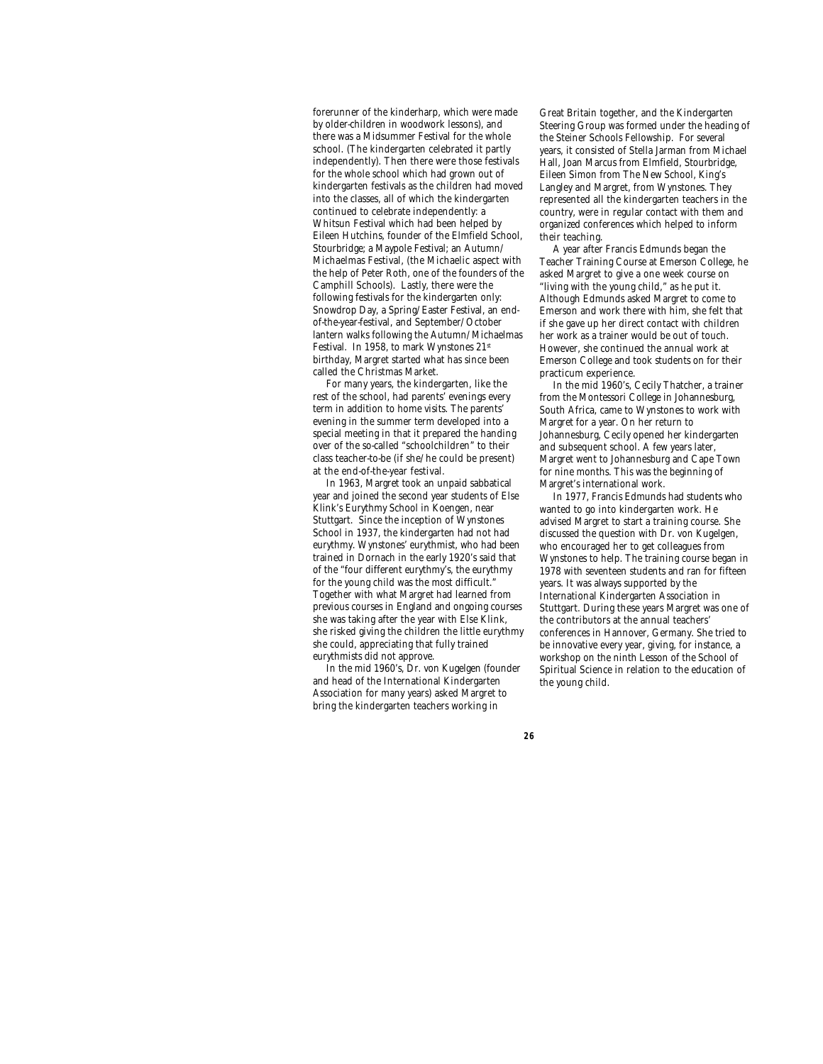forerunner of the kinderharp, which were made by older-children in woodwork lessons), and there was a Midsummer Festival for the whole school. (The kindergarten celebrated it partly independently). Then there were those festivals for the whole school which had grown out of kindergarten festivals as the children had moved into the classes, all of which the kindergarten continued to celebrate independently: a Whitsun Festival which had been helped by Eileen Hutchins, founder of the Elmfield School, Stourbridge; a Maypole Festival; an Autumn/Michaelmas Festival, (the Michaelic aspect with the help of Peter Roth, one of the founders of the Camphill Schools). Lastly, there were the following festivals for the kindergarten only: Snowdrop Day, a Spring/Easter Festival, an end-of-the-year-festival, and September/October lantern walks following the Autumn/Michaelmas Festival. In 1958, to mark Wynstones 21st birthday, Margret started what has since been called the Christmas Market.

For many years, the kindergarten, like the rest of the school, had parents' evenings every term in addition to home visits. The parents' evening in the summer term developed into a special meeting in that it prepared the handing over of the so-called "schoolchildren" to their class teacher-to-be (if she/he could be present) at the end-of-the-year festival.

In 1963, Margret took an unpaid sabbatical year and joined the second year students of Else Klink's Eurythmy School in Koengen, near Stuttgart. Since the inception of Wynstones School in 1937, the kindergarten had not had eurythmy. Wynstones' eurythmist, who had been trained in Dornach in the early 1920's said that of the "four different eurythmy's, the eurythmy for the young child was the most difficult." Together with what Margret had learned from previous courses in England and ongoing courses she was taking after the year with Else Klink, she risked giving the children the little eurythmy she could, appreciating that fully trained eurythmists did not approve.

In the mid 1960's, Dr. von Kugelgen (founder and head of the International Kindergarten Association for many years) asked Margret to bring the kindergarten teachers working in Great Britain together, and the Kindergarten Steering Group was formed under the heading of the Steiner Schools Fellowship. For several years, it consisted of Stella Jarman from Michael Hall, Joan Marcus from Elmfield, Stourbridge, Eileen Simon from The New School, King's Langley and Margret, from Wynstones. They represented all the kindergarten teachers in the country, were in regular contact with them and organized conferences which helped to inform their teaching.

A year after Francis Edmunds began the Teacher Training Course at Emerson College, he asked Margret to give a one week course on "living with the young child," as he put it. Although Edmunds asked Margret to come to Emerson and work there with him, she felt that if she gave up her direct contact with children her work as a trainer would be out of touch. However, she continued the annual work at Emerson College and took students on for their practicum experience.

In the mid 1960's, Cecily Thatcher, a trainer from the Montessori College in Johannesburg, South Africa, came to Wynstones to work with Margret for a year. On her return to Johannesburg, Cecily opened her kindergarten and subsequent school. A few years later, Margret went to Johannesburg and Cape Town for nine months. This was the beginning of Margret's international work.

In 1977, Francis Edmunds had students who wanted to go into kindergarten work. He advised Margret to start a training course. She discussed the question with Dr. von Kugelgen, who encouraged her to get colleagues from Wynstones to help. The training course began in 1978 with seventeen students and ran for fifteen years. It was always supported by the International Kindergarten Association in Stuttgart. During these years Margret was one of the contributors at the annual teachers' conferences in Hannover, Germany. She tried to be innovative every year, giving, for instance, a workshop on the ninth Lesson of the School of Spiritual Science in relation to the education of the young child.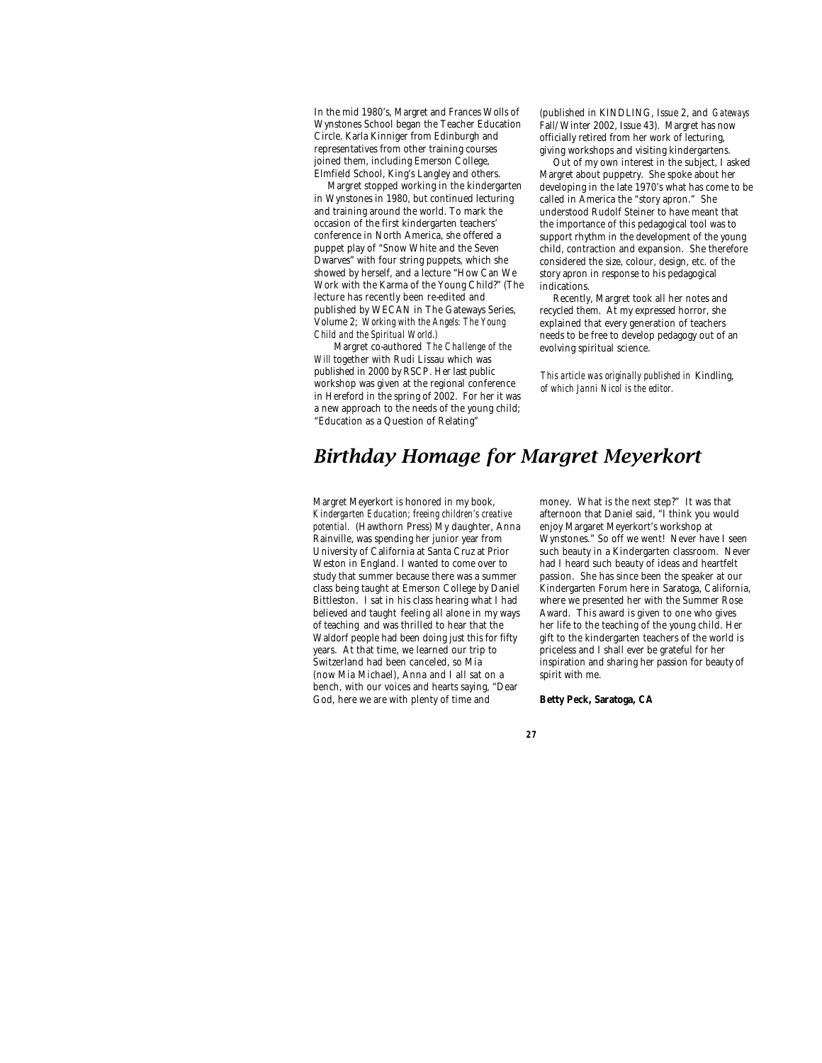In the mid 1980's, Margret and Frances Wolls of Wynstones School began the Teacher Education Circle. Karla Kinniger from Edinburgh and representatives from other training courses joined them, including Emerson College, Elmfield School, King's Langley and others.

Margret stopped working in the kindergarten in Wynstones in 1980, but continued lecturing and training around the world. To mark the occasion of the first kindergarten teachers' conference in North America, she offered a puppet play of "Snow White and the Seven Dwarves" with four string puppets, which she showed by herself, and a lecture "How Can We Work with the Karma of the Young Child?" (The lecture has recently been re-edited and published by WECAN in The Gateways Series, Volume 2; *Working with the Angels: The Young Child and the Spiritual World.*)

Margret co-authored *The Challenge of the Will* together with Rudi Lissau which was published in 2000 by RSCP. Her last public workshop was given at the regional conference in Hereford in the spring of 2002. For her it was a new approach to the needs of the young child; "Education as a Question of Relating" (published in KINDLING, Issue 2, and *Gateways* Fall/Winter 2002, Issue 43). Margret has now officially retired from her work of lecturing, giving workshops and visiting kindergartens.

Out of my own interest in the subject, I asked Margret about puppetry. She spoke about her developing in the late 1970's what has come to be called in America the "story apron." She understood Rudolf Steiner to have meant that the importance of this pedagogical tool was to support rhythm in the development of the young child, contraction and expansion. She therefore considered the size, colour, design, etc. of the story apron in response to his pedagogical indications.

Recently, Margret took all her notes and recycled them. At my expressed horror, she explained that every generation of teachers needs to be free to develop pedagogy out of an evolving spiritual science.

*This article was originally published in* Kindling, *of which Janni Nicol is the editor.*

## *Birthday Homage for Margret Meyerkort*

Margret Meyerkort is honored in my book, *Kindergarten Education; freeing children's creative potential.* (Hawthorn Press) My daughter, Anna Rainville, was spending her junior year from University of California at Santa Cruz at Prior Weston in England. I wanted to come over to study that summer because there was a summer class being taught at Emerson College by Daniel Bittleston. I sat in his class hearing what I had believed and taught feeling all alone in my ways of teaching and was thrilled to hear that the Waldorf people had been doing just this for fifty years. At that time, we learned our trip to Switzerland had been canceled, so Mia (now Mia Michael), Anna and I all sat on a bench, with our voices and hearts saying, "Dear God, here we are with plenty of time and money. What is the next step?" It was that afternoon that Daniel said, "I think you would enjoy Margaret Meyerkort's workshop at Wynstones." So off we went! Never have I seen such beauty in a Kindergarten classroom. Never had I heard such beauty of ideas and heartfelt passion. She has since been the speaker at our Kindergarten Forum here in Saratoga, California, where we presented her with the Summer Rose Award. This award is given to one who gives her life to the teaching of the young child. Her gift to the kindergarten teachers of the world is priceless and I shall ever be grateful for her inspiration and sharing her passion for beauty of spirit with me.

**Betty Peck, Saratoga, CA**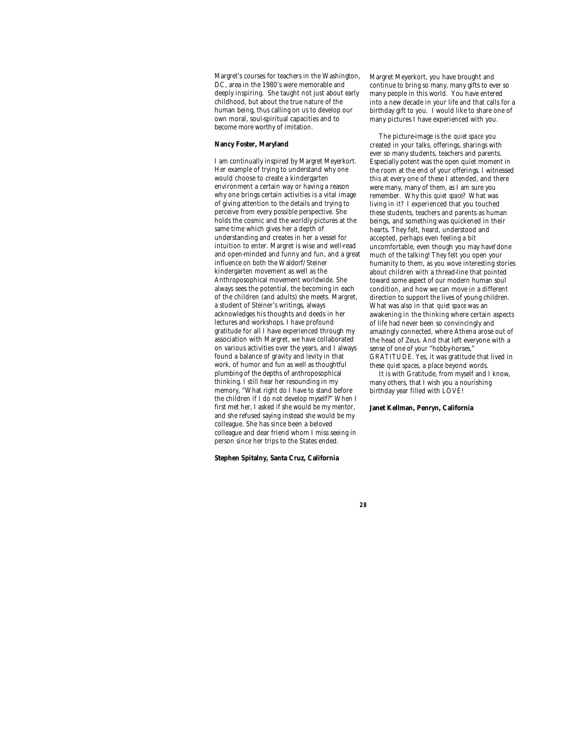Margret's courses for teachers in the Washington, DC, area in the 1980's were memorable and deeply inspiring. She taught not just about early childhood, but about the true nature of the human being, thus calling on us to develop our own moral, soul-spiritual capacities and to become more worthy of imitation.

**Nancy Foster, Maryland**

I am continually inspired by Margret Meyerkort. Her example of trying to understand why one would choose to create a kindergarten environment a certain way or having a reason why one brings certain activities is a vital image of giving attention to the details and trying to perceive from every possible perspective. She holds the cosmic and the worldly pictures at the same time which gives her a depth of understanding and creates in her a vessel for intuition to enter. Margret is wise and well-read and open-minded and funny and fun, and a great influence on both the Waldorf/Steiner kindergarten movement as well as the Anthroposophical movement worldwide. She always sees the potential, the becoming in each of the children (and adults) she meets. Margret, a student of Steiner's writings, always acknowledges his thoughts and deeds in her lectures and workshops. I have profound gratitude for all I have experienced through my association with Margret, we have collaborated on various activities over the years, and I always found a balance of gravity and levity in that work, of humor and fun as well as thoughtful plumbing of the depths of anthroposophical thinking. I still hear her resounding in my memory, "What right do I have to stand before the children if I do not develop myself?" When I first met her, I asked if she would be my mentor, and she refused saying instead she would be my colleague. She has since been a beloved colleague and dear friend whom I miss seeing in person since her trips to the States ended.

**Stephen Spitalny, Santa Cruz, California**

Margret Meyerkort, you have brought and continue to bring so many, many gifts to ever so many people in this world. You have entered into a new decade in your life and that calls for a birthday gift to you. I would like to share one of many pictures I have experienced with you.

The picture-image is the *quiet space* you created in your talks, offerings, sharings with ever so many students, teachers and parents. Especially potent was the open quiet moment in the room at the end of your offerings. I witnessed this at every one of these I attended, and there were many, many of them, as I am sure you remember. Why this *quiet space*? What was living in it? I experienced that you touched these students, teachers and parents as human beings, and something was quickened in their hearts. They felt, heard, understood and accepted, perhaps even feeling a bit uncomfortable, even though you may have done much of the talking! They felt you open your humanity to them, as you wove interesting stories about children with a thread-line that pointed toward some aspect of our modern human soul condition, and how we can move in a different direction to support the lives of young children. What was also in that *quiet space* was an awakening in the thinking where certain aspects of life had never been so convincingly and amazingly connected, where Athena arose out of the head of Zeus. And that left everyone with a sense of one of your "hobby-horses," GRATITUDE. Yes, it was gratitude that lived in these *quiet spaces*, a place beyond words.

It is with Gratitude, from myself and I know, many others, that I wish you a nourishing birthday year filled with LOVE!

**Janet Kellman, Penryn, California**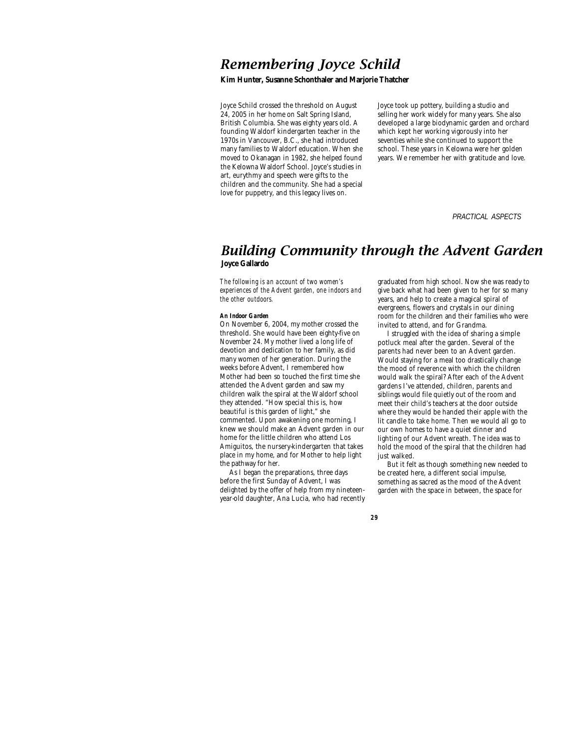# *Remembering Joyce Schild*

**Kim Hunter, Susanne Schonthaler and Marjorie Thatcher**

Joyce Schild crossed the threshold on August 24, 2005 in her home on Salt Spring Island, British Columbia. She was eighty years old. A founding Waldorf kindergarten teacher in the 1970s in Vancouver, B.C., she had introduced many families to Waldorf education. When she moved to Okanagan in 1982, she helped found the Kelowna Waldorf School. Joyce's studies in art, eurythmy and speech were gifts to the children and the community. She had a special love for puppetry, and this legacy lives on.

Joyce took up pottery, building a studio and selling her work widely for many years. She also developed a large biodynamic garden and orchard which kept her working vigorously into her seventies while she continued to support the school. These years in Kelowna were her golden years. We remember her with gratitude and love.

PRACTICAL ASPECTS

# *Building Community through the Advent Garden*

**Joyce Gallardo**

*The following is an account of two women's experiences of the Advent garden, one indoors and the other outdoors.*

**An Indoor Garden**

On November 6, 2004, my mother crossed the threshold. She would have been eighty-five on November 24. My mother lived a long life of devotion and dedication to her family, as did many women of her generation. During the weeks before Advent, I remembered how Mother had been so touched the first time she attended the Advent garden and saw my children walk the spiral at the Waldorf school they attended. "How special this is, how beautiful is this garden of light," she commented. Upon awakening one morning, I knew we should make an Advent garden in our home for the little children who attend Los Amiguitos, the nursery-kindergarten that takes place in my home, and for Mother to help light the pathway for her.

As I began the preparations, three days before the first Sunday of Advent, I was delighted by the offer of help from my nineteen-year-old daughter, Ana Lucia, who had recently graduated from high school. Now she was ready to give back what had been given to her for so many years, and help to create a magical spiral of evergreens, flowers and crystals in our dining room for the children and their families who were invited to attend, and for Grandma.

I struggled with the idea of sharing a simple potluck meal after the garden. Several of the parents had never been to an Advent garden. Would staying for a meal too drastically change the mood of reverence with which the children would walk the spiral? After each of the Advent gardens I've attended, children, parents and siblings would file quietly out of the room and meet their child's teachers at the door outside where they would be handed their apple with the lit candle to take home. Then we would all go to our own homes to have a quiet dinner and lighting of our Advent wreath. The idea was to hold the mood of the spiral that the children had just walked.

But it felt as though something new needed to be created here, a different social impulse, something as sacred as the mood of the Advent garden with the space in between, the space for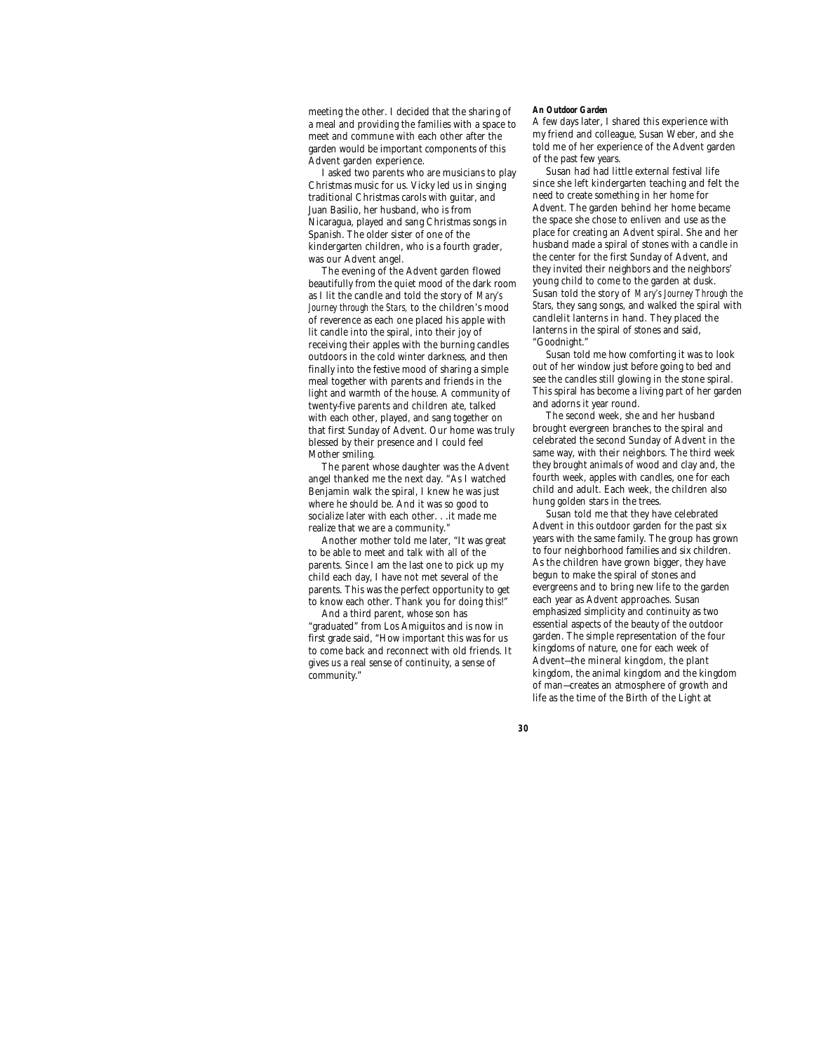meeting the other. I decided that the sharing of a meal and providing the families with a space to meet and commune with each other after the garden would be important components of this Advent garden experience.

I asked two parents who are musicians to play Christmas music for us. Vicky led us in singing traditional Christmas carols with guitar, and Juan Basilio, her husband, who is from Nicaragua, played and sang Christmas songs in Spanish. The older sister of one of the kindergarten children, who is a fourth grader, was our Advent angel.

The evening of the Advent garden flowed beautifully from the quiet mood of the dark room as I lit the candle and told the story of *Mary's Journey through the Stars,* to the children's mood of reverence as each one placed his apple with lit candle into the spiral, into their joy of receiving their apples with the burning candles outdoors in the cold winter darkness, and then finally into the festive mood of sharing a simple meal together with parents and friends in the light and warmth of the house. A community of twenty-five parents and children ate, talked with each other, played, and sang together on that first Sunday of Advent. Our home was truly blessed by their presence and I could feel Mother smiling.

The parent whose daughter was the Advent angel thanked me the next day. "As I watched Benjamin walk the spiral, I knew he was just where he should be. And it was so good to socialize later with each other. . .it made me realize that we are a community."

Another mother told me later, "It was great to be able to meet and talk with all of the parents. Since I am the last one to pick up my child each day, I have not met several of the parents. This was the perfect opportunity to get to know each other. Thank you for doing this!"

And a third parent, whose son has "graduated" from Los Amiguitos and is now in first grade said, "How important this was for us to come back and reconnect with old friends. It gives us a real sense of continuity, a sense of community."

#### An Outdoor Garden

A few days later, I shared this experience with my friend and colleague, Susan Weber, and she told me of her experience of the Advent garden of the past few years.

Susan had had little external festival life since she left kindergarten teaching and felt the need to create something in her home for Advent. The garden behind her home became the space she chose to enliven and use as the place for creating an Advent spiral. She and her husband made a spiral of stones with a candle in the center for the first Sunday of Advent, and they invited their neighbors and the neighbors' young child to come to the garden at dusk. Susan told the story of *Mary's Journey Through the Stars*, they sang songs, and walked the spiral with candlelit lanterns in hand. They placed the lanterns in the spiral of stones and said, "Goodnight."

Susan told me how comforting it was to look out of her window just before going to bed and see the candles still glowing in the stone spiral. This spiral has become a living part of her garden and adorns it year round.

The second week, she and her husband brought evergreen branches to the spiral and celebrated the second Sunday of Advent in the same way, with their neighbors. The third week they brought animals of wood and clay and, the fourth week, apples with candles, one for each child and adult. Each week, the children also hung golden stars in the trees.

Susan told me that they have celebrated Advent in this outdoor garden for the past six years with the same family. The group has grown to four neighborhood families and six children. As the children have grown bigger, they have begun to make the spiral of stones and evergreens and to bring new life to the garden each year as Advent approaches. Susan emphasized simplicity and continuity as two essential aspects of the beauty of the outdoor garden. The simple representation of the four kingdoms of nature, one for each week of Advent—the mineral kingdom, the plant kingdom, the animal kingdom and the kingdom of man—creates an atmosphere of growth and life as the time of the Birth of the Light at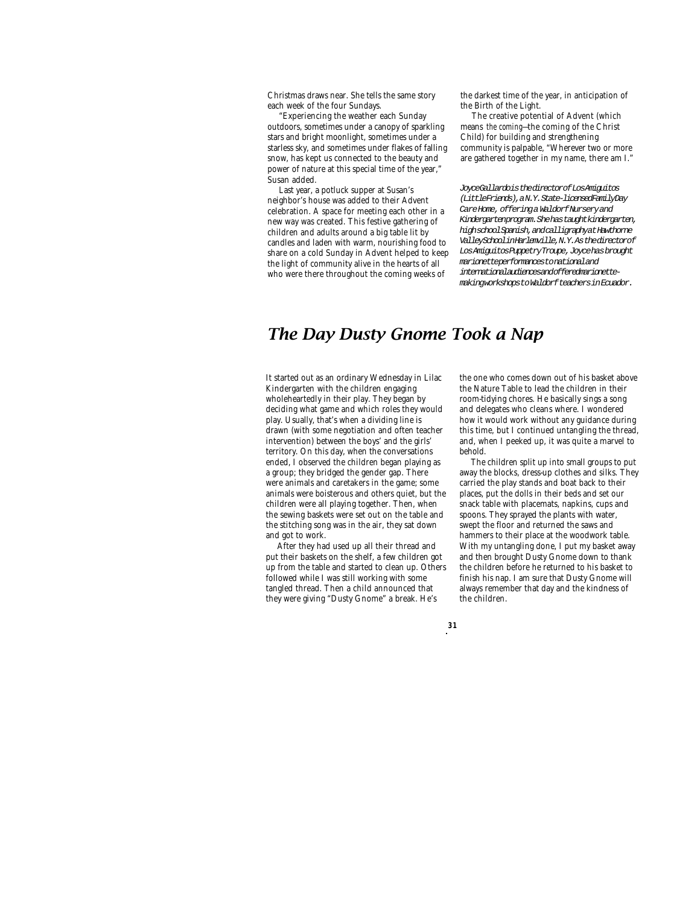Christmas draws near. She tells the same story each week of the four Sundays.

"Experiencing the weather each Sunday outdoors, sometimes under a canopy of sparkling stars and bright moonlight, sometimes under a starless sky, and sometimes under flakes of falling snow, has kept us connected to the beauty and power of nature at this special time of the year," Susan added.

Last year, a potluck supper at Susan's neighbor's house was added to their Advent celebration. A space for meeting each other in a new way was created. This festive gathering of children and adults around a big table lit by candles and laden with warm, nourishing food to share on a cold Sunday in Advent helped to keep the light of community alive in the hearts of all who were there throughout the coming weeks of the darkest time of the year, in anticipation of the Birth of the Light.

The creative potential of Advent (which means *the coming*—the coming of the Christ Child) for building and strengthening community is palpable, "Wherever two or more are gathered together in my name, there am I."

*Joyce Gallardo is the director of Los Amiguitos (Little Friends), a N.Y. State-licensed Family Day Care Home, offering a Waldorf Nursery and Kindergarten program. She has taught kindergarten, high school Spanish, and calligraphy at Hawthorne Valley School in Harlemville, N.Y. As the director of Los Amiguitos Puppetry Troupe, Joyce has brought marionette performances to national and international audiences and offered marionette-making workshops to Waldorf teachers in Ecuador.*

# The Day Dusty Gnome Took a Nap

It started out as an ordinary Wednesday in Lilac Kindergarten with the children engaging wholeheartedly in their play. They began by deciding what game and which roles they would play. Usually, that's when a dividing line is drawn (with some negotiation and often teacher intervention) between the boys' and the girls' territory. On this day, when the conversations ended, I observed the children began playing as a group; they bridged the gender gap. There were animals and caretakers in the game; some animals were boisterous and others quiet, but the children were all playing together. Then, when the sewing baskets were set out on the table and the stitching song was in the air, they sat down and got to work.

After they had used up all their thread and put their baskets on the shelf, a few children got up from the table and started to clean up. Others followed while I was still working with some tangled thread. Then a child announced that they were giving "Dusty Gnome" a break. He's the one who comes down out of his basket above the Nature Table to lead the children in their room-tidying chores. He basically sings a song and delegates who cleans where. I wondered how it would work without any guidance during this time, but I continued untangling the thread, and, when I peeked up, it was quite a marvel to behold.

The children split up into small groups to put away the blocks, dress-up clothes and silks. They carried the play stands and boat back to their places, put the dolls in their beds and set our snack table with placemats, napkins, cups and spoons. They sprayed the plants with water, swept the floor and returned the saws and hammers to their place at the woodwork table. With my untangling done, I put my basket away and then brought Dusty Gnome down to thank the children before he returned to his basket to finish his nap. I am sure that Dusty Gnome will always remember that day and the kindness of the children.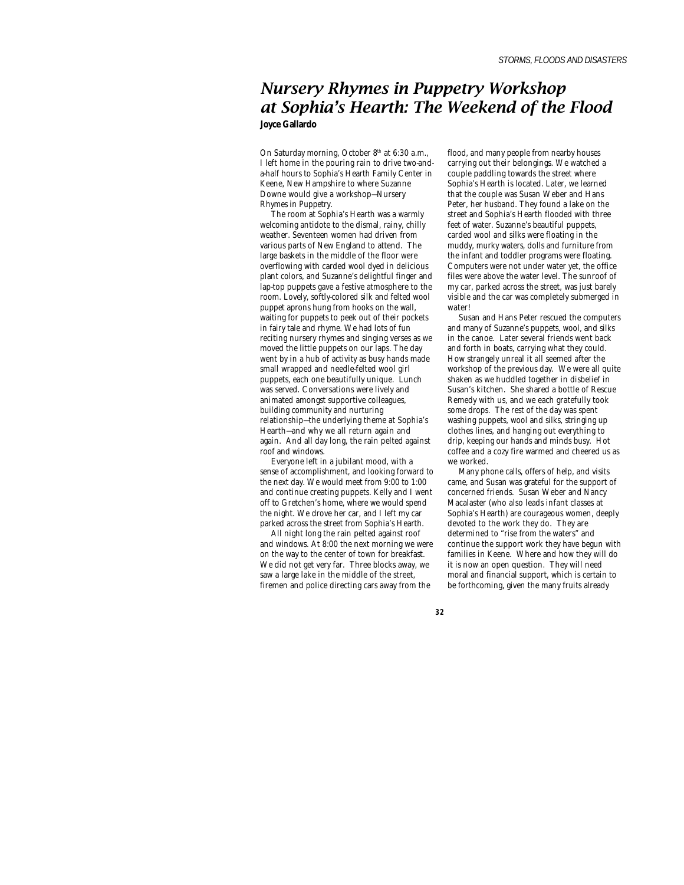# *Nursery Rhymes in Puppetry Workshop at Sophia's Hearth: The Weekend of the Flood*

**Joyce Gallardo**

On Saturday morning, October 8th at 6:30 a.m., I left home in the pouring rain to drive two-and-a-half hours to Sophia's Hearth Family Center in Keene, New Hampshire to where Suzanne Downe would give a workshop—Nursery Rhymes in Puppetry.

The room at Sophia's Hearth was a warmly welcoming antidote to the dismal, rainy, chilly weather. Seventeen women had driven from various parts of New England to attend. The large baskets in the middle of the floor were overflowing with carded wool dyed in delicious plant colors, and Suzanne's delightful finger and lap-top puppets gave a festive atmosphere to the room. Lovely, softly-colored silk and felted wool puppet aprons hung from hooks on the wall, waiting for puppets to peek out of their pockets in fairy tale and rhyme. We had lots of fun reciting nursery rhymes and singing verses as we moved the little puppets on our laps. The day went by in a hub of activity as busy hands made small wrapped and needle-felted wool girl puppets, each one beautifully unique. Lunch was served. Conversations were lively and animated amongst supportive colleagues, building community and nurturing relationship—the underlying theme at Sophia's Hearth—and why we all return again and again. And all day long, the rain pelted against roof and windows.

Everyone left in a jubilant mood, with a sense of accomplishment, and looking forward to the next day. We would meet from 9:00 to 1:00 and continue creating puppets. Kelly and I went off to Gretchen's home, where we would spend the night. We drove her car, and I left my car parked across the street from Sophia's Hearth.

All night long the rain pelted against roof and windows. At 8:00 the next morning we were on the way to the center of town for breakfast. We did not get very far. Three blocks away, we saw a large lake in the middle of the street, firemen and police directing cars away from the flood, and many people from nearby houses carrying out their belongings. We watched a couple paddling towards the street where Sophia's Hearth is located. Later, we learned that the couple was Susan Weber and Hans Peter, her husband. They found a lake on the street and Sophia's Hearth flooded with three feet of water. Suzanne's beautiful puppets, carded wool and silks were floating in the muddy, murky waters, dolls and furniture from the infant and toddler programs were floating. Computers were not under water yet, the office files were above the water level. The sunroof of my car, parked across the street, was just barely visible and the car was completely submerged in water!

Susan and Hans Peter rescued the computers and many of Suzanne's puppets, wool, and silks in the canoe. Later several friends went back and forth in boats, carrying what they could. How strangely unreal it all seemed after the workshop of the previous day. We were all quite shaken as we huddled together in disbelief in Susan's kitchen. She shared a bottle of Rescue Remedy with us, and we each gratefully took some drops. The rest of the day was spent washing puppets, wool and silks, stringing up clothes lines, and hanging out everything to drip, keeping our hands and minds busy. Hot coffee and a cozy fire warmed and cheered us as we worked.

Many phone calls, offers of help, and visits came, and Susan was grateful for the support of concerned friends. Susan Weber and Nancy Macalaster (who also leads infant classes at Sophia's Hearth) are courageous women, deeply devoted to the work they do. They are determined to "rise from the waters" and continue the support work they have begun with families in Keene. Where and how they will do it is now an open question. They will need moral and financial support, which is certain to be forthcoming, given the many fruits already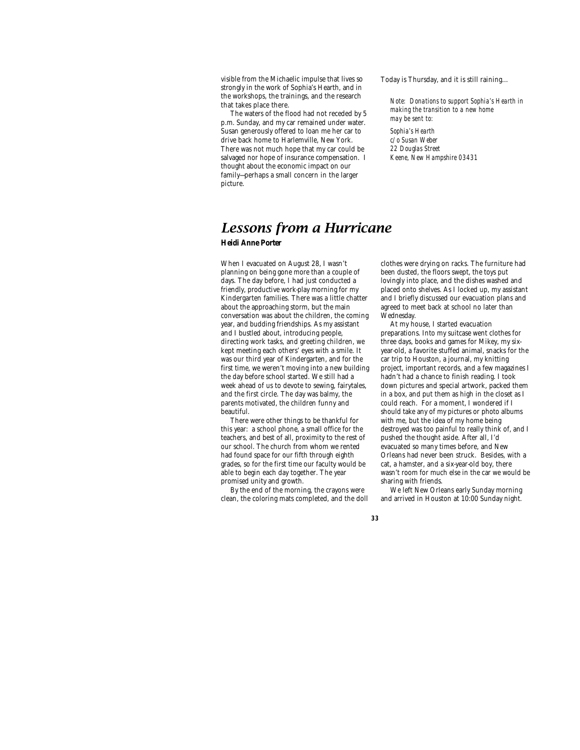visible from the Michaelic impulse that lives so strongly in the work of Sophia's Hearth, and in the workshops, the trainings, and the research that takes place there.

The waters of the flood had not receded by 5 p.m. Sunday, and my car remained under water. Susan generously offered to loan me her car to drive back home to Harlemville, New York. There was not much hope that my car could be salvaged nor hope of insurance compensation. I thought about the economic impact on our family—perhaps a small concern in the larger picture.

Today is Thursday, and it is still raining…

*Note: Donations to support Sophia's Hearth in making the transition to a new home may be sent to:*

*Sophia's Hearth*
*c/o Susan Weber*
*22 Douglas Street*
*Keene, New Hampshire 03431*

# *Lessons from a Hurricane*

**Heidi Anne Porter**

When I evacuated on August 28, I wasn't planning on being gone more than a couple of days. The day before, I had just conducted a friendly, productive work-play morning for my Kindergarten families. There was a little chatter about the approaching storm, but the main conversation was about the children, the coming year, and budding friendships. As my assistant and I bustled about, introducing people, directing work tasks, and greeting children, we kept meeting each others' eyes with a smile. It was our third year of Kindergarten, and for the first time, we weren't moving into a new building the day before school started. We still had a week ahead of us to devote to sewing, fairytales, and the first circle. The day was balmy, the parents motivated, the children funny and beautiful.

There were other things to be thankful for this year: a school phone, a small office for the teachers, and best of all, proximity to the rest of our school. The church from whom we rented had found space for our fifth through eighth grades, so for the first time our faculty would be able to begin each day together. The year promised unity and growth.

By the end of the morning, the crayons were clean, the coloring mats completed, and the doll clothes were drying on racks. The furniture had been dusted, the floors swept, the toys put lovingly into place, and the dishes washed and placed onto shelves. As I locked up, my assistant and I briefly discussed our evacuation plans and agreed to meet back at school no later than Wednesday.

At my house, I started evacuation preparations. Into my suitcase went clothes for three days, books and games for Mikey, my six-year-old, a favorite stuffed animal, snacks for the car trip to Houston, a journal, my knitting project, important records, and a few magazines I hadn't had a chance to finish reading. I took down pictures and special artwork, packed them in a box, and put them as high in the closet as I could reach. For a moment, I wondered if I should take any of my pictures or photo albums with me, but the idea of my home being destroyed was too painful to really think of, and I pushed the thought aside. After all, I'd evacuated so many times before, and New Orleans had never been struck. Besides, with a cat, a hamster, and a six-year-old boy, there wasn't room for much else in the car we would be sharing with friends.

We left New Orleans early Sunday morning and arrived in Houston at 10:00 Sunday night.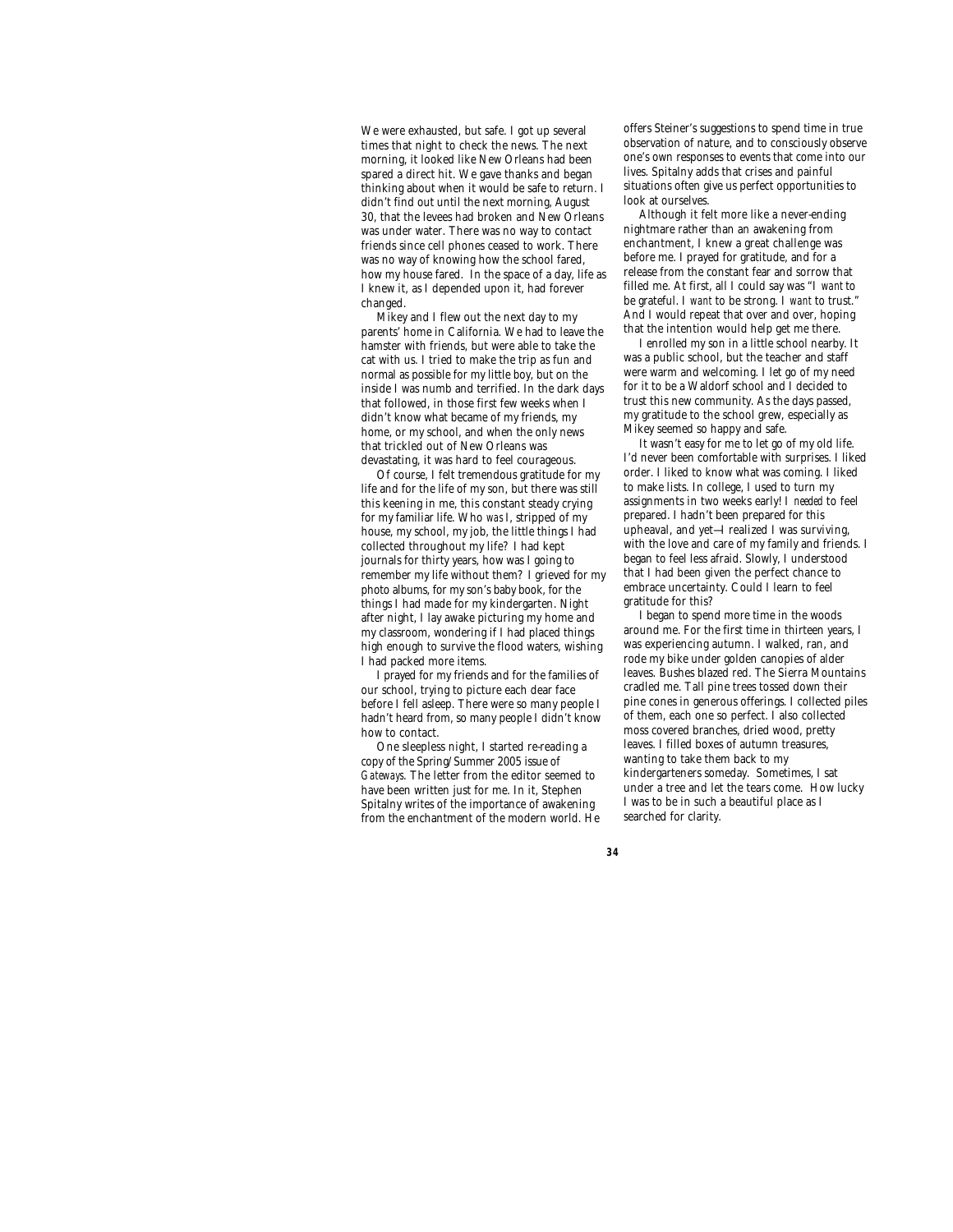We were exhausted, but safe. I got up several times that night to check the news. The next morning, it looked like New Orleans had been spared a direct hit. We gave thanks and began thinking about when it would be safe to return. I didn't find out until the next morning, August 30, that the levees had broken and New Orleans was under water. There was no way to contact friends since cell phones ceased to work. There was no way of knowing how the school fared, how my house fared. In the space of a day, life as I knew it, as I depended upon it, had forever changed.

Mikey and I flew out the next day to my parents' home in California. We had to leave the hamster with friends, but were able to take the cat with us. I tried to make the trip as fun and normal as possible for my little boy, but on the inside I was numb and terrified. In the dark days that followed, in those first few weeks when I didn't know what became of my friends, my home, or my school, and when the only news that trickled out of New Orleans was devastating, it was hard to feel courageous.

Of course, I felt tremendous gratitude for my life and for the life of my son, but there was still this keening in me, this constant steady crying for my familiar life. Who *was* I, stripped of my house, my school, my job, the little things I had collected throughout my life? I had kept journals for thirty years, how was I going to remember my life without them? I grieved for my photo albums, for my son's baby book, for the things I had made for my kindergarten. Night after night, I lay awake picturing my home and my classroom, wondering if I had placed things high enough to survive the flood waters, wishing I had packed more items.

I prayed for my friends and for the families of our school, trying to picture each dear face before I fell asleep. There were so many people I hadn't heard from, so many people I didn't know how to contact.

One sleepless night, I started re-reading a copy of the Spring/Summer 2005 issue of *Gateways*. The letter from the editor seemed to have been written just for me. In it, Stephen Spitalny writes of the importance of awakening from the enchantment of the modern world. He offers Steiner's suggestions to spend time in true observation of nature, and to consciously observe one's own responses to events that come into our lives. Spitalny adds that crises and painful situations often give us perfect opportunities to look at ourselves.

Although it felt more like a never-ending nightmare rather than an awakening from enchantment, I knew a great challenge was before me. I prayed for gratitude, and for a release from the constant fear and sorrow that filled me. At first, all I could say was "I *want* to be grateful. I *want* to be strong. I *want* to trust." And I would repeat that over and over, hoping that the intention would help get me there.

I enrolled my son in a little school nearby. It was a public school, but the teacher and staff were warm and welcoming. I let go of my need for it to be a Waldorf school and I decided to trust this new community. As the days passed, my gratitude to the school grew, especially as Mikey seemed so happy and safe.

It wasn't easy for me to let go of my old life. I'd never been comfortable with surprises. I liked order. I liked to know what was coming. I liked to make lists. In college, I used to turn my assignments in two weeks early! I *needed* to feel prepared. I hadn't been prepared for this upheaval, and yet—I realized I was surviving, with the love and care of my family and friends. I began to feel less afraid. Slowly, I understood that I had been given the perfect chance to embrace uncertainty. Could I learn to feel gratitude for this?

I began to spend more time in the woods around me. For the first time in thirteen years, I was experiencing autumn. I walked, ran, and rode my bike under golden canopies of alder leaves. Bushes blazed red. The Sierra Mountains cradled me. Tall pine trees tossed down their pine cones in generous offerings. I collected piles of them, each one so perfect. I also collected moss covered branches, dried wood, pretty leaves. I filled boxes of autumn treasures, wanting to take them back to my kindergarteners someday. Sometimes, I sat under a tree and let the tears come. How lucky I was to be in such a beautiful place as I searched for clarity.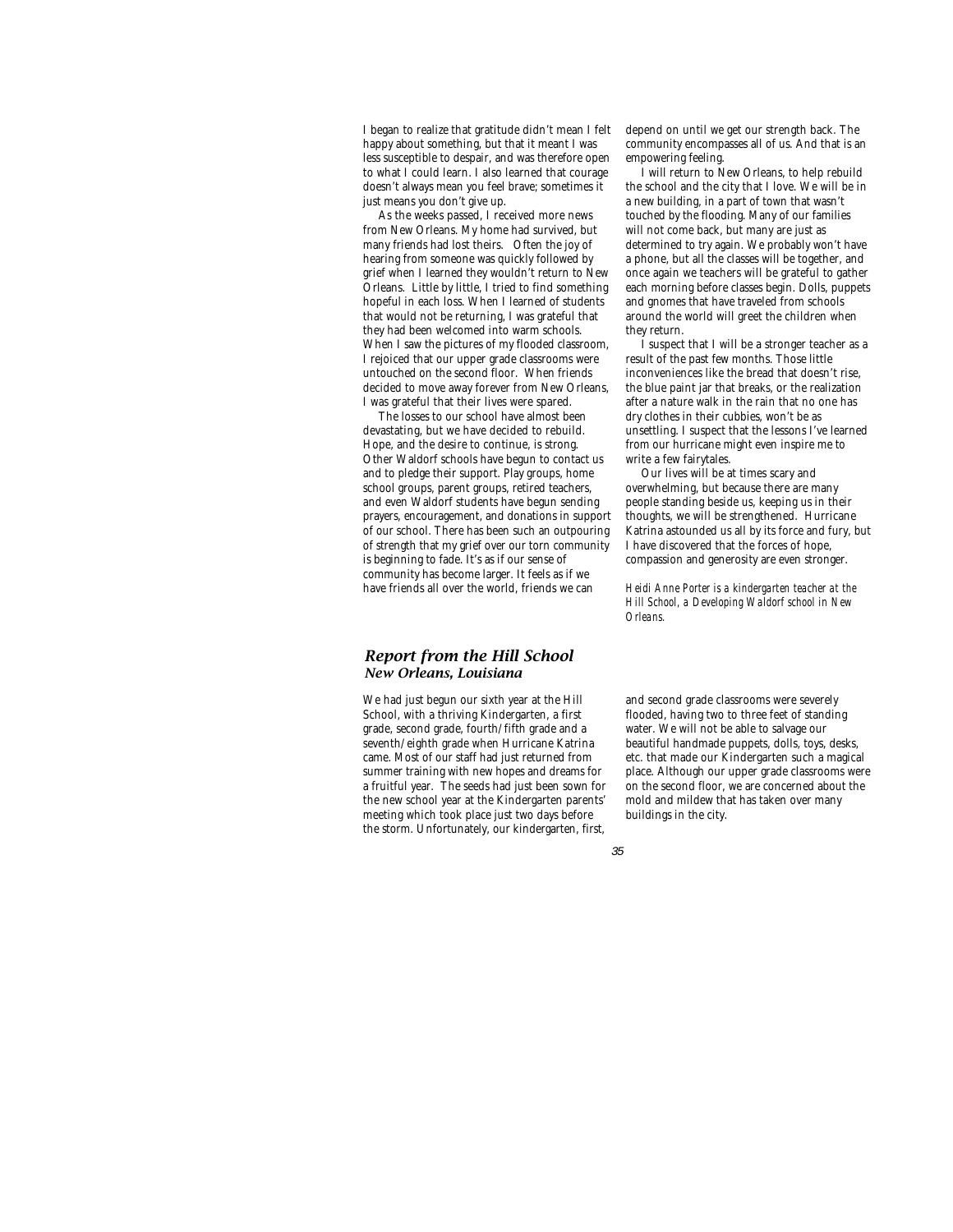I began to realize that gratitude didn't mean I felt happy about something, but that it meant I was less susceptible to despair, and was therefore open to what I could learn. I also learned that courage doesn't always mean you feel brave; sometimes it just means you don't give up.

As the weeks passed, I received more news from New Orleans. My home had survived, but many friends had lost theirs. Often the joy of hearing from someone was quickly followed by grief when I learned they wouldn't return to New Orleans. Little by little, I tried to find something hopeful in each loss. When I learned of students that would not be returning, I was grateful that they had been welcomed into warm schools. When I saw the pictures of my flooded classroom, I rejoiced that our upper grade classrooms were untouched on the second floor. When friends decided to move away forever from New Orleans, I was grateful that their lives were spared.

The losses to our school have almost been devastating, but we have decided to rebuild. Hope, and the desire to continue, is strong. Other Waldorf schools have begun to contact us and to pledge their support. Play groups, home school groups, parent groups, retired teachers, and even Waldorf students have begun sending prayers, encouragement, and donations in support of our school. There has been such an outpouring of strength that my grief over our torn community is beginning to fade. It's as if our sense of community has become larger. It feels as if we have friends all over the world, friends we can depend on until we get our strength back. The community encompasses all of us. And that is an empowering feeling.

I will return to New Orleans, to help rebuild the school and the city that I love. We will be in a new building, in a part of town that wasn't touched by the flooding. Many of our families will not come back, but many are just as determined to try again. We probably won't have a phone, but all the classes will be together, and once again we teachers will be grateful to gather each morning before classes begin. Dolls, puppets and gnomes that have traveled from schools around the world will greet the children when they return.

I suspect that I will be a stronger teacher as a result of the past few months. Those little inconveniences like the bread that doesn't rise, the blue paint jar that breaks, or the realization after a nature walk in the rain that no one has dry clothes in their cubbies, won't be as unsettling. I suspect that the lessons I've learned from our hurricane might even inspire me to write a few fairytales.

Our lives will be at times scary and overwhelming, but because there are many people standing beside us, keeping us in their thoughts, we will be strengthened. Hurricane Katrina astounded us all by its force and fury, but I have discovered that the forces of hope, compassion and generosity are even stronger.

*Heidi Anne Porter is a kindergarten teacher at the Hill School, a Developing Waldorf school in New Orleans.*

## *Report from the Hill School*
### *New Orleans, Louisiana*

We had just begun our sixth year at the Hill School, with a thriving Kindergarten, a first grade, second grade, fourth/fifth grade and a seventh/eighth grade when Hurricane Katrina came. Most of our staff had just returned from summer training with new hopes and dreams for a fruitful year. The seeds had just been sown for the new school year at the Kindergarten parents' meeting which took place just two days before the storm. Unfortunately, our kindergarten, first, and second grade classrooms were severely flooded, having two to three feet of standing water. We will not be able to salvage our beautiful handmade puppets, dolls, toys, desks, etc. that made our Kindergarten such a magical place. Although our upper grade classrooms were on the second floor, we are concerned about the mold and mildew that has taken over many buildings in the city.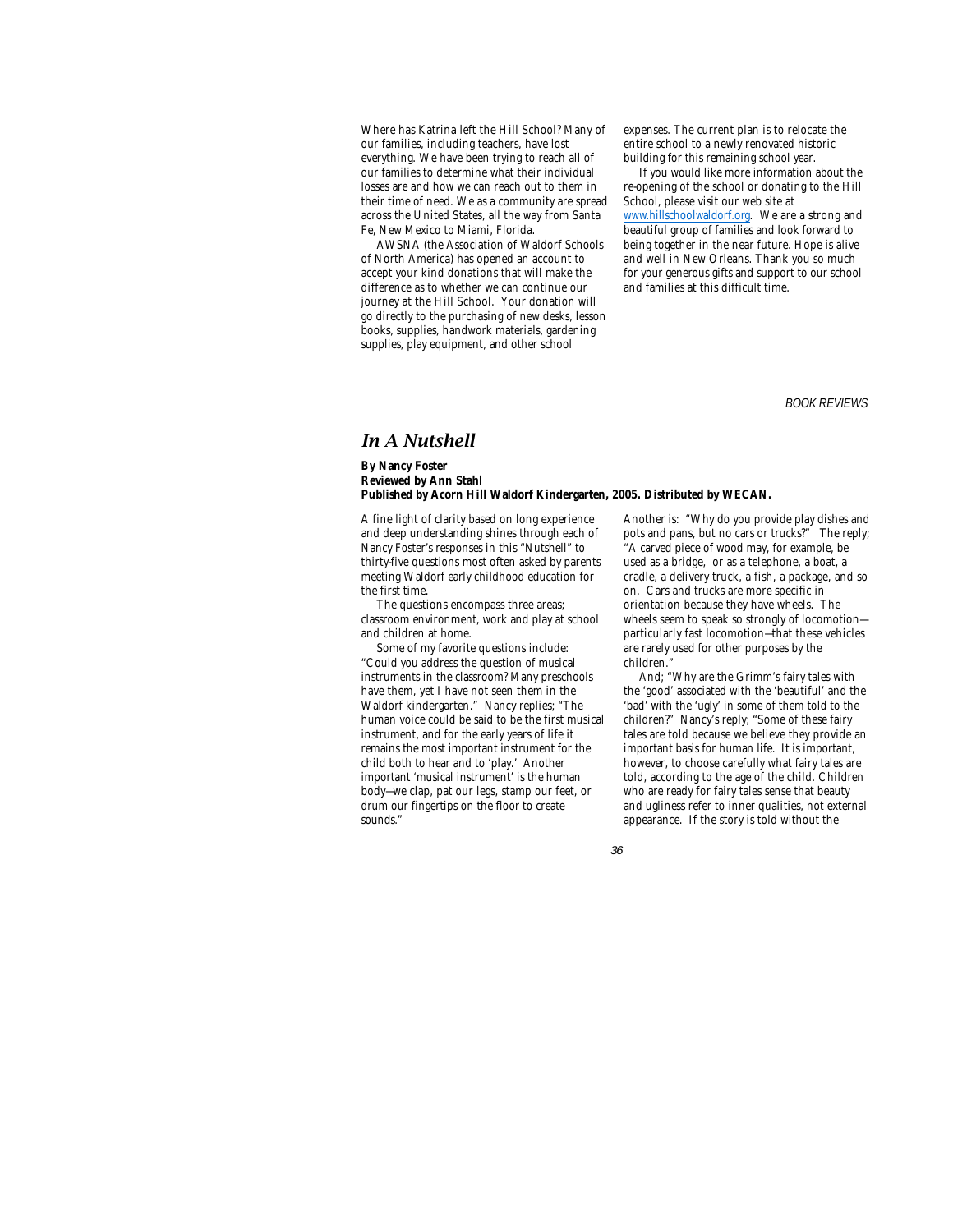Where has Katrina left the Hill School? Many of our families, including teachers, have lost everything. We have been trying to reach all of our families to determine what their individual losses are and how we can reach out to them in their time of need. We as a community are spread across the United States, all the way from Santa Fe, New Mexico to Miami, Florida.

AWSNA (the Association of Waldorf Schools of North America) has opened an account to accept your kind donations that will make the difference as to whether we can continue our journey at the Hill School. Your donation will go directly to the purchasing of new desks, lesson books, supplies, handwork materials, gardening supplies, play equipment, and other school expenses. The current plan is to relocate the entire school to a newly renovated historic building for this remaining school year.

If you would like more information about the re-opening of the school or donating to the Hill School, please visit our web site at www.hillschoolwaldorf.org. We are a strong and beautiful group of families and look forward to being together in the near future. Hope is alive and well in New Orleans. Thank you so much for your generous gifts and support to our school and families at this difficult time.

*BOOK REVIEWS*

## *In A Nutshell*

**By Nancy Foster**
**Reviewed by Ann Stahl**
**Published by Acorn Hill Waldorf Kindergarten, 2005. Distributed by WECAN.**

A fine light of clarity based on long experience and deep understanding shines through each of Nancy Foster's responses in this "Nutshell" to thirty-five questions most often asked by parents meeting Waldorf early childhood education for the first time.

The questions encompass three areas; classroom environment, work and play at school and children at home.

Some of my favorite questions include: "Could you address the question of musical instruments in the classroom? Many preschools have them, yet I have not seen them in the Waldorf kindergarten." Nancy replies; "The human voice could be said to be the first musical instrument, and for the early years of life it remains the most important instrument for the child both to hear and to 'play.' Another important 'musical instrument' is the human body—we clap, pat our legs, stamp our feet, or drum our fingertips on the floor to create sounds."

Another is: "Why do you provide play dishes and pots and pans, but no cars or trucks?" The reply; "A carved piece of wood may, for example, be used as a bridge, or as a telephone, a boat, a cradle, a delivery truck, a fish, a package, and so on. Cars and trucks are more specific in orientation because they have wheels. The wheels seem to speak so strongly of locomotion—particularly fast locomotion—that these vehicles are rarely used for other purposes by the children."

And; "Why are the Grimm's fairy tales with the 'good' associated with the 'beautiful' and the 'bad' with the 'ugly' in some of them told to the children?" Nancy's reply; "Some of these fairy tales are told because we believe they provide an important basis for human life. It is important, however, to choose carefully what fairy tales are told, according to the age of the child. Children who are ready for fairy tales sense that beauty and ugliness refer to inner qualities, not external appearance. If the story is told without the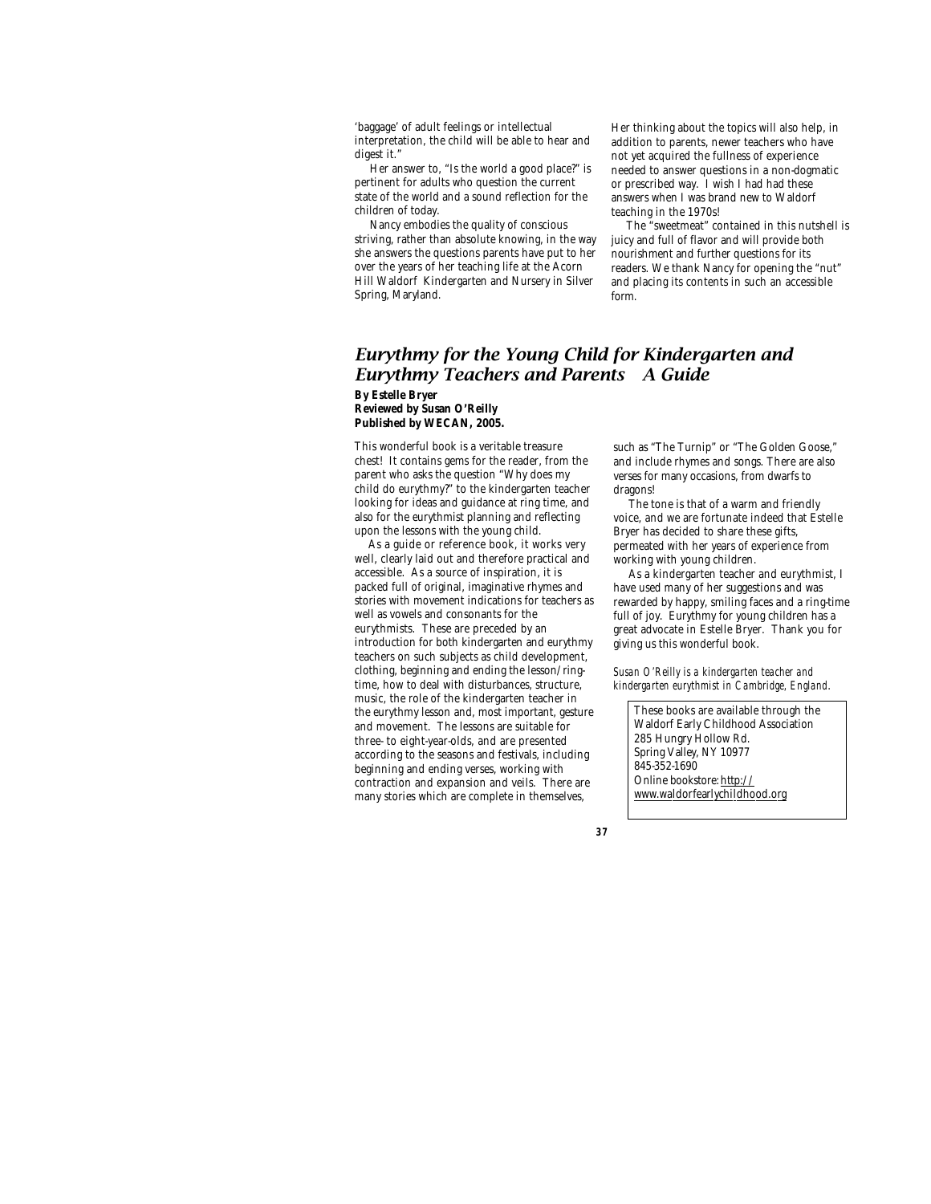'baggage' of adult feelings or intellectual interpretation, the child will be able to hear and digest it."

Her answer to, "Is the world a good place?" is pertinent for adults who question the current state of the world and a sound reflection for the children of today.

Nancy embodies the quality of conscious striving, rather than absolute knowing, in the way she answers the questions parents have put to her over the years of her teaching life at the Acorn Hill Waldorf Kindergarten and Nursery in Silver Spring, Maryland.

Her thinking about the topics will also help, in addition to parents, newer teachers who have not yet acquired the fullness of experience needed to answer questions in a non-dogmatic or prescribed way. I wish I had had these answers when I was brand new to Waldorf teaching in the 1970s!

The "sweetmeat" contained in this nutshell is juicy and full of flavor and will provide both nourishment and further questions for its readers. We thank Nancy for opening the "nut" and placing its contents in such an accessible form.

## *Eurythmy for the Young Child for Kindergarten and Eurythmy Teachers and Parents A Guide*

**By Estelle Bryer**
**Reviewed by Susan O'Reilly**
**Published by WECAN, 2005.**

This wonderful book is a veritable treasure chest! It contains gems for the reader, from the parent who asks the question "Why does my child do eurythmy?" to the kindergarten teacher looking for ideas and guidance at ring time, and also for the eurythmist planning and reflecting upon the lessons with the young child.

As a guide or reference book, it works very well, clearly laid out and therefore practical and accessible. As a source of inspiration, it is packed full of original, imaginative rhymes and stories with movement indications for teachers as well as vowels and consonants for the eurythmists. These are preceded by an introduction for both kindergarten and eurythmy teachers on such subjects as child development, clothing, beginning and ending the lesson/ring-time, how to deal with disturbances, structure, music, the role of the kindergarten teacher in the eurythmy lesson and, most important, gesture and movement. The lessons are suitable for three- to eight-year-olds, and are presented according to the seasons and festivals, including beginning and ending verses, working with contraction and expansion and veils. There are many stories which are complete in themselves, such as "The Turnip" or "The Golden Goose," and include rhymes and songs. There are also verses for many occasions, from dwarfs to dragons!

The tone is that of a warm and friendly voice, and we are fortunate indeed that Estelle Bryer has decided to share these gifts, permeated with her years of experience from working with young children.

As a kindergarten teacher and eurythmist, I have used many of her suggestions and was rewarded by happy, smiling faces and a ring-time full of joy. Eurythmy for young children has a great advocate in Estelle Bryer. Thank you for giving us this wonderful book.

*Susan O'Reilly is a kindergarten teacher and kindergarten eurythmist in Cambridge, England.*

These books are available through the Waldorf Early Childhood Association
285 Hungry Hollow Rd.
Spring Valley, NY 10977
845-352-1690
Online bookstore: http://www.waldorfearlychildhood.org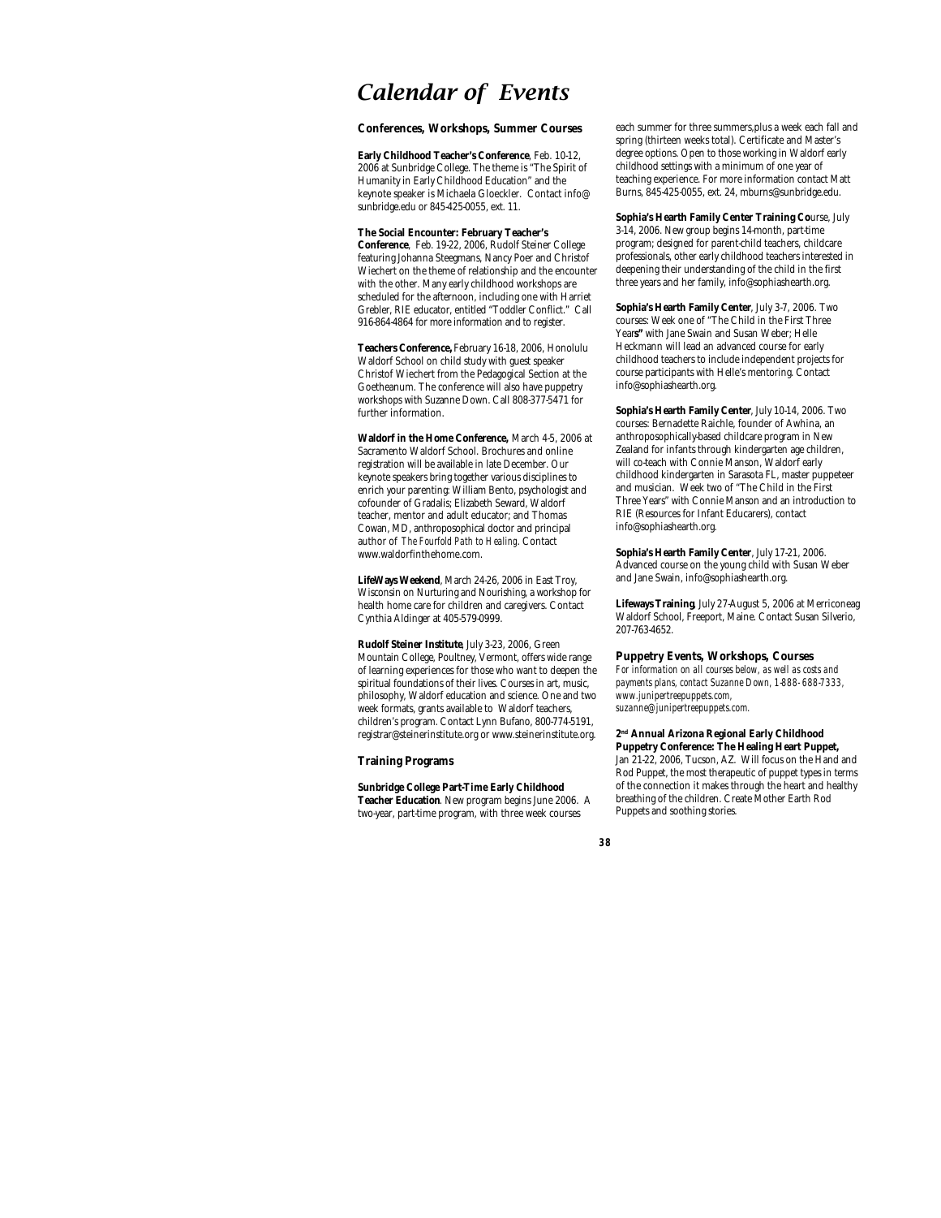# Calendar of Events

### Conferences, Workshops, Summer Courses

**Early Childhood Teacher's Conference**, Feb. 10-12, 2006 at Sunbridge College. The theme is "The Spirit of Humanity in Early Childhood Education" and the keynote speaker is Michaela Gloeckler. Contact info@ sunbridge.edu or 845-425-0055, ext. 11.

**The Social Encounter: February Teacher's Conference**, Feb. 19-22, 2006, Rudolf Steiner College featuring Johanna Steegmans, Nancy Poer and Christof Wiechert on the theme of relationship and the encounter with the other. Many early childhood workshops are scheduled for the afternoon, including one with Harriet Grebler, RIE educator, entitled "Toddler Conflict." Call 916-864-4864 for more information and to register.

**Teachers Conference,** February 16-18, 2006, Honolulu Waldorf School on child study with guest speaker Christof Wiechert from the Pedagogical Section at the Goetheanum. The conference will also have puppetry workshops with Suzanne Down. Call 808-377-5471 for further information.

**Waldorf in the Home Conference,** March 4-5, 2006 at Sacramento Waldorf School. Brochures and online registration will be available in late December. Our keynote speakers bring together various disciplines to enrich your parenting: William Bento, psychologist and cofounder of Gradalis; Elizabeth Seward, Waldorf teacher, mentor and adult educator; and Thomas Cowan, MD, anthroposophical doctor and principal author of *The Fourfold Path to Healing*. Contact www.waldorfinthehome.com.

**LifeWays Weekend**, March 24-26, 2006 in East Troy, Wisconsin on Nurturing and Nourishing, a workshop for health home care for children and caregivers. Contact Cynthia Aldinger at 405-579-0999.

**Rudolf Steiner Institute**, July 3-23, 2006, Green Mountain College, Poultney, Vermont, offers wide range of learning experiences for those who want to deepen the spiritual foundations of their lives. Courses in art, music, philosophy, Waldorf education and science. One and two week formats, grants available to Waldorf teachers, children's program. Contact Lynn Bufano, 800-774-5191, registrar@steinerinstitute.org or www.steinerinstitute.org.

### Training Programs

**Sunbridge College Part-Time Early Childhood Teacher Education**. New program begins June 2006. A two-year, part-time program, with three week courses each summer for three summers,plus a week each fall and spring (thirteen weeks total). Certificate and Master's degree options. Open to those working in Waldorf early childhood settings with a minimum of one year of teaching experience. For more information contact Matt Burns, 845-425-0055, ext. 24, mburns@sunbridge.edu.

**Sophia's Hearth Family Center Training Co**urse, July 3-14, 2006. New group begins 14-month, part-time program; designed for parent-child teachers, childcare professionals, other early childhood teachers interested in deepening their understanding of the child in the first three years and her family, info@sophiashearth.org.

**Sophia's Hearth Family Center**, July 3-7, 2006. Two courses: Week one of "The Child in the First Three Years" with Jane Swain and Susan Weber; Helle Heckmann will lead an advanced course for early childhood teachers to include independent projects for course participants with Helle's mentoring. Contact info@sophiashearth.org.

**Sophia's Hearth Family Center**, July 10-14, 2006. Two courses: Bernadette Raichle, founder of Awhina, an anthroposophically-based childcare program in New Zealand for infants through kindergarten age children, will co-teach with Connie Manson, Waldorf early childhood kindergarten in Sarasota FL, master puppeteer and musician. Week two of "The Child in the First Three Years" with Connie Manson and an introduction to RIE (Resources for Infant Educarers), contact info@sophiashearth.org.

**Sophia's Hearth Family Center**, July 17-21, 2006. Advanced course on the young child with Susan Weber and Jane Swain, info@sophiashearth.org.

**Lifeways Training**, July 27-August 5, 2006 at Merriconeag Waldorf School, Freeport, Maine. Contact Susan Silverio, 207-763-4652.

### Puppetry Events, Workshops, Courses

*For information on all courses below, as well as costs and payments plans, contact Suzanne Down, 1-888-688-7333, www.junipertreepuppets.com, suzanne@junipertreepuppets.com.*

**2nd Annual Arizona Regional Early Childhood Puppetry Conference: The Healing Heart Puppet,** Jan 21-22, 2006, Tucson, AZ. Will focus on the Hand and Rod Puppet, the most therapeutic of puppet types in terms of the connection it makes through the heart and healthy breathing of the children. Create Mother Earth Rod Puppets and soothing stories.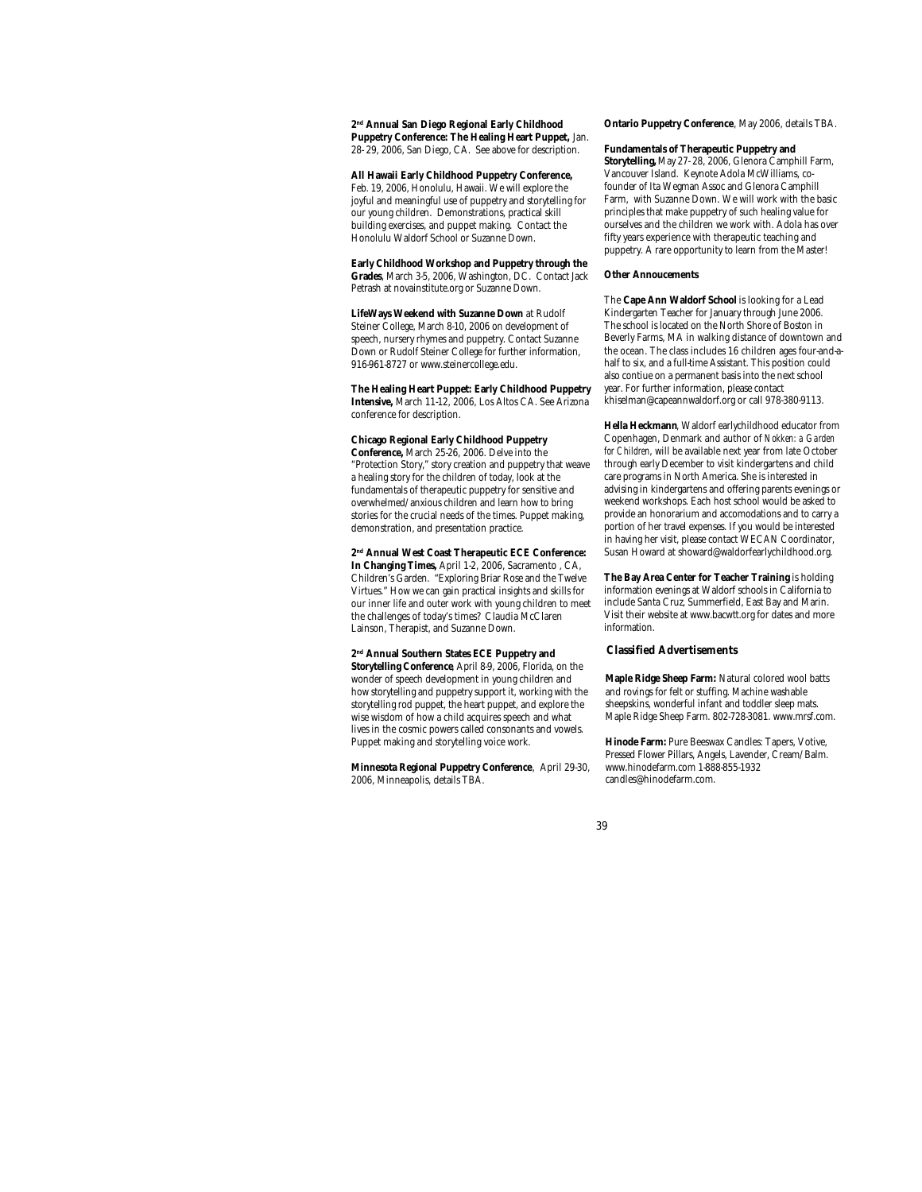**2nd Annual San Diego Regional Early Childhood Puppetry Conference: The Healing Heart Puppet,** Jan. 28- 29, 2006, San Diego, CA. See above for description.

**All Hawaii Early Childhood Puppetry Conference,** Feb. 19, 2006, Honolulu, Hawaii. We will explore the joyful and meaningful use of puppetry and storytelling for our young children. Demonstrations, practical skill building exercises, and puppet making. Contact the Honolulu Waldorf School or Suzanne Down.

**Early Childhood Workshop and Puppetry through the Grades**, March 3-5, 2006, Washington, DC. Contact Jack Petrash at novainstitute.org or Suzanne Down.

**LifeWays Weekend with Suzanne Down** at Rudolf Steiner College, March 8-10, 2006 on development of speech, nursery rhymes and puppetry. Contact Suzanne Down or Rudolf Steiner College for further information, 916-961-8727 or www.steinercollege.edu.

**The Healing Heart Puppet: Early Childhood Puppetry Intensive,** March 11-12, 2006, Los Altos CA. See Arizona conference for description.

**Chicago Regional Early Childhood Puppetry Conference,** March 25-26, 2006. Delve into the "Protection Story," story creation and puppetry that weave a healing story for the children of today, look at the fundamentals of therapeutic puppetry for sensitive and overwhelmed/anxious children and learn how to bring stories for the crucial needs of the times. Puppet making, demonstration, and presentation practice.

**2nd Annual West Coast Therapeutic ECE Conference: In Changing Times,** April 1-2, 2006, Sacramento , CA, Children's Garden. "Exploring Briar Rose and the Twelve Virtues." How we can gain practical insights and skills for our inner life and outer work with young children to meet the challenges of today's times? Claudia McClaren Lainson, Therapist, and Suzanne Down.

**2nd Annual Southern States ECE Puppetry and Storytelling Conference**, April 8-9, 2006, Florida, on the wonder of speech development in young children and how storytelling and puppetry support it, working with the storytelling rod puppet, the heart puppet, and explore the wise wisdom of how a child acquires speech and what lives in the cosmic powers called consonants and vowels. Puppet making and storytelling voice work.

**Minnesota Regional Puppetry Conference**, April 29-30, 2006, Minneapolis, details TBA.

**Ontario Puppetry Conference**, May 2006, details TBA.

**Fundamentals of Therapeutic Puppetry and Storytelling,** May 27- 28, 2006, Glenora Camphill Farm, Vancouver Island. Keynote Adola McWilliams, co-founder of Ita Wegman Assoc and Glenora Camphill Farm, with Suzanne Down. We will work with the basic principles that make puppetry of such healing value for ourselves and the children we work with. Adola has over fifty years experience with therapeutic teaching and puppetry. A rare opportunity to learn from the Master!

**Other Annoucements**

The **Cape Ann Waldorf School** is looking for a Lead Kindergarten Teacher for January through June 2006. The school is located on the North Shore of Boston in Beverly Farms, MA in walking distance of downtown and the ocean. The class includes 16 children ages four-and-a-half to six, and a full-time Assistant. This position could also contiue on a permanent basis into the next school year. For further information, please contact khiselman@capeannwaldorf.org or call 978-380-9113.

**Hella Heckmann**, Waldorf earlychildhood educator from Copenhagen, Denmark and author of *Nokken: a Garden for Children*, will be available next year from late October through early December to visit kindergartens and child care programs in North America. She is interested in advising in kindergartens and offering parents evenings or weekend workshops. Each host school would be asked to provide an honorarium and accomodations and to carry a portion of her travel expenses. If you would be interested in having her visit, please contact WECAN Coordinator, Susan Howard at showard@waldorfearlychildhood.org.

**The Bay Area Center for Teacher Training** is holding information evenings at Waldorf schools in California to include Santa Cruz, Summerfield, East Bay and Marin. Visit their website at www.bacwtt.org for dates and more information.

## Classified Advertisements

**Maple Ridge Sheep Farm:** Natural colored wool batts and rovings for felt or stuffing. Machine washable sheepskins, wonderful infant and toddler sleep mats. Maple Ridge Sheep Farm. 802-728-3081. www.mrsf.com.

**Hinode Farm:** Pure Beeswax Candles: Tapers, Votive, Pressed Flower Pillars, Angels, Lavender, Cream/Balm. www.hinodefarm.com 1-888-855-1932 candles@hinodefarm.com.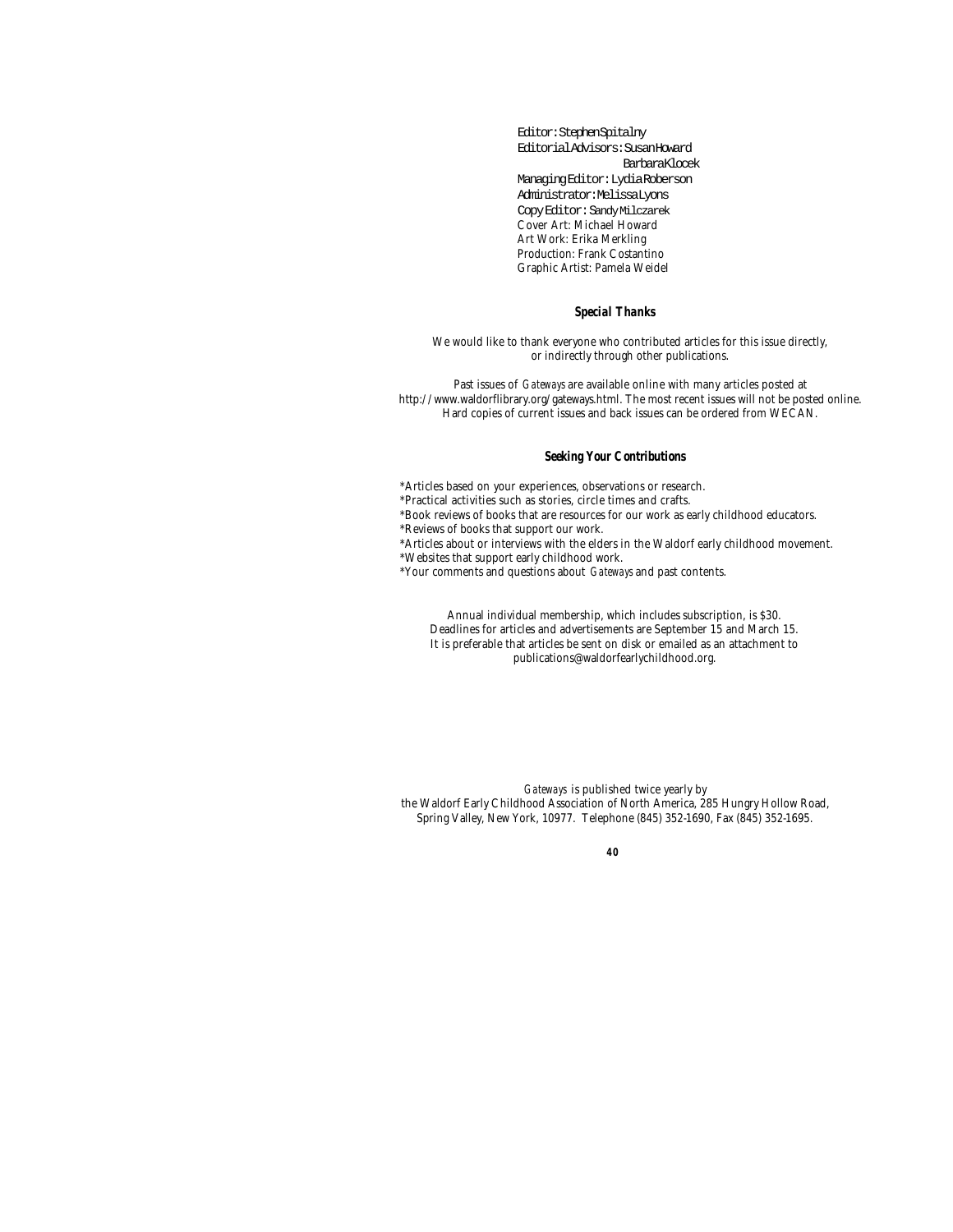Editor: Stephen Spitalny
Editorial Advisors: Susan Howard
Barbara Klocek
Managing Editor: Lydia Roberson
Administrator: Melissa Lyons
Copy Editor: Sandy Milczarek
Cover Art: Michael Howard
Art Work: Erika Merkling
Production: Frank Costantino
Graphic Artist: Pamela Weidel

### *Special Thanks*

We would like to thank everyone who contributed articles for this issue directly, or indirectly through other publications.

Past issues of *Gateways* are available online with many articles posted at http://www.waldorflibrary.org/gateways.html. The most recent issues will not be posted online. Hard copies of current issues and back issues can be ordered from WECAN.

### *Seeking Your Contributions*

*Articles based on your experiences, observations or research.
*Practical activities such as stories, circle times and crafts.
*Book reviews of books that are resources for our work as early childhood educators.
*Reviews of books that support our work.
*Articles about or interviews with the elders in the Waldorf early childhood movement.
*Websites that support early childhood work.
*Your comments and questions about *Gateways* and past contents.

Annual individual membership, which includes subscription, is $30.
Deadlines for articles and advertisements are September 15 and March 15.
It is preferable that articles be sent on disk or emailed as an attachment to publications@waldorfearlychildhood.org.

*Gateways* is published twice yearly by the Waldorf Early Childhood Association of North America, 285 Hungry Hollow Road, Spring Valley, New York, 10977. Telephone (845) 352-1690, Fax (845) 352-1695.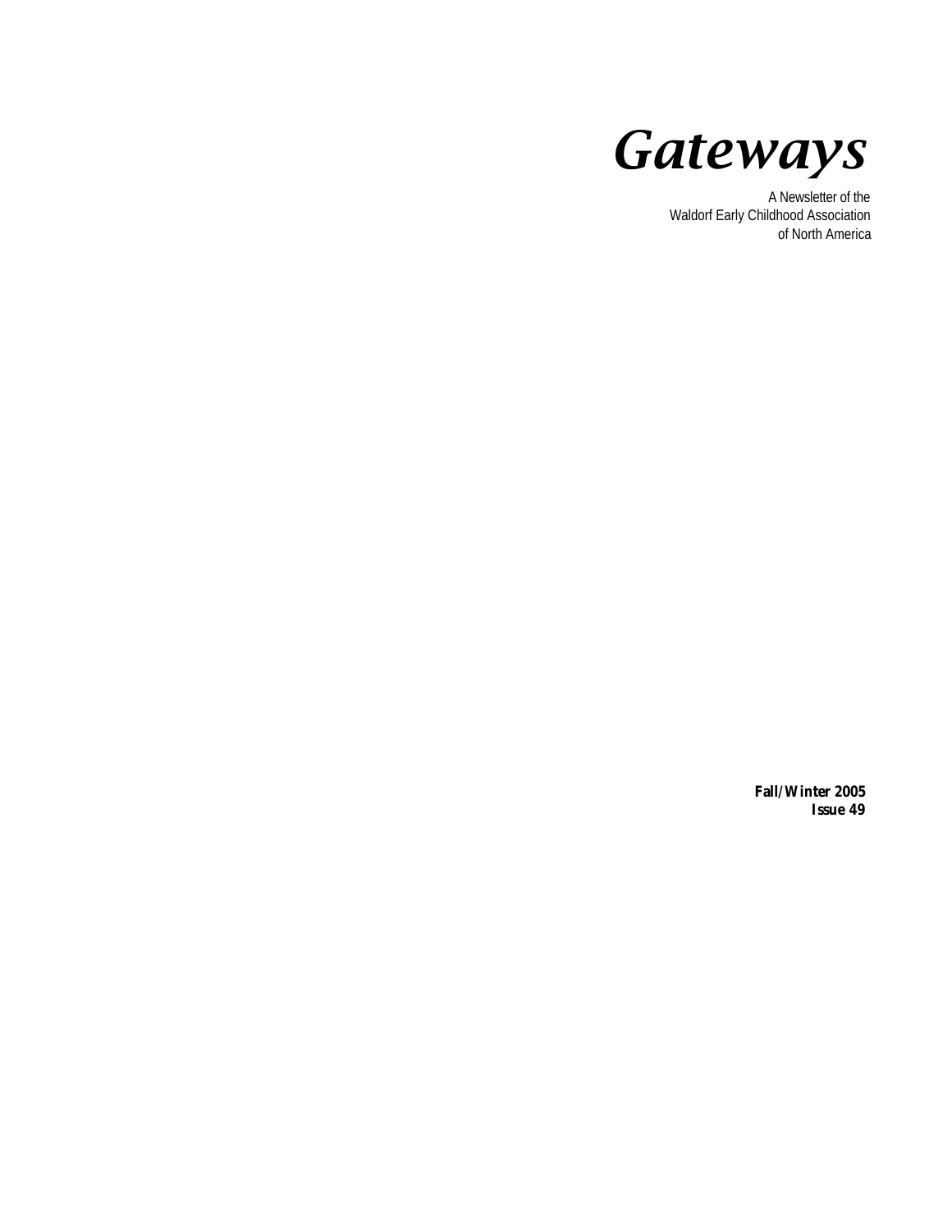# *Gateways*

A Newsletter of the
Waldorf Early Childhood Association
of North America

**Fall/Winter 2005**
**Issue 49**